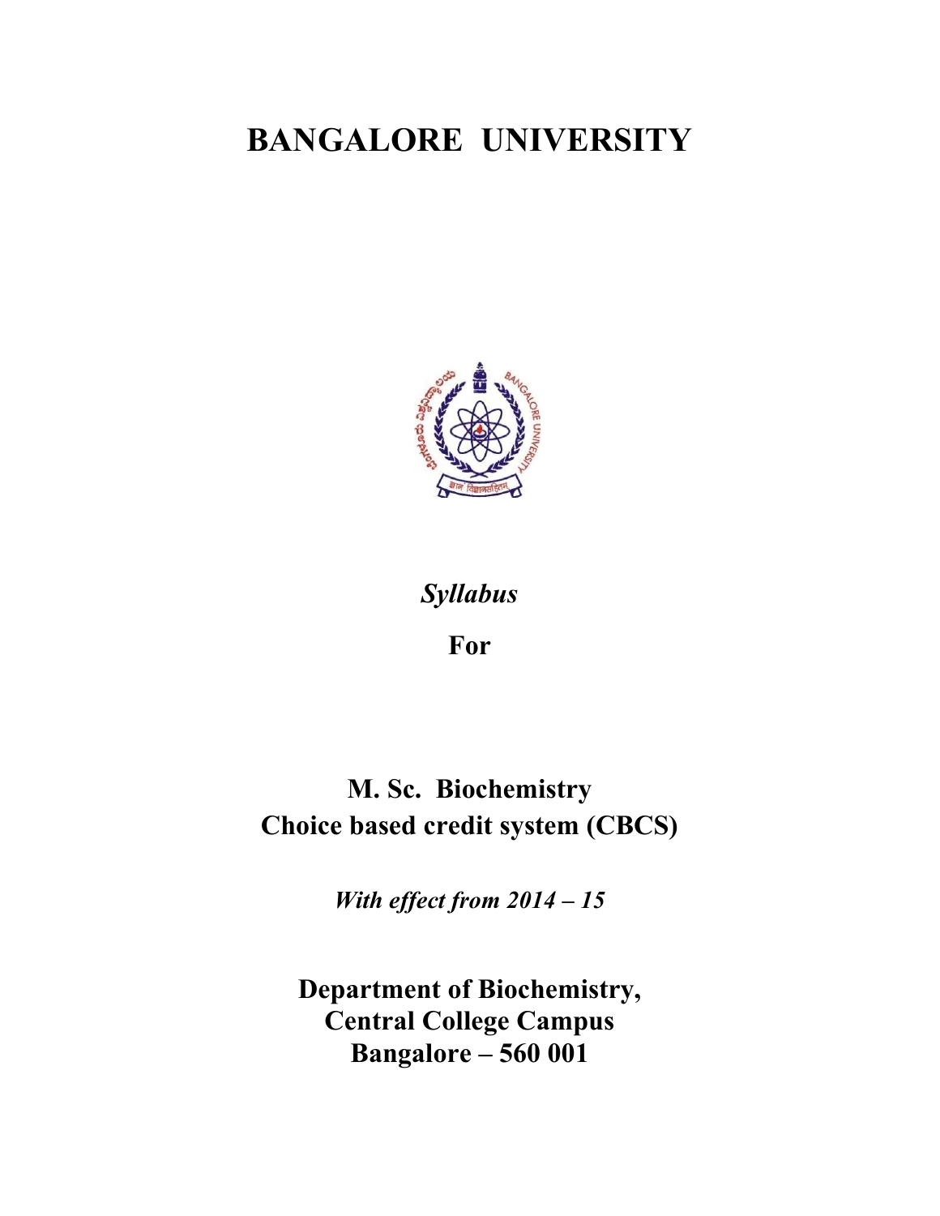# BANGALORE UNIVERSITY

*Syllabus*

**For**

## M. Sc. Biochemistry
## Choice based credit system (CBCS)

*With effect from 2014 – 15*

**Department of Biochemistry,**
**Central College Campus**
**Bangalore – 560 001**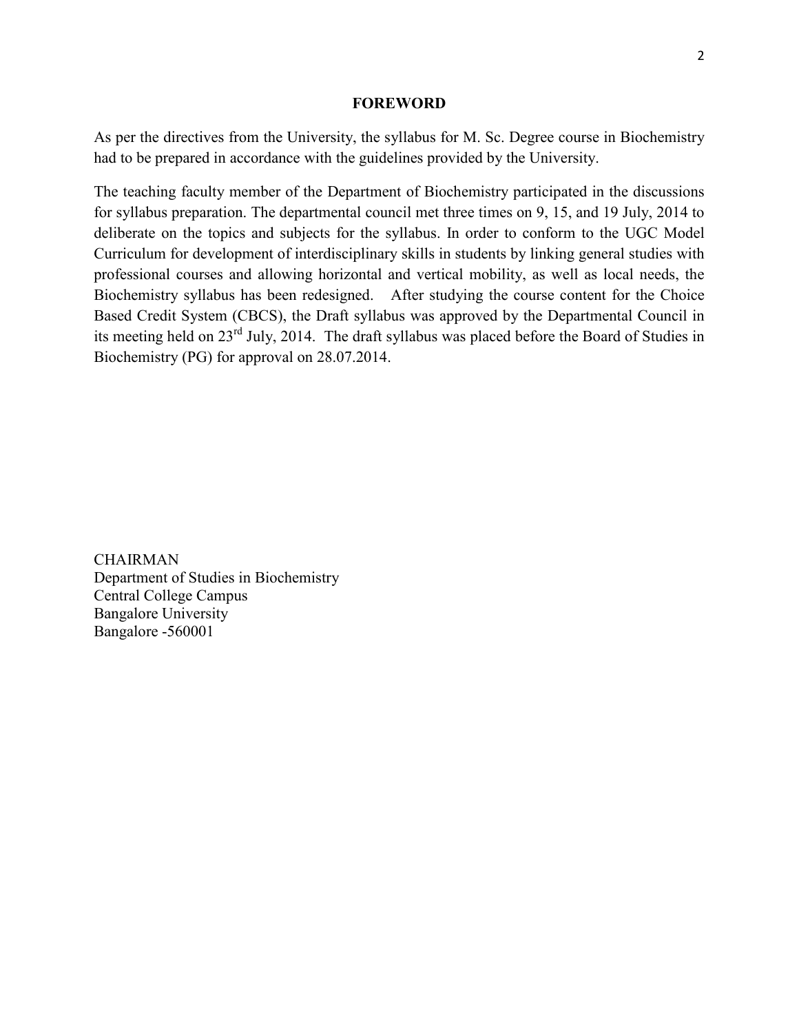# FOREWORD

As per the directives from the University, the syllabus for M. Sc. Degree course in Biochemistry had to be prepared in accordance with the guidelines provided by the University.

The teaching faculty member of the Department of Biochemistry participated in the discussions for syllabus preparation. The departmental council met three times on 9, 15, and 19 July, 2014 to deliberate on the topics and subjects for the syllabus. In order to conform to the UGC Model Curriculum for development of interdisciplinary skills in students by linking general studies with professional courses and allowing horizontal and vertical mobility, as well as local needs, the Biochemistry syllabus has been redesigned. After studying the course content for the Choice Based Credit System (CBCS), the Draft syllabus was approved by the Departmental Council in its meeting held on 23rd July, 2014. The draft syllabus was placed before the Board of Studies in Biochemistry (PG) for approval on 28.07.2014.

CHAIRMAN
Department of Studies in Biochemistry
Central College Campus
Bangalore University
Bangalore -560001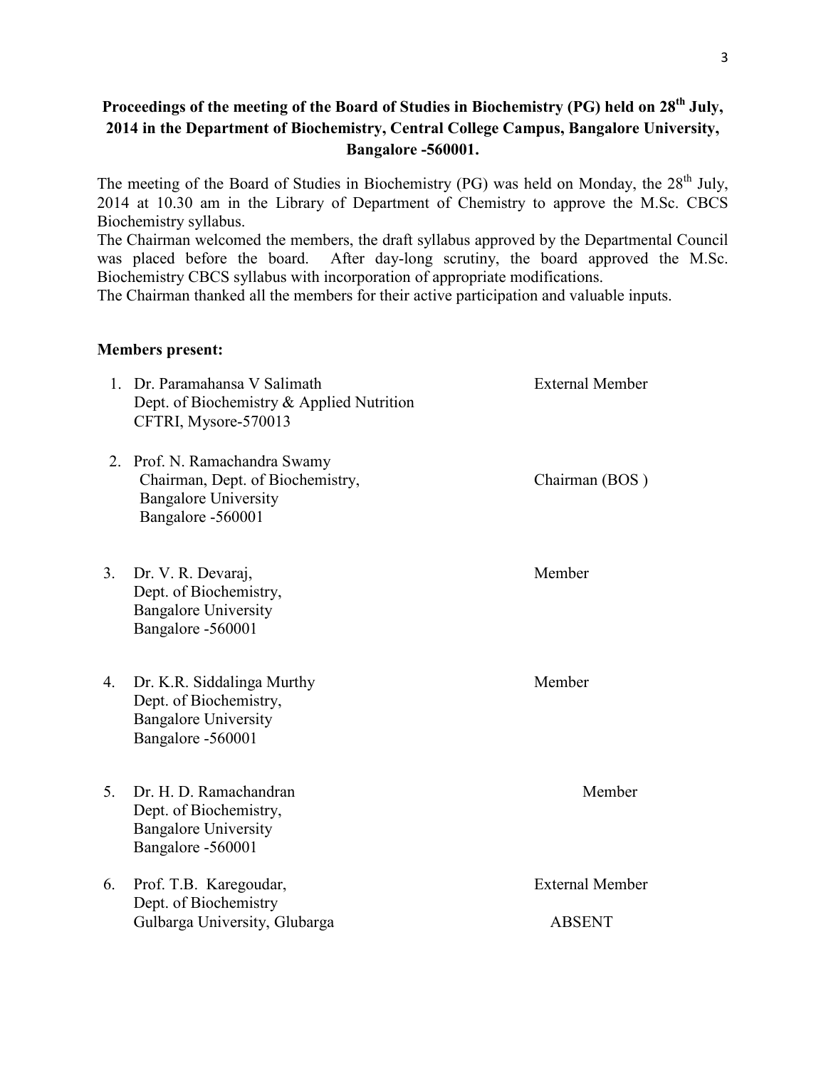**Proceedings of the meeting of the Board of Studies in Biochemistry (PG) held on 28th July, 2014 in the Department of Biochemistry, Central College Campus, Bangalore University, Bangalore -560001.**

The meeting of the Board of Studies in Biochemistry (PG) was held on Monday, the 28th July, 2014 at 10.30 am in the Library of Department of Chemistry to approve the M.Sc. CBCS Biochemistry syllabus.

The Chairman welcomed the members, the draft syllabus approved by the Departmental Council was placed before the board. After day-long scrutiny, the board approved the M.Sc. Biochemistry CBCS syllabus with incorporation of appropriate modifications.

The Chairman thanked all the members for their active participation and valuable inputs.

**Members present:**

| No. | Name and Address | Designation |
|---|---|---|
| 1. | Dr. Paramahansa V Salimath<br>Dept. of Biochemistry & Applied Nutrition<br>CFTRI, Mysore-570013 | External Member |
| 2. | Prof. N. Ramachandra Swamy<br>Chairman, Dept. of Biochemistry,<br>Bangalore University<br>Bangalore -560001 | Chairman (BOS ) |
| 3. | Dr. V. R. Devaraj,<br>Dept. of Biochemistry,<br>Bangalore University<br>Bangalore -560001 | Member |
| 4. | Dr. K.R. Siddalinga Murthy<br>Dept. of Biochemistry,<br>Bangalore University<br>Bangalore -560001 | Member |
| 5. | Dr. H. D. Ramachandran<br>Dept. of Biochemistry,<br>Bangalore University<br>Bangalore -560001 | Member |
| 6. | Prof. T.B. Karegoudar,<br>Dept. of Biochemistry<br>Gulbarga University, Glubarga | External Member<br>ABSENT |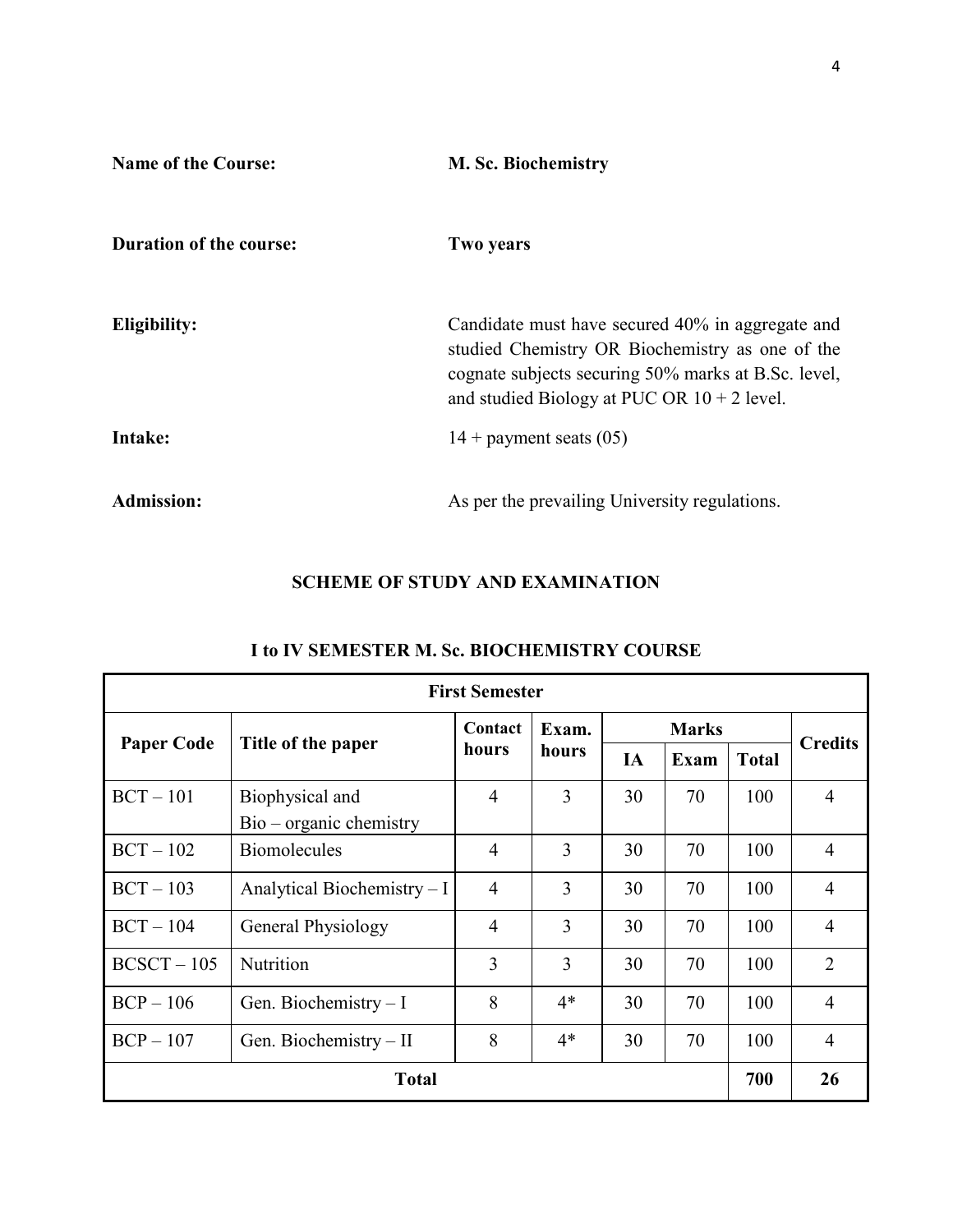**Name of the Course:** M. Sc. Biochemistry

**Duration of the course:** Two years

**Eligibility:** Candidate must have secured 40% in aggregate and studied Chemistry OR Biochemistry as one of the cognate subjects securing 50% marks at B.Sc. level, and studied Biology at PUC OR 10 + 2 level.

**Intake:** 14 + payment seats (05)

**Admission:** As per the prevailing University regulations.

## SCHEME OF STUDY AND EXAMINATION

### I to IV SEMESTER M. Sc. BIOCHEMISTRY COURSE

| First Semester | | | | | | | |
|---|---|---|---|---|---|---|---|
| **Paper Code** | **Title of the paper** | **Contact hours** | **Exam. hours** | **Marks** | | | **Credits** |
| | | | | **IA** | **Exam** | **Total** | |
| BCT – 101 | Biophysical and Bio – organic chemistry | 4 | 3 | 30 | 70 | 100 | 4 |
| BCT – 102 | Biomolecules | 4 | 3 | 30 | 70 | 100 | 4 |
| BCT – 103 | Analytical Biochemistry – I | 4 | 3 | 30 | 70 | 100 | 4 |
| BCT – 104 | General Physiology | 4 | 3 | 30 | 70 | 100 | 4 |
| BCSCT – 105 | Nutrition | 3 | 3 | 30 | 70 | 100 | 2 |
| BCP – 106 | Gen. Biochemistry – I | 8 | 4* | 30 | 70 | 100 | 4 |
| BCP – 107 | Gen. Biochemistry – II | 8 | 4* | 30 | 70 | 100 | 4 |
| **Total** | | | | | | **700** | **26** |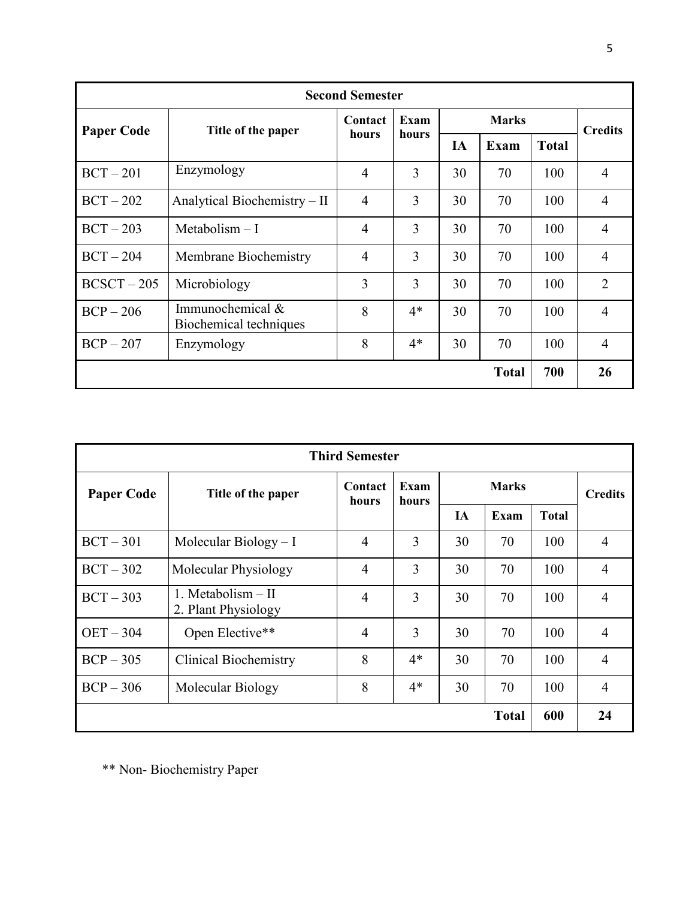| Second Semester | | | | | | | |
|---|---|---|---|---|---|---|---|
| **Paper Code** | **Title of the paper** | **Contact hours** | **Exam hours** | **Marks** | | | **Credits** |
| | | | | **IA** | **Exam** | **Total** | |
| BCT – 201 | Enzymology | 4 | 3 | 30 | 70 | 100 | 4 |
| BCT – 202 | Analytical Biochemistry – II | 4 | 3 | 30 | 70 | 100 | 4 |
| BCT – 203 | Metabolism – I | 4 | 3 | 30 | 70 | 100 | 4 |
| BCT – 204 | Membrane Biochemistry | 4 | 3 | 30 | 70 | 100 | 4 |
| BCSCT – 205 | Microbiology | 3 | 3 | 30 | 70 | 100 | 2 |
| BCP – 206 | Immunochemical & Biochemical techniques | 8 | 4* | 30 | 70 | 100 | 4 |
| BCP – 207 | Enzymology | 8 | 4* | 30 | 70 | 100 | 4 |
| | | | | | **Total** | **700** | **26** |

| Third Semester | | | | | | | |
|---|---|---|---|---|---|---|---|
| **Paper Code** | **Title of the paper** | **Contact hours** | **Exam hours** | **Marks** | | | **Credits** |
| | | | | **IA** | **Exam** | **Total** | |
| BCT – 301 | Molecular Biology – I | 4 | 3 | 30 | 70 | 100 | 4 |
| BCT – 302 | Molecular Physiology | 4 | 3 | 30 | 70 | 100 | 4 |
| BCT – 303 | 1. Metabolism – II<br>2. Plant Physiology | 4 | 3 | 30 | 70 | 100 | 4 |
| OET – 304 | Open Elective** | 4 | 3 | 30 | 70 | 100 | 4 |
| BCP – 305 | Clinical Biochemistry | 8 | 4* | 30 | 70 | 100 | 4 |
| BCP – 306 | Molecular Biology | 8 | 4* | 30 | 70 | 100 | 4 |
| | | | | | **Total** | **600** | **24** |

** Non- Biochemistry Paper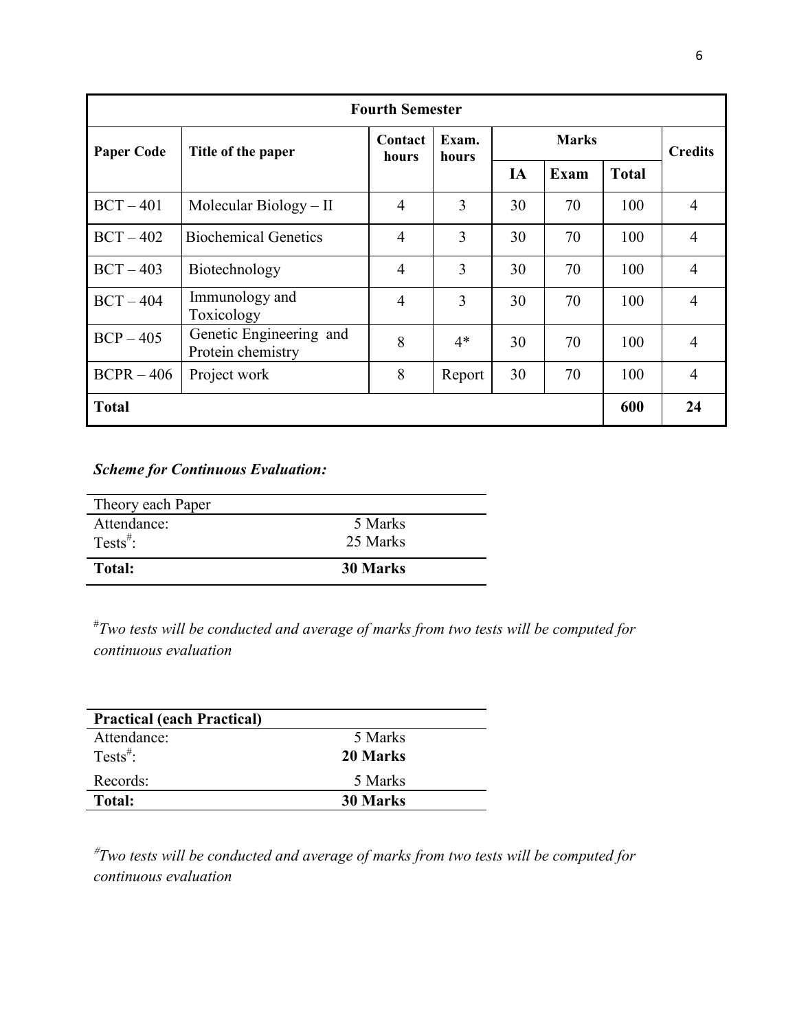| Fourth Semester | | | | | | | |
|---|---|---|---|---|---|---|---|
| **Paper Code** | **Title of the paper** | **Contact hours** | **Exam. hours** | **Marks** | | | **Credits** |
| | | | | **IA** | **Exam** | **Total** | |
| BCT – 401 | Molecular Biology – II | 4 | 3 | 30 | 70 | 100 | 4 |
| BCT – 402 | Biochemical Genetics | 4 | 3 | 30 | 70 | 100 | 4 |
| BCT – 403 | Biotechnology | 4 | 3 | 30 | 70 | 100 | 4 |
| BCT – 404 | Immunology and Toxicology | 4 | 3 | 30 | 70 | 100 | 4 |
| BCP – 405 | Genetic Engineering and Protein chemistry | 8 | 4* | 30 | 70 | 100 | 4 |
| BCPR – 406 | Project work | 8 | Report | 30 | 70 | 100 | 4 |
| **Total** | | | | | | **600** | **24** |

***Scheme for Continuous Evaluation:***

| Theory each Paper | |
|---|---|
| Attendance: | 5 Marks |
| Tests#: | 25 Marks |
| **Total:** | **30 Marks** |

*#Two tests will be conducted and average of marks from two tests will be computed for continuous evaluation*

| **Practical (each Practical)** | |
|---|---|
| Attendance: | 5 Marks |
| Tests#: | **20 Marks** |
| Records: | 5 Marks |
| **Total:** | **30 Marks** |

*#Two tests will be conducted and average of marks from two tests will be computed for continuous evaluation*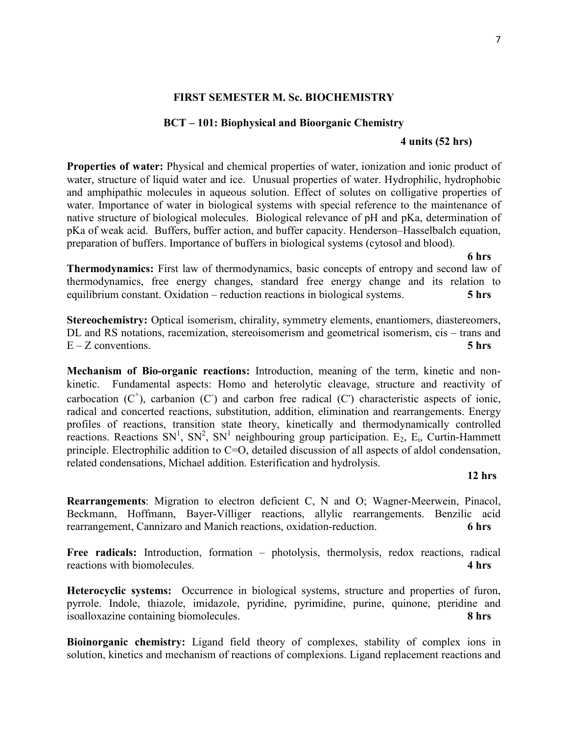## FIRST SEMESTER M. Sc. BIOCHEMISTRY

### BCT – 101: Biophysical and Bioorganic Chemistry

**4 units (52 hrs)**

**Properties of water:** Physical and chemical properties of water, ionization and ionic product of water, structure of liquid water and ice. Unusual properties of water. Hydrophilic, hydrophobic and amphipathic molecules in aqueous solution. Effect of solutes on colligative properties of water. Importance of water in biological systems with special reference to the maintenance of native structure of biological molecules. Biological relevance of pH and pKa, determination of pKa of weak acid. Buffers, buffer action, and buffer capacity. Henderson–Hasselbalch equation, preparation of buffers. Importance of buffers in biological systems (cytosol and blood). **6 hrs**

**Thermodynamics:** First law of thermodynamics, basic concepts of entropy and second law of thermodynamics, free energy changes, standard free energy change and its relation to equilibrium constant. Oxidation – reduction reactions in biological systems. **5 hrs**

**Stereochemistry:** Optical isomerism, chirality, symmetry elements, enantiomers, diastereomers, DL and RS notations, racemization, stereoisomerism and geometrical isomerism, cis – trans and E – Z conventions. **5 hrs**

**Mechanism of Bio-organic reactions:** Introduction, meaning of the term, kinetic and non-kinetic. Fundamental aspects: Homo and heterolytic cleavage, structure and reactivity of carbocation ($C^+$), carbanion ($C^-$) and carbon free radical ($C^\cdot$) characteristic aspects of ionic, radical and concerted reactions, substitution, addition, elimination and rearrangements. Energy profiles of reactions, transition state theory, kinetically and thermodynamically controlled reactions. Reactions $SN^1$, $SN^2$, $SN^1$ neighbouring group participation. $E_2$, $E_i$, Curtin-Hammett principle. Electrophilic addition to C=O, detailed discussion of all aspects of aldol condensation, related condensations, Michael addition. Esterification and hydrolysis. **12 hrs**

**Rearrangements**: Migration to electron deficient C, N and O; Wagner-Meerwein, Pinacol, Beckmann, Hoffmann, Bayer-Villiger reactions, allylic rearrangements. Benzilic acid rearrangement, Cannizaro and Manich reactions, oxidation-reduction. **6 hrs**

**Free radicals:** Introduction, formation – photolysis, thermolysis, redox reactions, radical reactions with biomolecules. **4 hrs**

**Heterocyclic systems:** Occurrence in biological systems, structure and properties of furon, pyrrole. Indole, thiazole, imidazole, pyridine, pyrimidine, purine, quinone, pteridine and isoalloxazine containing biomolecules. **8 hrs**

**Bioinorganic chemistry:** Ligand field theory of complexes, stability of complex ions in solution, kinetics and mechanism of reactions of complexions. Ligand replacement reactions and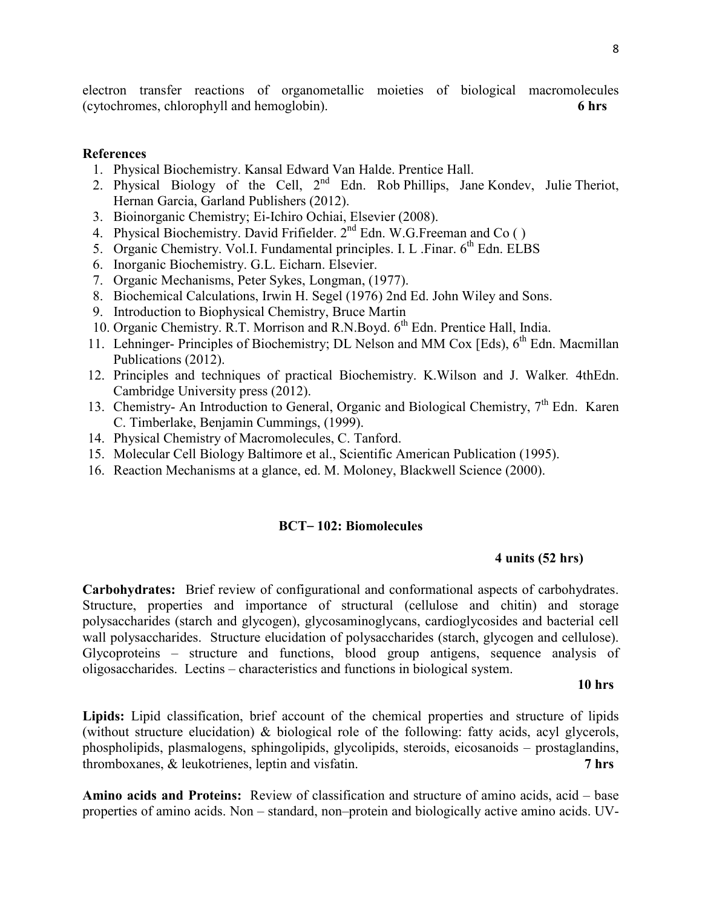electron transfer reactions of organometallic moieties of biological macromolecules (cytochromes, chlorophyll and hemoglobin). **6 hrs**

**References**

1. Physical Biochemistry. Kansal Edward Van Halde. Prentice Hall.
2. Physical Biology of the Cell, 2nd Edn. Rob Phillips, Jane Kondev, Julie Theriot, Hernan Garcia, Garland Publishers (2012).
3. Bioinorganic Chemistry; Ei-Ichiro Ochiai, Elsevier (2008).
4. Physical Biochemistry. David Frifielder. 2nd Edn. W.G.Freeman and Co ( )
5. Organic Chemistry. Vol.I. Fundamental principles. I. L .Finar. 6th Edn. ELBS
6. Inorganic Biochemistry. G.L. Eicharn. Elsevier.
7. Organic Mechanisms, Peter Sykes, Longman, (1977).
8. Biochemical Calculations, Irwin H. Segel (1976) 2nd Ed. John Wiley and Sons.
9. Introduction to Biophysical Chemistry, Bruce Martin
10. Organic Chemistry. R.T. Morrison and R.N.Boyd. 6th Edn. Prentice Hall, India.
11. Lehninger- Principles of Biochemistry; DL Nelson and MM Cox [Eds), 6th Edn. Macmillan Publications (2012).
12. Principles and techniques of practical Biochemistry. K.Wilson and J. Walker. 4thEdn. Cambridge University press (2012).
13. Chemistry- An Introduction to General, Organic and Biological Chemistry, 7th Edn. Karen C. Timberlake, Benjamin Cummings, (1999).
14. Physical Chemistry of Macromolecules, C. Tanford.
15. Molecular Cell Biology Baltimore et al., Scientific American Publication (1995).
16. Reaction Mechanisms at a glance, ed. M. Moloney, Blackwell Science (2000).

## BCT– 102: Biomolecules

**4 units (52 hrs)**

**Carbohydrates:** Brief review of configurational and conformational aspects of carbohydrates. Structure, properties and importance of structural (cellulose and chitin) and storage polysaccharides (starch and glycogen), glycosaminoglycans, cardioglycosides and bacterial cell wall polysaccharides. Structure elucidation of polysaccharides (starch, glycogen and cellulose). Glycoproteins – structure and functions, blood group antigens, sequence analysis of oligosaccharides. Lectins – characteristics and functions in biological system.

**10 hrs**

**Lipids:** Lipid classification, brief account of the chemical properties and structure of lipids (without structure elucidation) & biological role of the following: fatty acids, acyl glycerols, phospholipids, plasmalogens, sphingolipids, glycolipids, steroids, eicosanoids – prostaglandins, thromboxanes, & leukotrienes, leptin and visfatin. **7 hrs**

**Amino acids and Proteins:** Review of classification and structure of amino acids, acid – base properties of amino acids. Non – standard, non–protein and biologically active amino acids. UV-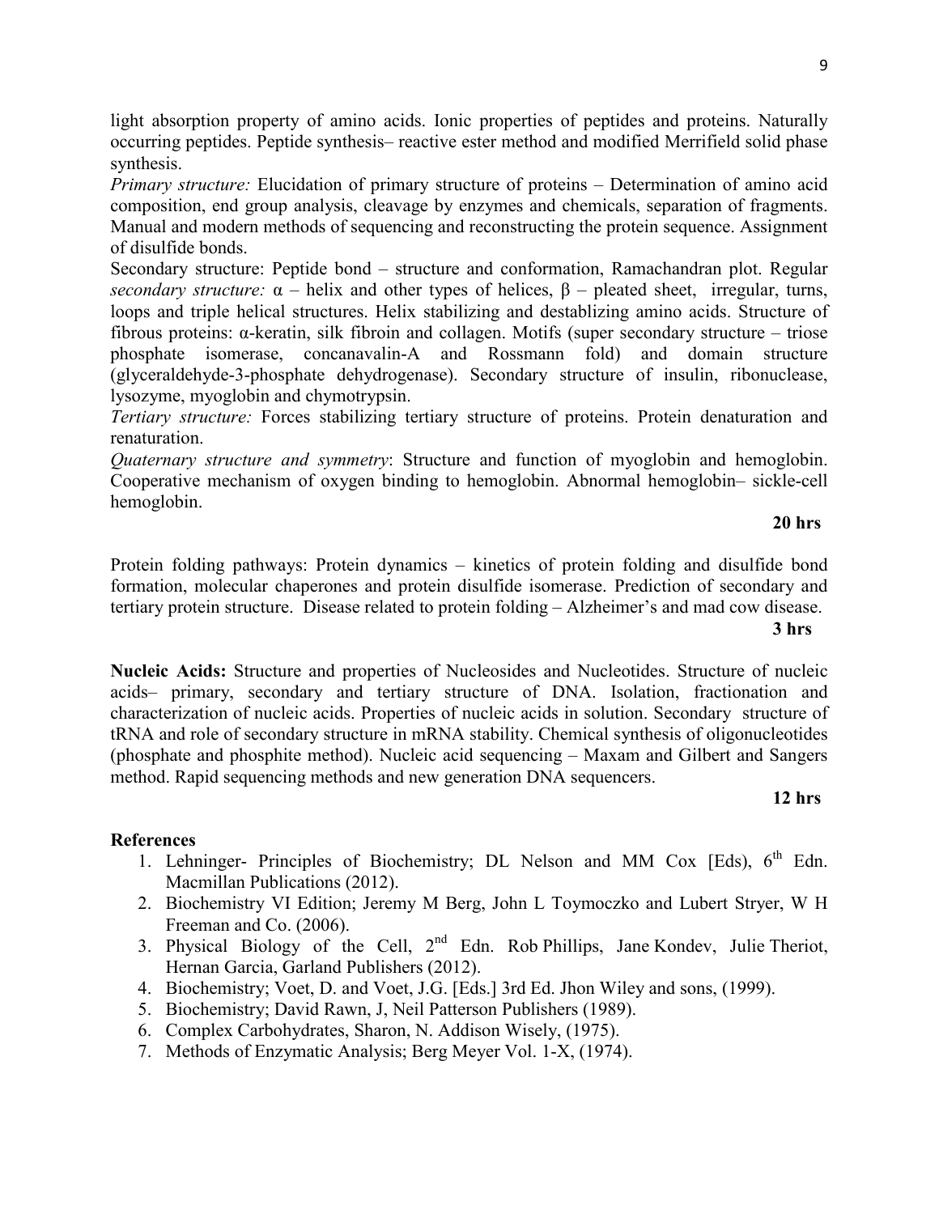light absorption property of amino acids. Ionic properties of peptides and proteins. Naturally occurring peptides. Peptide synthesis– reactive ester method and modified Merrifield solid phase synthesis.

*Primary structure:* Elucidation of primary structure of proteins – Determination of amino acid composition, end group analysis, cleavage by enzymes and chemicals, separation of fragments. Manual and modern methods of sequencing and reconstructing the protein sequence. Assignment of disulfide bonds.

Secondary structure: Peptide bond – structure and conformation, Ramachandran plot. Regular *secondary structure:* α – helix and other types of helices, β – pleated sheet, irregular, turns, loops and triple helical structures. Helix stabilizing and destablizing amino acids. Structure of fibrous proteins: α-keratin, silk fibroin and collagen. Motifs (super secondary structure – triose phosphate isomerase, concanavalin-A and Rossmann fold) and domain structure (glyceraldehyde-3-phosphate dehydrogenase). Secondary structure of insulin, ribonuclease, lysozyme, myoglobin and chymotrypsin.

*Tertiary structure:* Forces stabilizing tertiary structure of proteins. Protein denaturation and renaturation.

*Quaternary structure and symmetry*: Structure and function of myoglobin and hemoglobin. Cooperative mechanism of oxygen binding to hemoglobin. Abnormal hemoglobin– sickle-cell hemoglobin.

**20 hrs**

Protein folding pathways: Protein dynamics – kinetics of protein folding and disulfide bond formation, molecular chaperones and protein disulfide isomerase. Prediction of secondary and tertiary protein structure. Disease related to protein folding – Alzheimer's and mad cow disease.

**3 hrs**

**Nucleic Acids:** Structure and properties of Nucleosides and Nucleotides. Structure of nucleic acids– primary, secondary and tertiary structure of DNA. Isolation, fractionation and characterization of nucleic acids. Properties of nucleic acids in solution. Secondary structure of tRNA and role of secondary structure in mRNA stability. Chemical synthesis of oligonucleotides (phosphate and phosphite method). Nucleic acid sequencing – Maxam and Gilbert and Sangers method. Rapid sequencing methods and new generation DNA sequencers.

**12 hrs**

**References**

1. Lehninger- Principles of Biochemistry; DL Nelson and MM Cox [Eds), 6th Edn. Macmillan Publications (2012).
2. Biochemistry VI Edition; Jeremy M Berg, John L Toymoczko and Lubert Stryer, W H Freeman and Co. (2006).
3. Physical Biology of the Cell, 2nd Edn. Rob Phillips, Jane Kondev, Julie Theriot, Hernan Garcia, Garland Publishers (2012).
4. Biochemistry; Voet, D. and Voet, J.G. [Eds.] 3rd Ed. Jhon Wiley and sons, (1999).
5. Biochemistry; David Rawn, J, Neil Patterson Publishers (1989).
6. Complex Carbohydrates, Sharon, N. Addison Wisely, (1975).
7. Methods of Enzymatic Analysis; Berg Meyer Vol. 1-X, (1974).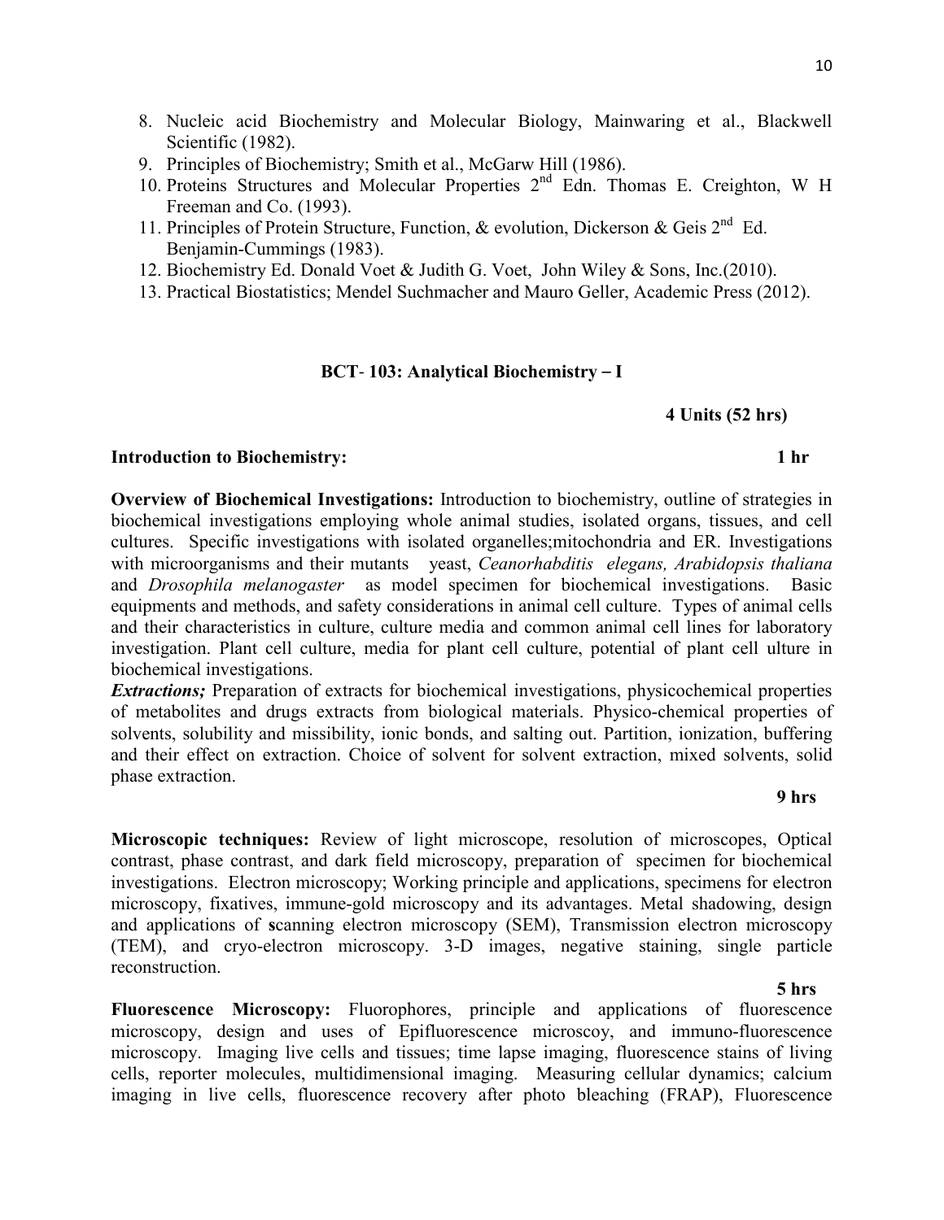8. Nucleic acid Biochemistry and Molecular Biology, Mainwaring et al., Blackwell Scientific (1982).
9. Principles of Biochemistry; Smith et al., McGarw Hill (1986).
10. Proteins Structures and Molecular Properties 2nd Edn. Thomas E. Creighton, W H Freeman and Co. (1993).
11. Principles of Protein Structure, Function, & evolution, Dickerson & Geis 2nd Ed. Benjamin-Cummings (1983).
12. Biochemistry Ed. Donald Voet & Judith G. Voet, John Wiley & Sons, Inc.(2010).
13. Practical Biostatistics; Mendel Suchmacher and Mauro Geller, Academic Press (2012).

## BCT- 103: Analytical Biochemistry – I

**4 Units (52 hrs)**

**Introduction to Biochemistry:** **1 hr**

**Overview of Biochemical Investigations:** Introduction to biochemistry, outline of strategies in biochemical investigations employing whole animal studies, isolated organs, tissues, and cell cultures. Specific investigations with isolated organelles;mitochondria and ER. Investigations with microorganisms and their mutants yeast, *Ceanorhabditis elegans, Arabidopsis thaliana* and *Drosophila melanogaster* as model specimen for biochemical investigations. Basic equipments and methods, and safety considerations in animal cell culture. Types of animal cells and their characteristics in culture, culture media and common animal cell lines for laboratory investigation. Plant cell culture, media for plant cell culture, potential of plant cell ulture in biochemical investigations.

***Extractions;*** Preparation of extracts for biochemical investigations, physicochemical properties of metabolites and drugs extracts from biological materials. Physico-chemical properties of solvents, solubility and missibility, ionic bonds, and salting out. Partition, ionization, buffering and their effect on extraction. Choice of solvent for solvent extraction, mixed solvents, solid phase extraction.

**9 hrs**

**Microscopic techniques:** Review of light microscope, resolution of microscopes, Optical contrast, phase contrast, and dark field microscopy, preparation of specimen for biochemical investigations. Electron microscopy; Working principle and applications, specimens for electron microscopy, fixatives, immune-gold microscopy and its advantages. Metal shadowing, design and applications of **s**canning electron microscopy (SEM), Transmission electron microscopy (TEM), and cryo-electron microscopy. 3-D images, negative staining, single particle reconstruction.

**5 hrs**

**Fluorescence Microscopy:** Fluorophores, principle and applications of fluorescence microscopy, design and uses of Epifluorescence microscoy, and immuno-fluorescence microscopy. Imaging live cells and tissues; time lapse imaging, fluorescence stains of living cells, reporter molecules, multidimensional imaging. Measuring cellular dynamics; calcium imaging in live cells, fluorescence recovery after photo bleaching (FRAP), Fluorescence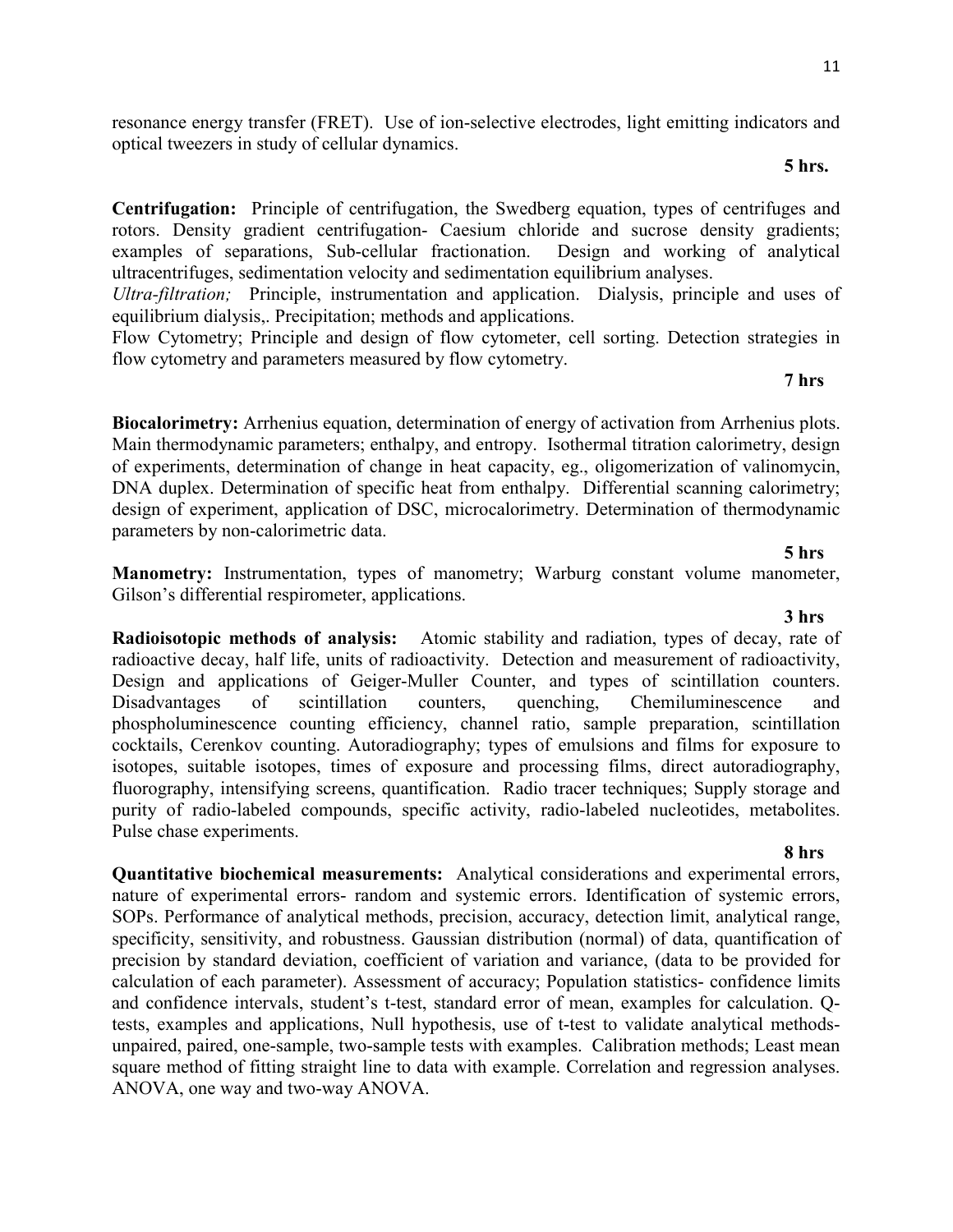resonance energy transfer (FRET). Use of ion-selective electrodes, light emitting indicators and optical tweezers in study of cellular dynamics.

**5 hrs.**

**Centrifugation:** Principle of centrifugation, the Swedberg equation, types of centrifuges and rotors. Density gradient centrifugation- Caesium chloride and sucrose density gradients; examples of separations, Sub-cellular fractionation. Design and working of analytical ultracentrifuges, sedimentation velocity and sedimentation equilibrium analyses.

*Ultra-filtration;* Principle, instrumentation and application. Dialysis, principle and uses of equilibrium dialysis,. Precipitation; methods and applications.

Flow Cytometry; Principle and design of flow cytometer, cell sorting. Detection strategies in flow cytometry and parameters measured by flow cytometry.

**7 hrs**

**Biocalorimetry:** Arrhenius equation, determination of energy of activation from Arrhenius plots. Main thermodynamic parameters; enthalpy, and entropy. Isothermal titration calorimetry, design of experiments, determination of change in heat capacity, eg., oligomerization of valinomycin, DNA duplex. Determination of specific heat from enthalpy. Differential scanning calorimetry; design of experiment, application of DSC, microcalorimetry. Determination of thermodynamic parameters by non-calorimetric data.

**5 hrs**

**Manometry:** Instrumentation, types of manometry; Warburg constant volume manometer, Gilson's differential respirometer, applications.

**3 hrs**

**Radioisotopic methods of analysis:** Atomic stability and radiation, types of decay, rate of radioactive decay, half life, units of radioactivity. Detection and measurement of radioactivity, Design and applications of Geiger-Muller Counter, and types of scintillation counters. Disadvantages of scintillation counters, quenching, Chemiluminescence and phospholuminescence counting efficiency, channel ratio, sample preparation, scintillation cocktails, Cerenkov counting. Autoradiography; types of emulsions and films for exposure to isotopes, suitable isotopes, times of exposure and processing films, direct autoradiography, fluorography, intensifying screens, quantification. Radio tracer techniques; Supply storage and purity of radio-labeled compounds, specific activity, radio-labeled nucleotides, metabolites. Pulse chase experiments.

**8 hrs**

**Quantitative biochemical measurements:** Analytical considerations and experimental errors, nature of experimental errors- random and systemic errors. Identification of systemic errors, SOPs. Performance of analytical methods, precision, accuracy, detection limit, analytical range, specificity, sensitivity, and robustness. Gaussian distribution (normal) of data, quantification of precision by standard deviation, coefficient of variation and variance, (data to be provided for calculation of each parameter). Assessment of accuracy; Population statistics- confidence limits and confidence intervals, student's t-test, standard error of mean, examples for calculation. Q-tests, examples and applications, Null hypothesis, use of t-test to validate analytical methods- unpaired, paired, one-sample, two-sample tests with examples. Calibration methods; Least mean square method of fitting straight line to data with example. Correlation and regression analyses. ANOVA, one way and two-way ANOVA.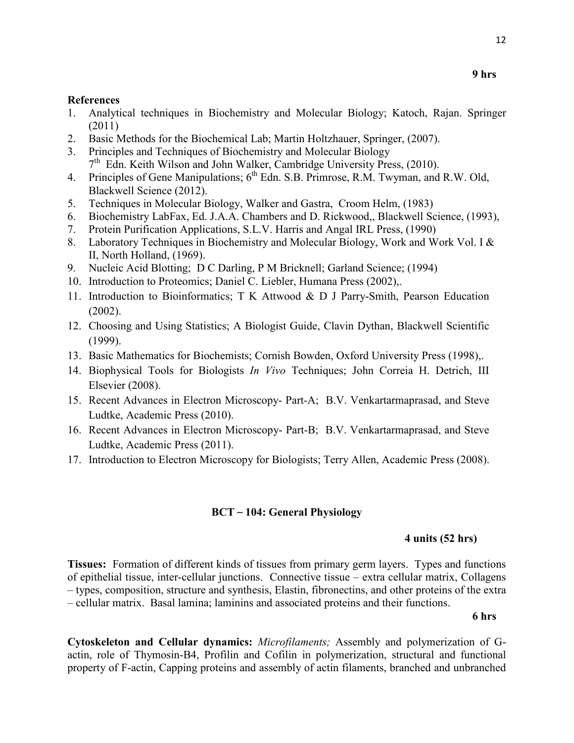**9 hrs**

**References**

1. Analytical techniques in Biochemistry and Molecular Biology; Katoch, Rajan. Springer (2011)
2. Basic Methods for the Biochemical Lab; Martin Holtzhauer, Springer, (2007).
3. Principles and Techniques of Biochemistry and Molecular Biology 7th Edn. Keith Wilson and John Walker, Cambridge University Press, (2010).
4. Principles of Gene Manipulations; 6th Edn. S.B. Primrose, R.M. Twyman, and R.W. Old, Blackwell Science (2012).
5. Techniques in Molecular Biology, Walker and Gastra, Croom Helm, (1983)
6. Biochemistry LabFax, Ed. J.A.A. Chambers and D. Rickwood,, Blackwell Science, (1993),
7. Protein Purification Applications, S.L.V. Harris and Angal IRL Press, (1990)
8. Laboratory Techniques in Biochemistry and Molecular Biology, Work and Work Vol. I & II, North Holland, (1969).
9. Nucleic Acid Blotting; D C Darling, P M Bricknell; Garland Science; (1994)
10. Introduction to Proteomics; Daniel C. Liebler, Humana Press (2002),.
11. Introduction to Bioinformatics; T K Attwood & D J Parry-Smith, Pearson Education (2002).
12. Choosing and Using Statistics; A Biologist Guide, Clavin Dythan, Blackwell Scientific (1999).
13. Basic Mathematics for Biochemists; Cornish Bowden, Oxford University Press (1998),.
14. Biophysical Tools for Biologists *In Vivo* Techniques; John Correia H. Detrich, III Elsevier (2008).
15. Recent Advances in Electron Microscopy- Part-A; B.V. Venkartarmaprasad, and Steve Ludtke, Academic Press (2010).
16. Recent Advances in Electron Microscopy- Part-B; B.V. Venkartarmaprasad, and Steve Ludtke, Academic Press (2011).
17. Introduction to Electron Microscopy for Biologists; Terry Allen, Academic Press (2008).

## BCT – 104: General Physiology

**4 units (52 hrs)**

**Tissues:** Formation of different kinds of tissues from primary germ layers. Types and functions of epithelial tissue, inter-cellular junctions. Connective tissue – extra cellular matrix, Collagens – types, composition, structure and synthesis, Elastin, fibronectins, and other proteins of the extra – cellular matrix. Basal lamina; laminins and associated proteins and their functions.

**6 hrs**

**Cytoskeleton and Cellular dynamics:** *Microfilaments;* Assembly and polymerization of G-actin, role of Thymosin-B4, Profilin and Cofilin in polymerization, structural and functional property of F-actin, Capping proteins and assembly of actin filaments, branched and unbranched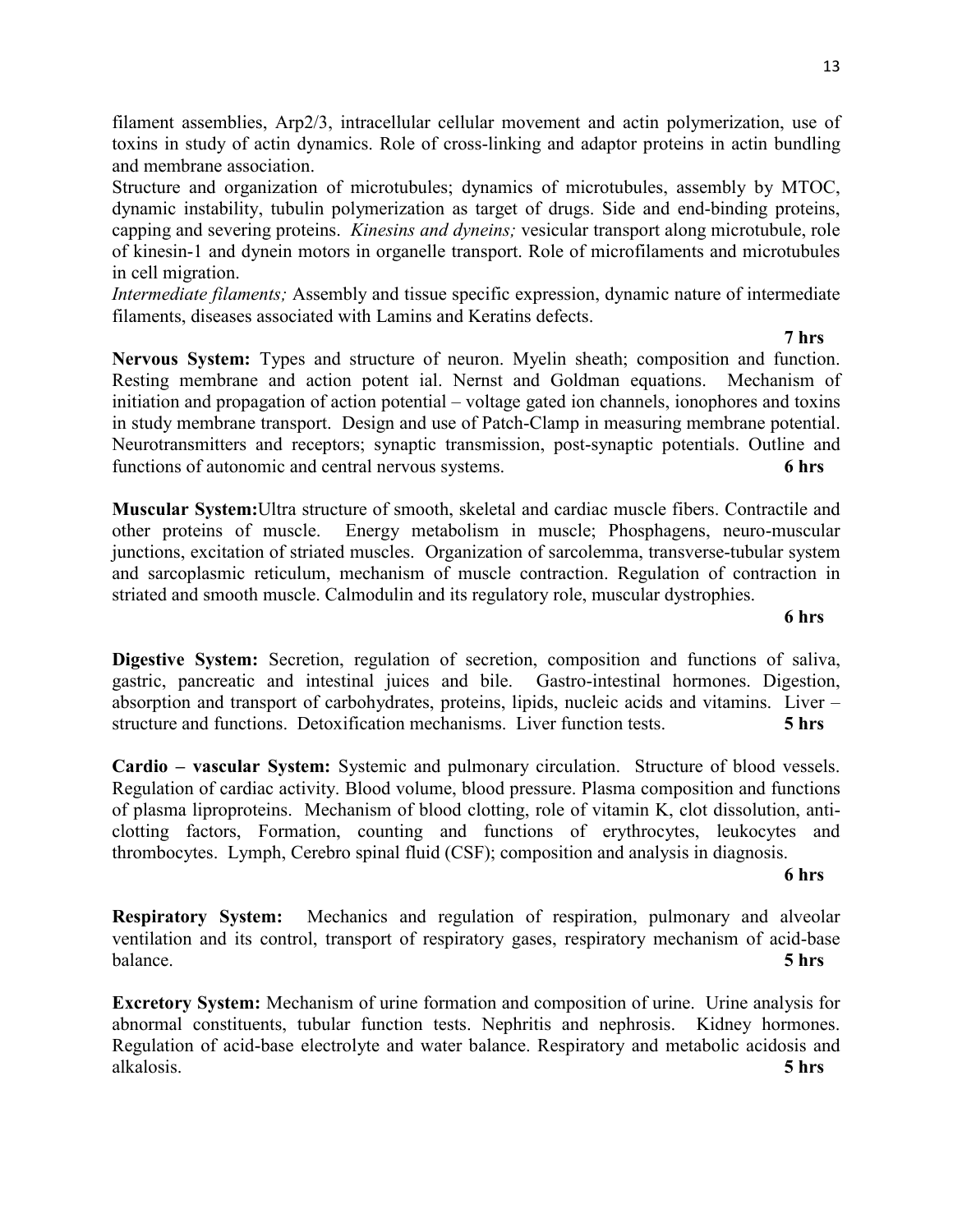filament assemblies, Arp2/3, intracellular cellular movement and actin polymerization, use of toxins in study of actin dynamics. Role of cross-linking and adaptor proteins in actin bundling and membrane association.

Structure and organization of microtubules; dynamics of microtubules, assembly by MTOC, dynamic instability, tubulin polymerization as target of drugs. Side and end-binding proteins, capping and severing proteins. *Kinesins and dyneins;* vesicular transport along microtubule, role of kinesin-1 and dynein motors in organelle transport. Role of microfilaments and microtubules in cell migration.

*Intermediate filaments;* Assembly and tissue specific expression, dynamic nature of intermediate filaments, diseases associated with Lamins and Keratins defects.

**7 hrs**

**Nervous System:** Types and structure of neuron. Myelin sheath; composition and function. Resting membrane and action potent ial. Nernst and Goldman equations. Mechanism of initiation and propagation of action potential – voltage gated ion channels, ionophores and toxins in study membrane transport. Design and use of Patch-Clamp in measuring membrane potential. Neurotransmitters and receptors; synaptic transmission, post-synaptic potentials. Outline and functions of autonomic and central nervous systems. **6 hrs**

**Muscular System:**Ultra structure of smooth, skeletal and cardiac muscle fibers. Contractile and other proteins of muscle. Energy metabolism in muscle; Phosphagens, neuro-muscular junctions, excitation of striated muscles. Organization of sarcolemma, transverse-tubular system and sarcoplasmic reticulum, mechanism of muscle contraction. Regulation of contraction in striated and smooth muscle. Calmodulin and its regulatory role, muscular dystrophies.

**6 hrs**

**Digestive System:** Secretion, regulation of secretion, composition and functions of saliva, gastric, pancreatic and intestinal juices and bile. Gastro-intestinal hormones. Digestion, absorption and transport of carbohydrates, proteins, lipids, nucleic acids and vitamins. Liver – structure and functions. Detoxification mechanisms. Liver function tests. **5 hrs**

**Cardio – vascular System:** Systemic and pulmonary circulation. Structure of blood vessels. Regulation of cardiac activity. Blood volume, blood pressure. Plasma composition and functions of plasma liproproteins. Mechanism of blood clotting, role of vitamin K, clot dissolution, anti-clotting factors, Formation, counting and functions of erythrocytes, leukocytes and thrombocytes. Lymph, Cerebro spinal fluid (CSF); composition and analysis in diagnosis.

**6 hrs**

**Respiratory System:** Mechanics and regulation of respiration, pulmonary and alveolar ventilation and its control, transport of respiratory gases, respiratory mechanism of acid-base balance. **5 hrs**

**Excretory System:** Mechanism of urine formation and composition of urine. Urine analysis for abnormal constituents, tubular function tests. Nephritis and nephrosis. Kidney hormones. Regulation of acid-base electrolyte and water balance. Respiratory and metabolic acidosis and alkalosis. **5 hrs**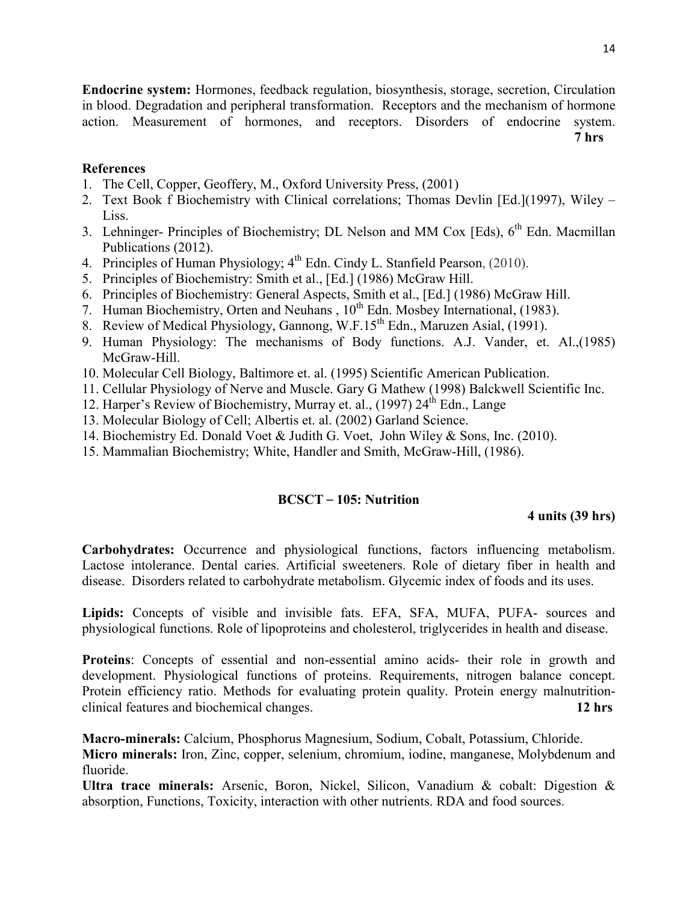**Endocrine system:** Hormones, feedback regulation, biosynthesis, storage, secretion, Circulation in blood. Degradation and peripheral transformation. Receptors and the mechanism of hormone action. Measurement of hormones, and receptors. Disorders of endocrine system. **7 hrs**

**References**

1. The Cell, Copper, Geoffery, M., Oxford University Press, (2001)
2. Text Book f Biochemistry with Clinical correlations; Thomas Devlin [Ed.](1997), Wiley – Liss.
3. Lehninger- Principles of Biochemistry; DL Nelson and MM Cox [Eds), 6th Edn. Macmillan Publications (2012).
4. Principles of Human Physiology; 4th Edn. Cindy L. Stanfield Pearson, (2010).
5. Principles of Biochemistry: Smith et al., [Ed.] (1986) McGraw Hill.
6. Principles of Biochemistry: General Aspects, Smith et al., [Ed.] (1986) McGraw Hill.
7. Human Biochemistry, Orten and Neuhans , 10th Edn. Mosbey International, (1983).
8. Review of Medical Physiology, Gannong, W.F.15th Edn., Maruzen Asial, (1991).
9. Human Physiology: The mechanisms of Body functions. A.J. Vander, et. Al.,(1985) McGraw-Hill.
10. Molecular Cell Biology, Baltimore et. al. (1995) Scientific American Publication.
11. Cellular Physiology of Nerve and Muscle. Gary G Mathew (1998) Balckwell Scientific Inc.
12. Harper's Review of Biochemistry, Murray et. al., (1997) 24th Edn., Lange
13. Molecular Biology of Cell; Albertis et. al. (2002) Garland Science.
14. Biochemistry Ed. Donald Voet & Judith G. Voet, John Wiley & Sons, Inc. (2010).
15. Mammalian Biochemistry; White, Handler and Smith, McGraw-Hill, (1986).

## BCSCT – 105: Nutrition

**4 units (39 hrs)**

**Carbohydrates:** Occurrence and physiological functions, factors influencing metabolism. Lactose intolerance. Dental caries. Artificial sweeteners. Role of dietary fiber in health and disease. Disorders related to carbohydrate metabolism. Glycemic index of foods and its uses.

**Lipids:** Concepts of visible and invisible fats. EFA, SFA, MUFA, PUFA- sources and physiological functions. Role of lipoproteins and cholesterol, triglycerides in health and disease.

**Proteins**: Concepts of essential and non-essential amino acids- their role in growth and development. Physiological functions of proteins. Requirements, nitrogen balance concept. Protein efficiency ratio. Methods for evaluating protein quality. Protein energy malnutrition-clinical features and biochemical changes. **12 hrs**

**Macro-minerals:** Calcium, Phosphorus Magnesium, Sodium, Cobalt, Potassium, Chloride.
**Micro minerals:** Iron, Zinc, copper, selenium, chromium, iodine, manganese, Molybdenum and fluoride.
**Ultra trace minerals:** Arsenic, Boron, Nickel, Silicon, Vanadium & cobalt: Digestion & absorption, Functions, Toxicity, interaction with other nutrients. RDA and food sources.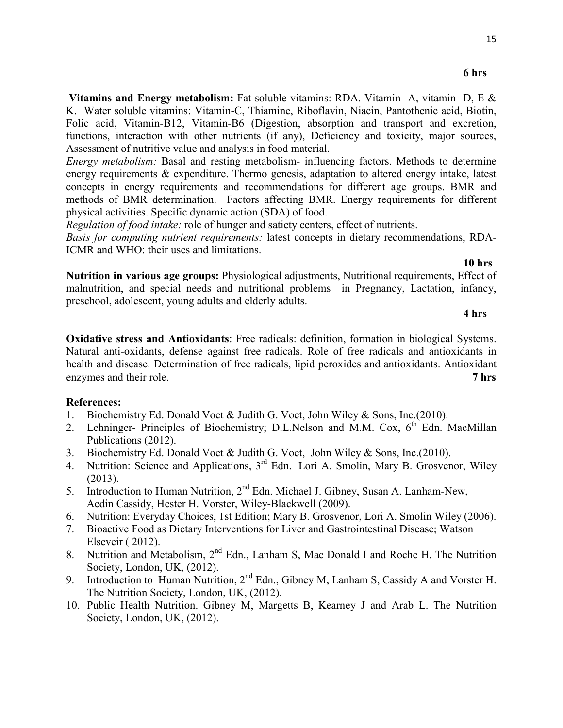**6 hrs**

**Vitamins and Energy metabolism:** Fat soluble vitamins: RDA. Vitamin- A, vitamin- D, E & K. Water soluble vitamins: Vitamin-C, Thiamine, Riboflavin, Niacin, Pantothenic acid, Biotin, Folic acid, Vitamin-B12, Vitamin-B6 (Digestion, absorption and transport and excretion, functions, interaction with other nutrients (if any), Deficiency and toxicity, major sources, Assessment of nutritive value and analysis in food material.

*Energy metabolism:* Basal and resting metabolism- influencing factors. Methods to determine energy requirements & expenditure. Thermo genesis, adaptation to altered energy intake, latest concepts in energy requirements and recommendations for different age groups. BMR and methods of BMR determination. Factors affecting BMR. Energy requirements for different physical activities. Specific dynamic action (SDA) of food.

*Regulation of food intake:* role of hunger and satiety centers, effect of nutrients.

*Basis for computing nutrient requirements:* latest concepts in dietary recommendations, RDA-ICMR and WHO: their uses and limitations.

**10 hrs**

**Nutrition in various age groups:** Physiological adjustments, Nutritional requirements, Effect of malnutrition, and special needs and nutritional problems in Pregnancy, Lactation, infancy, preschool, adolescent, young adults and elderly adults.

**4 hrs**

**Oxidative stress and Antioxidants**: Free radicals: definition, formation in biological Systems. Natural anti-oxidants, defense against free radicals. Role of free radicals and antioxidants in health and disease. Determination of free radicals, lipid peroxides and antioxidants. Antioxidant enzymes and their role. **7 hrs**

**References:**

1. Biochemistry Ed. Donald Voet & Judith G. Voet, John Wiley & Sons, Inc.(2010).
2. Lehninger- Principles of Biochemistry; D.L.Nelson and M.M. Cox, 6th Edn. MacMillan Publications (2012).
3. Biochemistry Ed. Donald Voet & Judith G. Voet, John Wiley & Sons, Inc.(2010).
4. Nutrition: Science and Applications, 3rd Edn. Lori A. Smolin, Mary B. Grosvenor, Wiley (2013).
5. Introduction to Human Nutrition, 2nd Edn. Michael J. Gibney, Susan A. Lanham-New, Aedin Cassidy, Hester H. Vorster, Wiley-Blackwell (2009).
6. Nutrition: Everyday Choices, 1st Edition; Mary B. Grosvenor, Lori A. Smolin Wiley (2006).
7. Bioactive Food as Dietary Interventions for Liver and Gastrointestinal Disease; Watson Elseveir ( 2012).
8. Nutrition and Metabolism, 2nd Edn., Lanham S, Mac Donald I and Roche H. The Nutrition Society, London, UK, (2012).
9. Introduction to Human Nutrition, 2nd Edn., Gibney M, Lanham S, Cassidy A and Vorster H. The Nutrition Society, London, UK, (2012).
10. Public Health Nutrition. Gibney M, Margetts B, Kearney J and Arab L. The Nutrition Society, London, UK, (2012).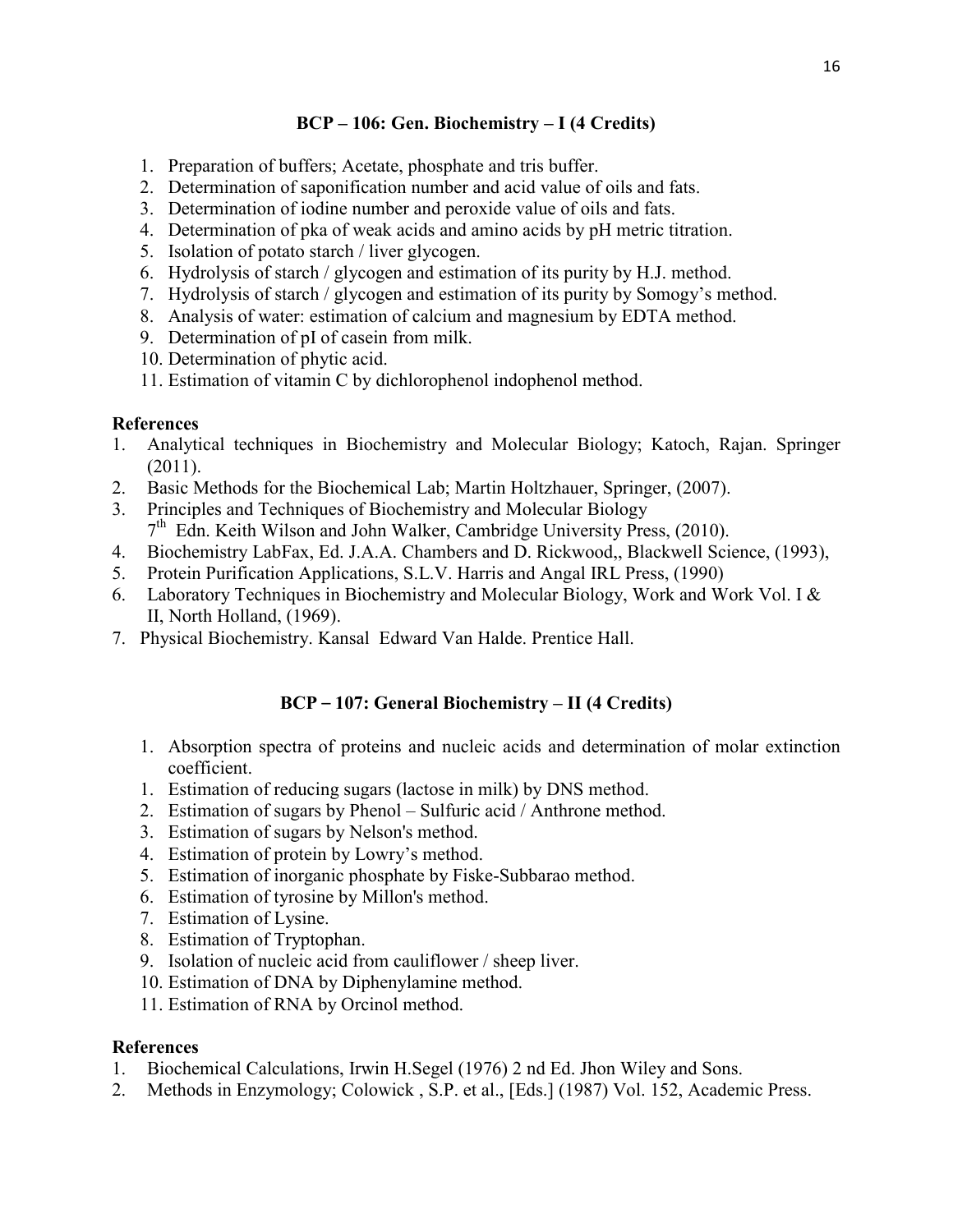### BCP – 106: Gen. Biochemistry – I (4 Credits)

1. Preparation of buffers; Acetate, phosphate and tris buffer.
2. Determination of saponification number and acid value of oils and fats.
3. Determination of iodine number and peroxide value of oils and fats.
4. Determination of pka of weak acids and amino acids by pH metric titration.
5. Isolation of potato starch / liver glycogen.
6. Hydrolysis of starch / glycogen and estimation of its purity by H.J. method.
7. Hydrolysis of starch / glycogen and estimation of its purity by Somogy's method.
8. Analysis of water: estimation of calcium and magnesium by EDTA method.
9. Determination of pI of casein from milk.
10. Determination of phytic acid.
11. Estimation of vitamin C by dichlorophenol indophenol method.

**References**

1. Analytical techniques in Biochemistry and Molecular Biology; Katoch, Rajan. Springer (2011).
2. Basic Methods for the Biochemical Lab; Martin Holtzhauer, Springer, (2007).
3. Principles and Techniques of Biochemistry and Molecular Biology 7th Edn. Keith Wilson and John Walker, Cambridge University Press, (2010).
4. Biochemistry LabFax, Ed. J.A.A. Chambers and D. Rickwood,, Blackwell Science, (1993),
5. Protein Purification Applications, S.L.V. Harris and Angal IRL Press, (1990)
6. Laboratory Techniques in Biochemistry and Molecular Biology, Work and Work Vol. I & II, North Holland, (1969).
7. Physical Biochemistry. Kansal Edward Van Halde. Prentice Hall.

### BCP – 107: General Biochemistry – II (4 Credits)

1. Absorption spectra of proteins and nucleic acids and determination of molar extinction coefficient.
1. Estimation of reducing sugars (lactose in milk) by DNS method.
2. Estimation of sugars by Phenol – Sulfuric acid / Anthrone method.
3. Estimation of sugars by Nelson's method.
4. Estimation of protein by Lowry's method.
5. Estimation of inorganic phosphate by Fiske-Subbarao method.
6. Estimation of tyrosine by Millon's method.
7. Estimation of Lysine.
8. Estimation of Tryptophan.
9. Isolation of nucleic acid from cauliflower / sheep liver.
10. Estimation of DNA by Diphenylamine method.
11. Estimation of RNA by Orcinol method.

**References**

1. Biochemical Calculations, Irwin H.Segel (1976) 2 nd Ed. Jhon Wiley and Sons.
2. Methods in Enzymology; Colowick , S.P. et al., [Eds.] (1987) Vol. 152, Academic Press.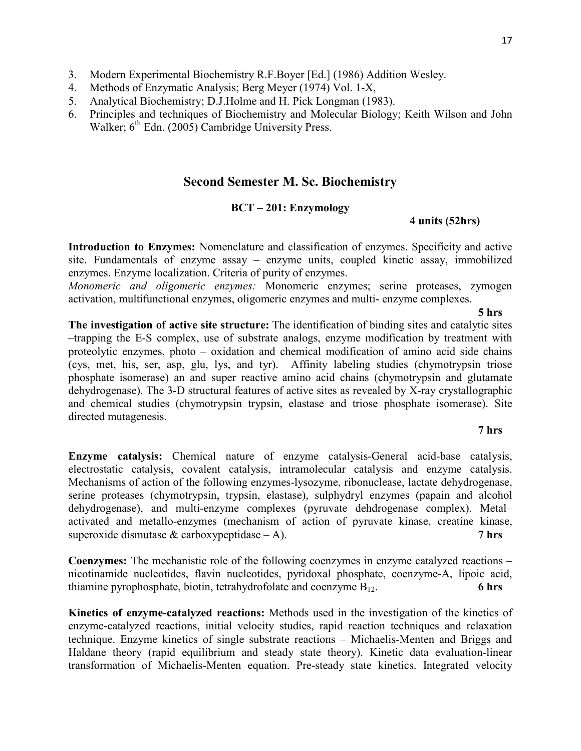3. Modern Experimental Biochemistry R.F.Boyer [Ed.] (1986) Addition Wesley.
4. Methods of Enzymatic Analysis; Berg Meyer (1974) Vol. 1-X,
5. Analytical Biochemistry; D.J.Holme and H. Pick Longman (1983).
6. Principles and techniques of Biochemistry and Molecular Biology; Keith Wilson and John Walker; 6th Edn. (2005) Cambridge University Press.

## Second Semester M. Sc. Biochemistry

### BCT – 201: Enzymology

**4 units (52hrs)**

**Introduction to Enzymes:** Nomenclature and classification of enzymes. Specificity and active site. Fundamentals of enzyme assay – enzyme units, coupled kinetic assay, immobilized enzymes. Enzyme localization. Criteria of purity of enzymes.
*Monomeric and oligomeric enzymes:* Monomeric enzymes; serine proteases, zymogen activation, multifunctional enzymes, oligomeric enzymes and multi- enzyme complexes.

**5 hrs**

**The investigation of active site structure:** The identification of binding sites and catalytic sites –trapping the E-S complex, use of substrate analogs, enzyme modification by treatment with proteolytic enzymes, photo – oxidation and chemical modification of amino acid side chains (cys, met, his, ser, asp, glu, lys, and tyr). Affinity labeling studies (chymotrypsin triose phosphate isomerase) an and super reactive amino acid chains (chymotrypsin and glutamate dehydrogenase). The 3-D structural features of active sites as revealed by X-ray crystallographic and chemical studies (chymotrypsin trypsin, elastase and triose phosphate isomerase). Site directed mutagenesis.

**7 hrs**

**Enzyme catalysis:** Chemical nature of enzyme catalysis-General acid-base catalysis, electrostatic catalysis, covalent catalysis, intramolecular catalysis and enzyme catalysis. Mechanisms of action of the following enzymes-lysozyme, ribonuclease, lactate dehydrogenase, serine proteases (chymotrypsin, trypsin, elastase), sulphydryl enzymes (papain and alcohol dehydrogenase), and multi-enzyme complexes (pyruvate dehdrogenase complex). Metal–activated and metallo-enzymes (mechanism of action of pyruvate kinase, creatine kinase, superoxide dismutase & carboxypeptidase – A). **7 hrs**

**Coenzymes:** The mechanistic role of the following coenzymes in enzyme catalyzed reactions – nicotinamide nucleotides, flavin nucleotides, pyridoxal phosphate, coenzyme-A, lipoic acid, thiamine pyrophosphate, biotin, tetrahydrofolate and coenzyme $B_{12}$. **6 hrs**

**Kinetics of enzyme-catalyzed reactions:** Methods used in the investigation of the kinetics of enzyme-catalyzed reactions, initial velocity studies, rapid reaction techniques and relaxation technique. Enzyme kinetics of single substrate reactions – Michaelis-Menten and Briggs and Haldane theory (rapid equilibrium and steady state theory). Kinetic data evaluation-linear transformation of Michaelis-Menten equation. Pre-steady state kinetics. Integrated velocity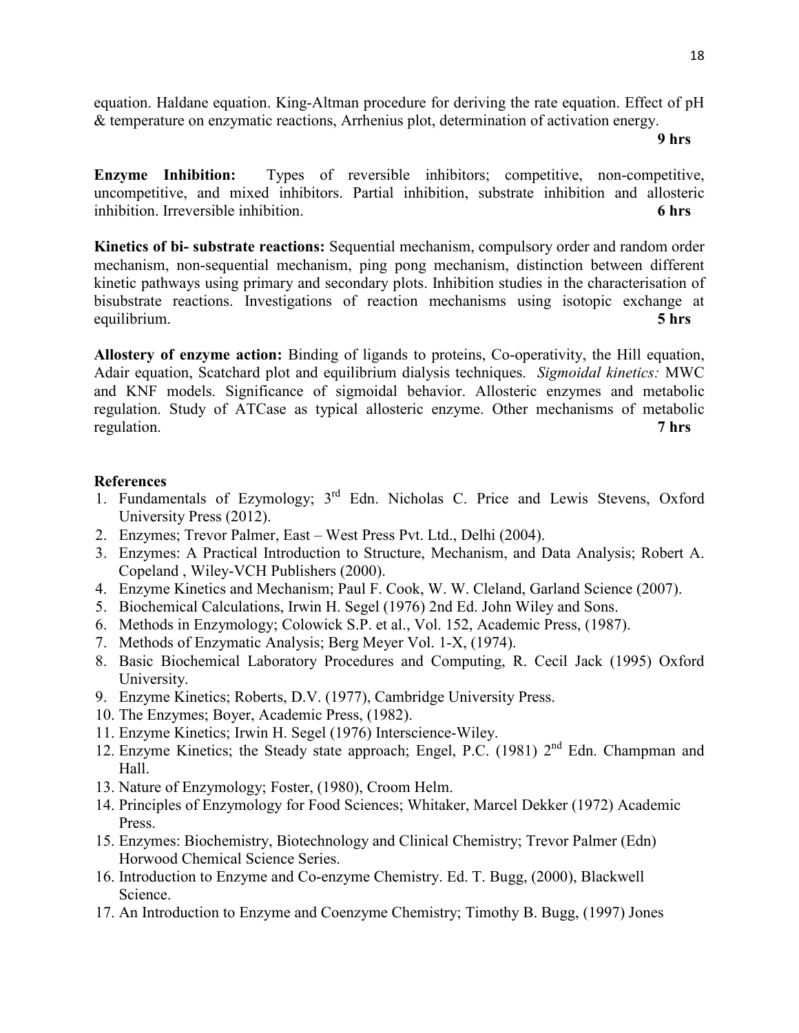equation. Haldane equation. King-Altman procedure for deriving the rate equation. Effect of pH & temperature on enzymatic reactions, Arrhenius plot, determination of activation energy.
**9 hrs**

**Enzyme Inhibition:** Types of reversible inhibitors; competitive, non-competitive, uncompetitive, and mixed inhibitors. Partial inhibition, substrate inhibition and allosteric inhibition. Irreversible inhibition. **6 hrs**

**Kinetics of bi- substrate reactions:** Sequential mechanism, compulsory order and random order mechanism, non-sequential mechanism, ping pong mechanism, distinction between different kinetic pathways using primary and secondary plots. Inhibition studies in the characterisation of bisubstrate reactions. Investigations of reaction mechanisms using isotopic exchange at equilibrium. **5 hrs**

**Allostery of enzyme action:** Binding of ligands to proteins, Co-operativity, the Hill equation, Adair equation, Scatchard plot and equilibrium dialysis techniques. *Sigmoidal kinetics:* MWC and KNF models. Significance of sigmoidal behavior. Allosteric enzymes and metabolic regulation. Study of ATCase as typical allosteric enzyme. Other mechanisms of metabolic regulation. **7 hrs**

**References**

1. Fundamentals of Ezymology; 3rd Edn. Nicholas C. Price and Lewis Stevens, Oxford University Press (2012).
2. Enzymes; Trevor Palmer, East – West Press Pvt. Ltd., Delhi (2004).
3. Enzymes: A Practical Introduction to Structure, Mechanism, and Data Analysis; Robert A. Copeland , Wiley-VCH Publishers (2000).
4. Enzyme Kinetics and Mechanism; Paul F. Cook, W. W. Cleland, Garland Science (2007).
5. Biochemical Calculations, Irwin H. Segel (1976) 2nd Ed. John Wiley and Sons.
6. Methods in Enzymology; Colowick S.P. et al., Vol. 152, Academic Press, (1987).
7. Methods of Enzymatic Analysis; Berg Meyer Vol. 1-X, (1974).
8. Basic Biochemical Laboratory Procedures and Computing, R. Cecil Jack (1995) Oxford University.
9. Enzyme Kinetics; Roberts, D.V. (1977), Cambridge University Press.
10. The Enzymes; Boyer, Academic Press, (1982).
11. Enzyme Kinetics; Irwin H. Segel (1976) Interscience-Wiley.
12. Enzyme Kinetics; the Steady state approach; Engel, P.C. (1981) 2nd Edn. Champman and Hall.
13. Nature of Enzymology; Foster, (1980), Croom Helm.
14. Principles of Enzymology for Food Sciences; Whitaker, Marcel Dekker (1972) Academic Press.
15. Enzymes: Biochemistry, Biotechnology and Clinical Chemistry; Trevor Palmer (Edn) Horwood Chemical Science Series.
16. Introduction to Enzyme and Co-enzyme Chemistry. Ed. T. Bugg, (2000), Blackwell Science.
17. An Introduction to Enzyme and Coenzyme Chemistry; Timothy B. Bugg, (1997) Jones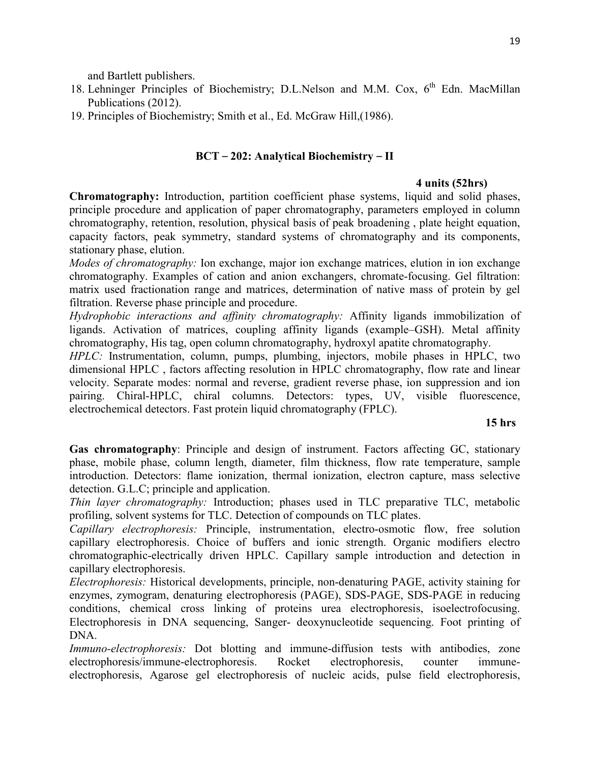and Bartlett publishers.

18. Lehninger Principles of Biochemistry; D.L.Nelson and M.M. Cox, 6th Edn. MacMillan Publications (2012).
19. Principles of Biochemistry; Smith et al., Ed. McGraw Hill,(1986).

## BCT – 202: Analytical Biochemistry – II

**4 units (52hrs)**

**Chromatography:** Introduction, partition coefficient phase systems, liquid and solid phases, principle procedure and application of paper chromatography, parameters employed in column chromatography, retention, resolution, physical basis of peak broadening , plate height equation, capacity factors, peak symmetry, standard systems of chromatography and its components, stationary phase, elution.

*Modes of chromatography:* Ion exchange, major ion exchange matrices, elution in ion exchange chromatography. Examples of cation and anion exchangers, chromate-focusing. Gel filtration: matrix used fractionation range and matrices, determination of native mass of protein by gel filtration. Reverse phase principle and procedure.

*Hydrophobic interactions and affinity chromatography:* Affinity ligands immobilization of ligands. Activation of matrices, coupling affinity ligands (example–GSH). Metal affinity chromatography, His tag, open column chromatography, hydroxyl apatite chromatography.

*HPLC:* Instrumentation, column, pumps, plumbing, injectors, mobile phases in HPLC, two dimensional HPLC , factors affecting resolution in HPLC chromatography, flow rate and linear velocity. Separate modes: normal and reverse, gradient reverse phase, ion suppression and ion pairing. Chiral-HPLC, chiral columns. Detectors: types, UV, visible fluorescence, electrochemical detectors. Fast protein liquid chromatography (FPLC).

**15 hrs**

**Gas chromatography**: Principle and design of instrument. Factors affecting GC, stationary phase, mobile phase, column length, diameter, film thickness, flow rate temperature, sample introduction. Detectors: flame ionization, thermal ionization, electron capture, mass selective detection. G.L.C; principle and application.

*Thin layer chromatography:* Introduction; phases used in TLC preparative TLC, metabolic profiling, solvent systems for TLC. Detection of compounds on TLC plates.

*Capillary electrophoresis:* Principle, instrumentation, electro-osmotic flow, free solution capillary electrophoresis. Choice of buffers and ionic strength. Organic modifiers electro chromatographic-electrically driven HPLC. Capillary sample introduction and detection in capillary electrophoresis.

*Electrophoresis:* Historical developments, principle, non-denaturing PAGE, activity staining for enzymes, zymogram, denaturing electrophoresis (PAGE), SDS-PAGE, SDS-PAGE in reducing conditions, chemical cross linking of proteins urea electrophoresis, isoelectrofocusing. Electrophoresis in DNA sequencing, Sanger- deoxynucleotide sequencing. Foot printing of DNA.

*Immuno-electrophoresis:* Dot blotting and immune-diffusion tests with antibodies, zone electrophoresis/immune-electrophoresis. Rocket electrophoresis, counter immune-electrophoresis, Agarose gel electrophoresis of nucleic acids, pulse field electrophoresis,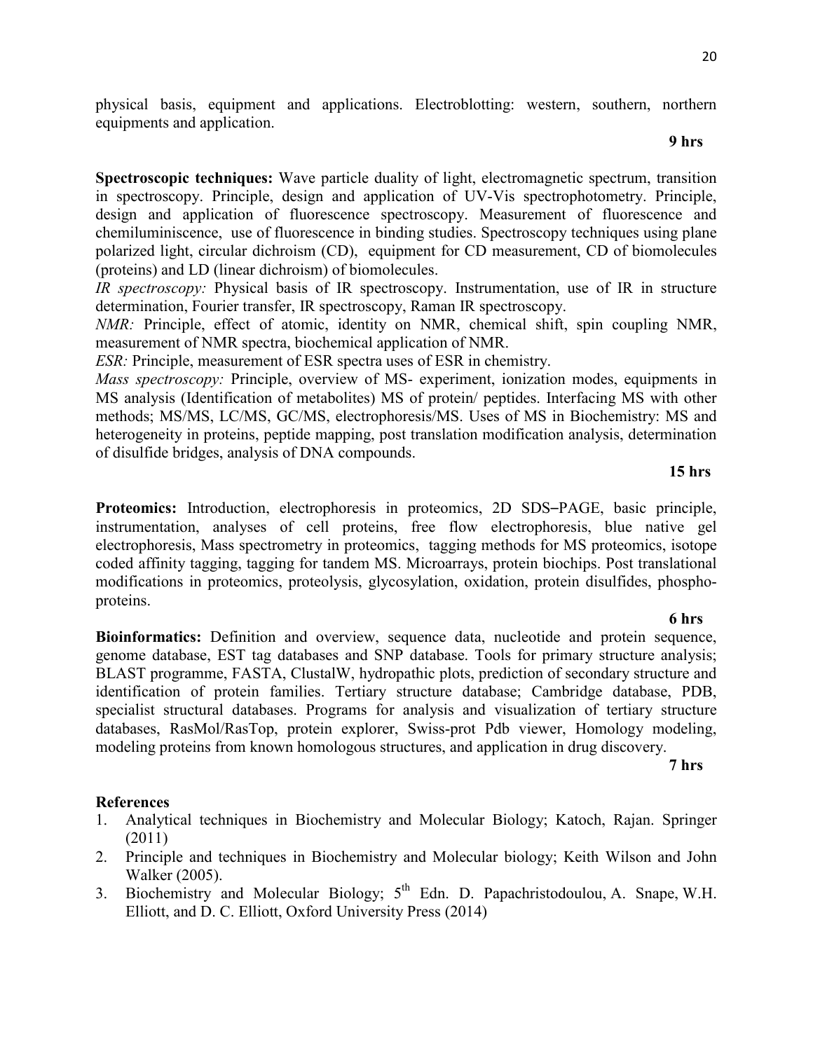physical basis, equipment and applications. Electroblotting: western, southern, northern equipments and application.

**9 hrs**

**Spectroscopic techniques:** Wave particle duality of light, electromagnetic spectrum, transition in spectroscopy. Principle, design and application of UV-Vis spectrophotometry. Principle, design and application of fluorescence spectroscopy. Measurement of fluorescence and chemiluminiscence, use of fluorescence in binding studies. Spectroscopy techniques using plane polarized light, circular dichroism (CD), equipment for CD measurement, CD of biomolecules (proteins) and LD (linear dichroism) of biomolecules.

*IR spectroscopy:* Physical basis of IR spectroscopy. Instrumentation, use of IR in structure determination, Fourier transfer, IR spectroscopy, Raman IR spectroscopy.

*NMR:* Principle, effect of atomic, identity on NMR, chemical shift, spin coupling NMR, measurement of NMR spectra, biochemical application of NMR.

*ESR:* Principle, measurement of ESR spectra uses of ESR in chemistry.

*Mass spectroscopy:* Principle, overview of MS- experiment, ionization modes, equipments in MS analysis (Identification of metabolites) MS of protein/ peptides. Interfacing MS with other methods; MS/MS, LC/MS, GC/MS, electrophoresis/MS. Uses of MS in Biochemistry: MS and heterogeneity in proteins, peptide mapping, post translation modification analysis, determination of disulfide bridges, analysis of DNA compounds.

**15 hrs**

**Proteomics:** Introduction, electrophoresis in proteomics, 2D SDS–PAGE, basic principle, instrumentation, analyses of cell proteins, free flow electrophoresis, blue native gel electrophoresis, Mass spectrometry in proteomics, tagging methods for MS proteomics, isotope coded affinity tagging, tagging for tandem MS. Microarrays, protein biochips. Post translational modifications in proteomics, proteolysis, glycosylation, oxidation, protein disulfides, phospho-proteins.

**6 hrs**

**Bioinformatics:** Definition and overview, sequence data, nucleotide and protein sequence, genome database, EST tag databases and SNP database. Tools for primary structure analysis; BLAST programme, FASTA, ClustalW, hydropathic plots, prediction of secondary structure and identification of protein families. Tertiary structure database; Cambridge database, PDB, specialist structural databases. Programs for analysis and visualization of tertiary structure databases, RasMol/RasTop, protein explorer, Swiss-prot Pdb viewer, Homology modeling, modeling proteins from known homologous structures, and application in drug discovery.

**7 hrs**

**References**

1. Analytical techniques in Biochemistry and Molecular Biology; Katoch, Rajan. Springer (2011)
2. Principle and techniques in Biochemistry and Molecular biology; Keith Wilson and John Walker (2005).
3. Biochemistry and Molecular Biology; 5th Edn. D. Papachristodoulou, A. Snape, W.H. Elliott, and D. C. Elliott, Oxford University Press (2014)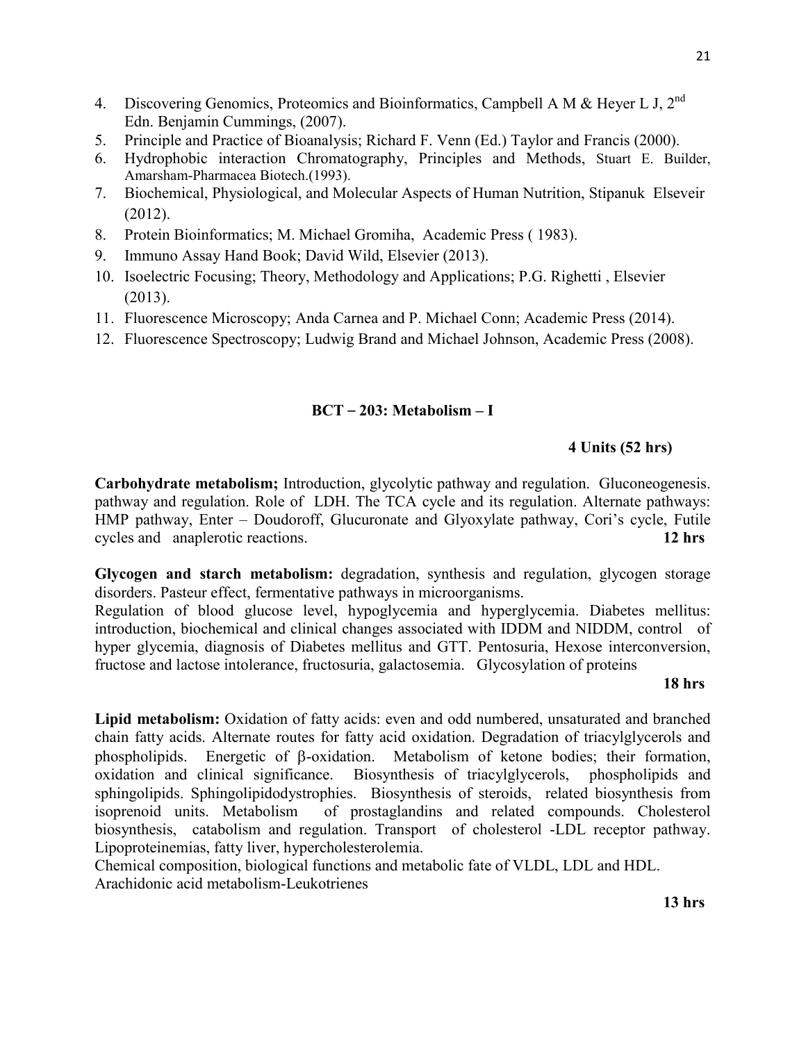4. Discovering Genomics, Proteomics and Bioinformatics, Campbell A M & Heyer L J, 2nd Edn. Benjamin Cummings, (2007).
5. Principle and Practice of Bioanalysis; Richard F. Venn (Ed.) Taylor and Francis (2000).
6. Hydrophobic interaction Chromatography, Principles and Methods, Stuart E. Builder, Amarsham-Pharmacea Biotech.(1993).
7. Biochemical, Physiological, and Molecular Aspects of Human Nutrition, Stipanuk Elseveir (2012).
8. Protein Bioinformatics; M. Michael Gromiha, Academic Press ( 1983).
9. Immuno Assay Hand Book; David Wild, Elsevier (2013).
10. Isoelectric Focusing; Theory, Methodology and Applications; P.G. Righetti , Elsevier (2013).
11. Fluorescence Microscopy; Anda Carnea and P. Michael Conn; Academic Press (2014).
12. Fluorescence Spectroscopy; Ludwig Brand and Michael Johnson, Academic Press (2008).

## BCT – 203: Metabolism – I

**4 Units (52 hrs)**

**Carbohydrate metabolism;** Introduction, glycolytic pathway and regulation. Gluconeogenesis. pathway and regulation. Role of LDH. The TCA cycle and its regulation. Alternate pathways: HMP pathway, Enter – Doudoroff, Glucuronate and Glyoxylate pathway, Cori's cycle, Futile cycles and anaplerotic reactions. **12 hrs**

**Glycogen and starch metabolism:** degradation, synthesis and regulation, glycogen storage disorders. Pasteur effect, fermentative pathways in microorganisms.
Regulation of blood glucose level, hypoglycemia and hyperglycemia. Diabetes mellitus: introduction, biochemical and clinical changes associated with IDDM and NIDDM, control of hyper glycemia, diagnosis of Diabetes mellitus and GTT. Pentosuria, Hexose interconversion, fructose and lactose intolerance, fructosuria, galactosemia. Glycosylation of proteins

**18 hrs**

**Lipid metabolism:** Oxidation of fatty acids: even and odd numbered, unsaturated and branched chain fatty acids. Alternate routes for fatty acid oxidation. Degradation of triacylglycerols and phospholipids. Energetic of β-oxidation. Metabolism of ketone bodies; their formation, oxidation and clinical significance. Biosynthesis of triacylglycerols, phospholipids and sphingolipids. Sphingolipidodystrophies. Biosynthesis of steroids, related biosynthesis from isoprenoid units. Metabolism of prostaglandins and related compounds. Cholesterol biosynthesis, catabolism and regulation. Transport of cholesterol -LDL receptor pathway. Lipoproteinemias, fatty liver, hypercholesterolemia.
Chemical composition, biological functions and metabolic fate of VLDL, LDL and HDL.
Arachidonic acid metabolism-Leukotrienes

**13 hrs**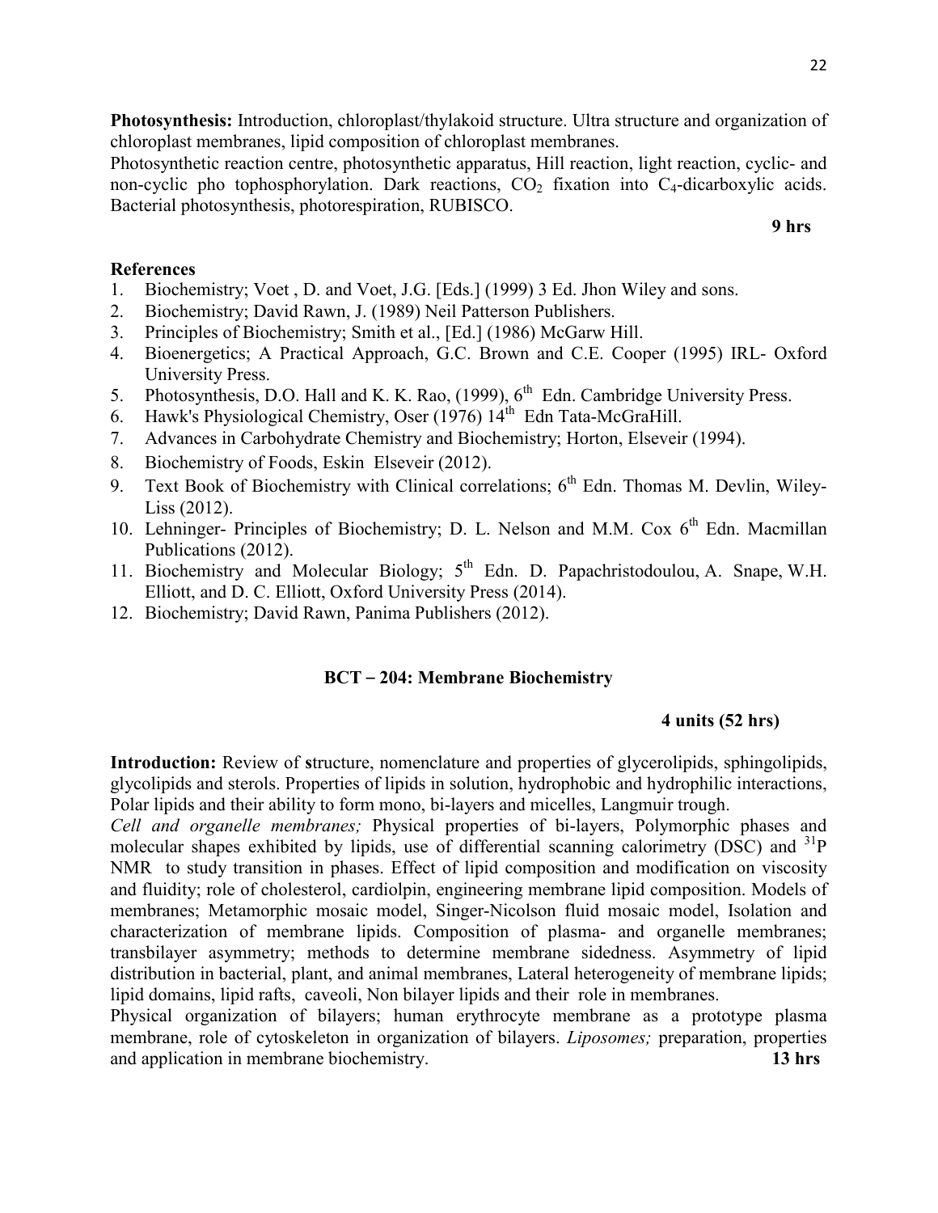**Photosynthesis:** Introduction, chloroplast/thylakoid structure. Ultra structure and organization of chloroplast membranes, lipid composition of chloroplast membranes.

Photosynthetic reaction centre, photosynthetic apparatus, Hill reaction, light reaction, cyclic- and non-cyclic pho tophosphorylation. Dark reactions, $CO_2$ fixation into $C_4$-dicarboxylic acids. Bacterial photosynthesis, photorespiration, RUBISCO.

**9 hrs**

**References**

1. Biochemistry; Voet , D. and Voet, J.G. [Eds.] (1999) 3 Ed. Jhon Wiley and sons.
2. Biochemistry; David Rawn, J. (1989) Neil Patterson Publishers.
3. Principles of Biochemistry; Smith et al., [Ed.] (1986) McGarw Hill.
4. Bioenergetics; A Practical Approach, G.C. Brown and C.E. Cooper (1995) IRL- Oxford University Press.
5. Photosynthesis, D.O. Hall and K. K. Rao, (1999), 6th Edn. Cambridge University Press.
6. Hawk's Physiological Chemistry, Oser (1976) 14th Edn Tata-McGraHill.
7. Advances in Carbohydrate Chemistry and Biochemistry; Horton, Elseveir (1994).
8. Biochemistry of Foods, Eskin Elseveir (2012).
9. Text Book of Biochemistry with Clinical correlations; 6th Edn. Thomas M. Devlin, Wiley-Liss (2012).
10. Lehninger- Principles of Biochemistry; D. L. Nelson and M.M. Cox 6th Edn. Macmillan Publications (2012).
11. Biochemistry and Molecular Biology; 5th Edn. D. Papachristodoulou, A. Snape, W.H. Elliott, and D. C. Elliott, Oxford University Press (2014).
12. Biochemistry; David Rawn, Panima Publishers (2012).

## BCT – 204: Membrane Biochemistry

**4 units (52 hrs)**

**Introduction:** Review of **s**tructure, nomenclature and properties of glycerolipids, sphingolipids, glycolipids and sterols. Properties of lipids in solution, hydrophobic and hydrophilic interactions, Polar lipids and their ability to form mono, bi-layers and micelles, Langmuir trough.

*Cell and organelle membranes;* Physical properties of bi-layers, Polymorphic phases and molecular shapes exhibited by lipids, use of differential scanning calorimetry (DSC) and $^{31}P$ NMR to study transition in phases. Effect of lipid composition and modification on viscosity and fluidity; role of cholesterol, cardiolpin, engineering membrane lipid composition. Models of membranes; Metamorphic mosaic model, Singer-Nicolson fluid mosaic model, Isolation and characterization of membrane lipids. Composition of plasma- and organelle membranes; transbilayer asymmetry; methods to determine membrane sidedness. Asymmetry of lipid distribution in bacterial, plant, and animal membranes, Lateral heterogeneity of membrane lipids; lipid domains, lipid rafts, caveoli, Non bilayer lipids and their role in membranes.

Physical organization of bilayers; human erythrocyte membrane as a prototype plasma membrane, role of cytoskeleton in organization of bilayers. *Liposomes;* preparation, properties and application in membrane biochemistry. **13 hrs**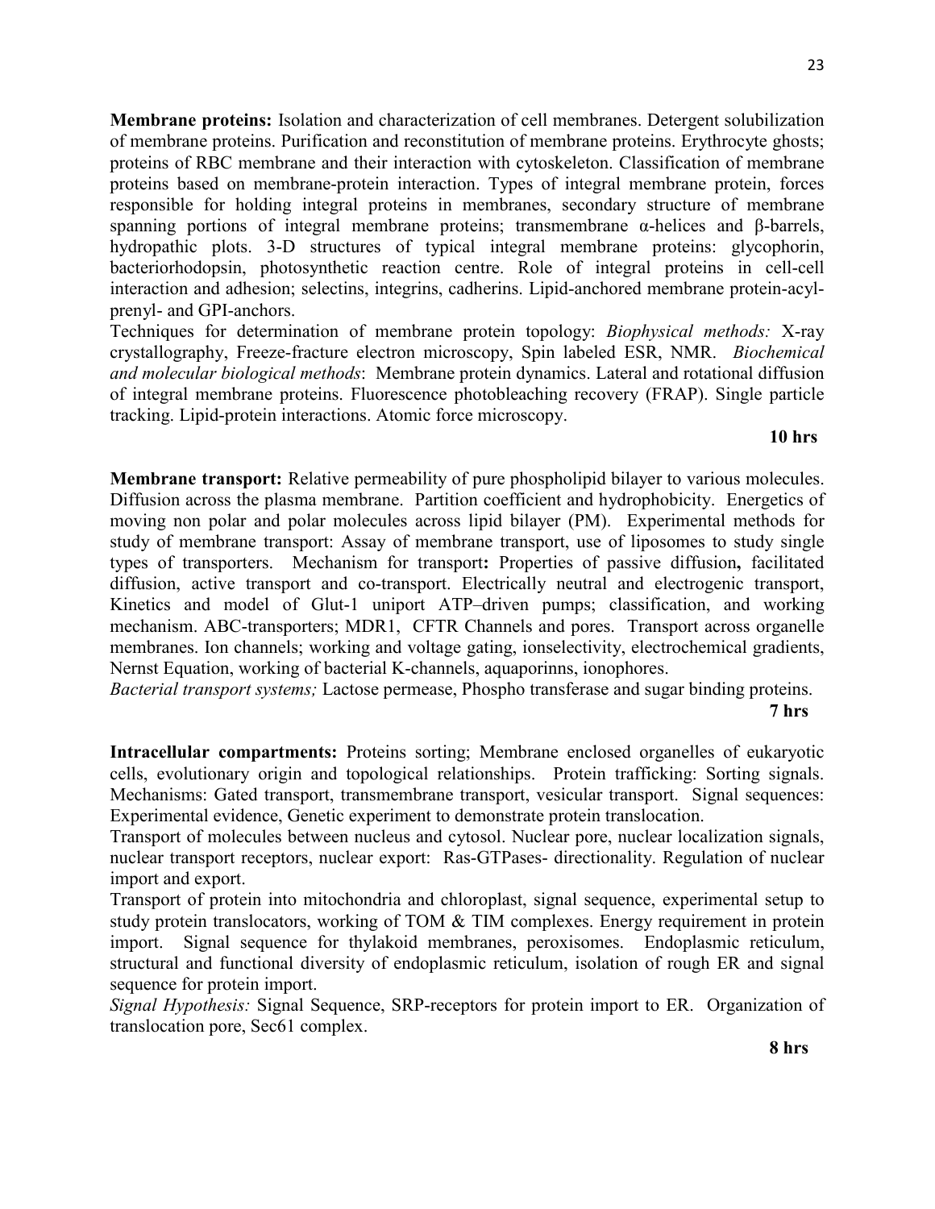**Membrane proteins:** Isolation and characterization of cell membranes. Detergent solubilization of membrane proteins. Purification and reconstitution of membrane proteins. Erythrocyte ghosts; proteins of RBC membrane and their interaction with cytoskeleton. Classification of membrane proteins based on membrane-protein interaction. Types of integral membrane protein, forces responsible for holding integral proteins in membranes, secondary structure of membrane spanning portions of integral membrane proteins; transmembrane α-helices and β-barrels, hydropathic plots. 3-D structures of typical integral membrane proteins: glycophorin, bacteriorhodopsin, photosynthetic reaction centre. Role of integral proteins in cell-cell interaction and adhesion; selectins, integrins, cadherins. Lipid-anchored membrane protein-acyl-prenyl- and GPI-anchors.

Techniques for determination of membrane protein topology: *Biophysical methods:* X-ray crystallography, Freeze-fracture electron microscopy, Spin labeled ESR, NMR. *Biochemical and molecular biological methods*: Membrane protein dynamics. Lateral and rotational diffusion of integral membrane proteins. Fluorescence photobleaching recovery (FRAP). Single particle tracking. Lipid-protein interactions. Atomic force microscopy.

**10 hrs**

**Membrane transport:** Relative permeability of pure phospholipid bilayer to various molecules. Diffusion across the plasma membrane. Partition coefficient and hydrophobicity. Energetics of moving non polar and polar molecules across lipid bilayer (PM). Experimental methods for study of membrane transport: Assay of membrane transport, use of liposomes to study single types of transporters. Mechanism for transport**:** Properties of passive diffusion**,** facilitated diffusion, active transport and co-transport. Electrically neutral and electrogenic transport, Kinetics and model of Glut-1 uniport ATP–driven pumps; classification, and working mechanism. ABC-transporters; MDR1, CFTR Channels and pores. Transport across organelle membranes. Ion channels; working and voltage gating, ionselectivity, electrochemical gradients, Nernst Equation, working of bacterial K-channels, aquaporinns, ionophores.

*Bacterial transport systems;* Lactose permease, Phospho transferase and sugar binding proteins.

**7 hrs**

**Intracellular compartments:** Proteins sorting; Membrane enclosed organelles of eukaryotic cells, evolutionary origin and topological relationships. Protein trafficking: Sorting signals. Mechanisms: Gated transport, transmembrane transport, vesicular transport. Signal sequences: Experimental evidence, Genetic experiment to demonstrate protein translocation.

Transport of molecules between nucleus and cytosol. Nuclear pore, nuclear localization signals, nuclear transport receptors, nuclear export: Ras-GTPases- directionality. Regulation of nuclear import and export.

Transport of protein into mitochondria and chloroplast, signal sequence, experimental setup to study protein translocators, working of TOM & TIM complexes. Energy requirement in protein import. Signal sequence for thylakoid membranes, peroxisomes. Endoplasmic reticulum, structural and functional diversity of endoplasmic reticulum, isolation of rough ER and signal sequence for protein import.

*Signal Hypothesis:* Signal Sequence, SRP-receptors for protein import to ER. Organization of translocation pore, Sec61 complex.

**8 hrs**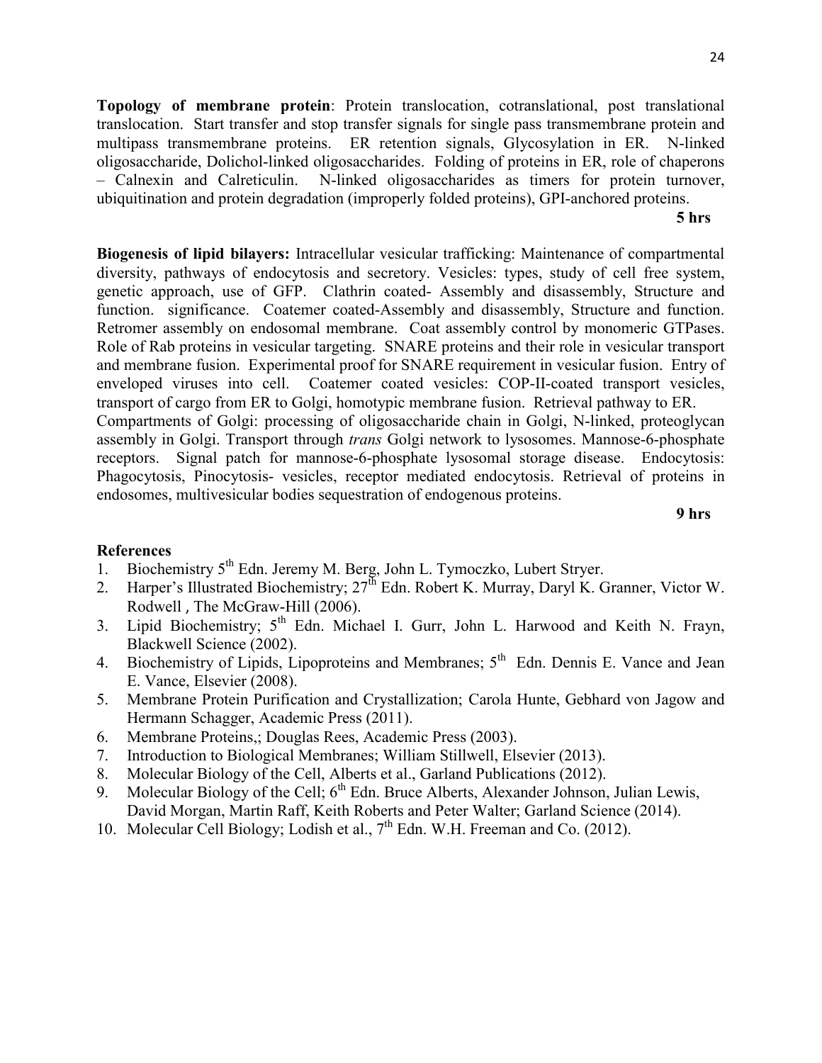**Topology of membrane protein**: Protein translocation, cotranslational, post translational translocation. Start transfer and stop transfer signals for single pass transmembrane protein and multipass transmembrane proteins. ER retention signals, Glycosylation in ER. N-linked oligosaccharide, Dolichol-linked oligosaccharides. Folding of proteins in ER, role of chaperons – Calnexin and Calreticulin. N-linked oligosaccharides as timers for protein turnover, ubiquitination and protein degradation (improperly folded proteins), GPI-anchored proteins.

**5 hrs**

**Biogenesis of lipid bilayers:** Intracellular vesicular trafficking: Maintenance of compartmental diversity, pathways of endocytosis and secretory. Vesicles: types, study of cell free system, genetic approach, use of GFP. Clathrin coated- Assembly and disassembly, Structure and function. significance. Coatemer coated-Assembly and disassembly, Structure and function. Retromer assembly on endosomal membrane. Coat assembly control by monomeric GTPases. Role of Rab proteins in vesicular targeting. SNARE proteins and their role in vesicular transport and membrane fusion. Experimental proof for SNARE requirement in vesicular fusion. Entry of enveloped viruses into cell. Coatemer coated vesicles: COP-II-coated transport vesicles, transport of cargo from ER to Golgi, homotypic membrane fusion. Retrieval pathway to ER.
Compartments of Golgi: processing of oligosaccharide chain in Golgi, N-linked, proteoglycan assembly in Golgi. Transport through *trans* Golgi network to lysosomes. Mannose-6-phosphate receptors. Signal patch for mannose-6-phosphate lysosomal storage disease. Endocytosis: Phagocytosis, Pinocytosis- vesicles, receptor mediated endocytosis. Retrieval of proteins in endosomes, multivesicular bodies sequestration of endogenous proteins.

**9 hrs**

**References**

1. Biochemistry 5th Edn. Jeremy M. Berg, John L. Tymoczko, Lubert Stryer.
2. Harper's Illustrated Biochemistry; 27th Edn. Robert K. Murray, Daryl K. Granner, Victor W. Rodwell , The McGraw-Hill (2006).
3. Lipid Biochemistry; 5th Edn. Michael I. Gurr, John L. Harwood and Keith N. Frayn, Blackwell Science (2002).
4. Biochemistry of Lipids, Lipoproteins and Membranes; 5th Edn. Dennis E. Vance and Jean E. Vance, Elsevier (2008).
5. Membrane Protein Purification and Crystallization; Carola Hunte, Gebhard von Jagow and Hermann Schagger, Academic Press (2011).
6. Membrane Proteins,; Douglas Rees, Academic Press (2003).
7. Introduction to Biological Membranes; William Stillwell, Elsevier (2013).
8. Molecular Biology of the Cell, Alberts et al., Garland Publications (2012).
9. Molecular Biology of the Cell; 6th Edn. Bruce Alberts, Alexander Johnson, Julian Lewis, David Morgan, Martin Raff, Keith Roberts and Peter Walter; Garland Science (2014).
10. Molecular Cell Biology; Lodish et al., 7th Edn. W.H. Freeman and Co. (2012).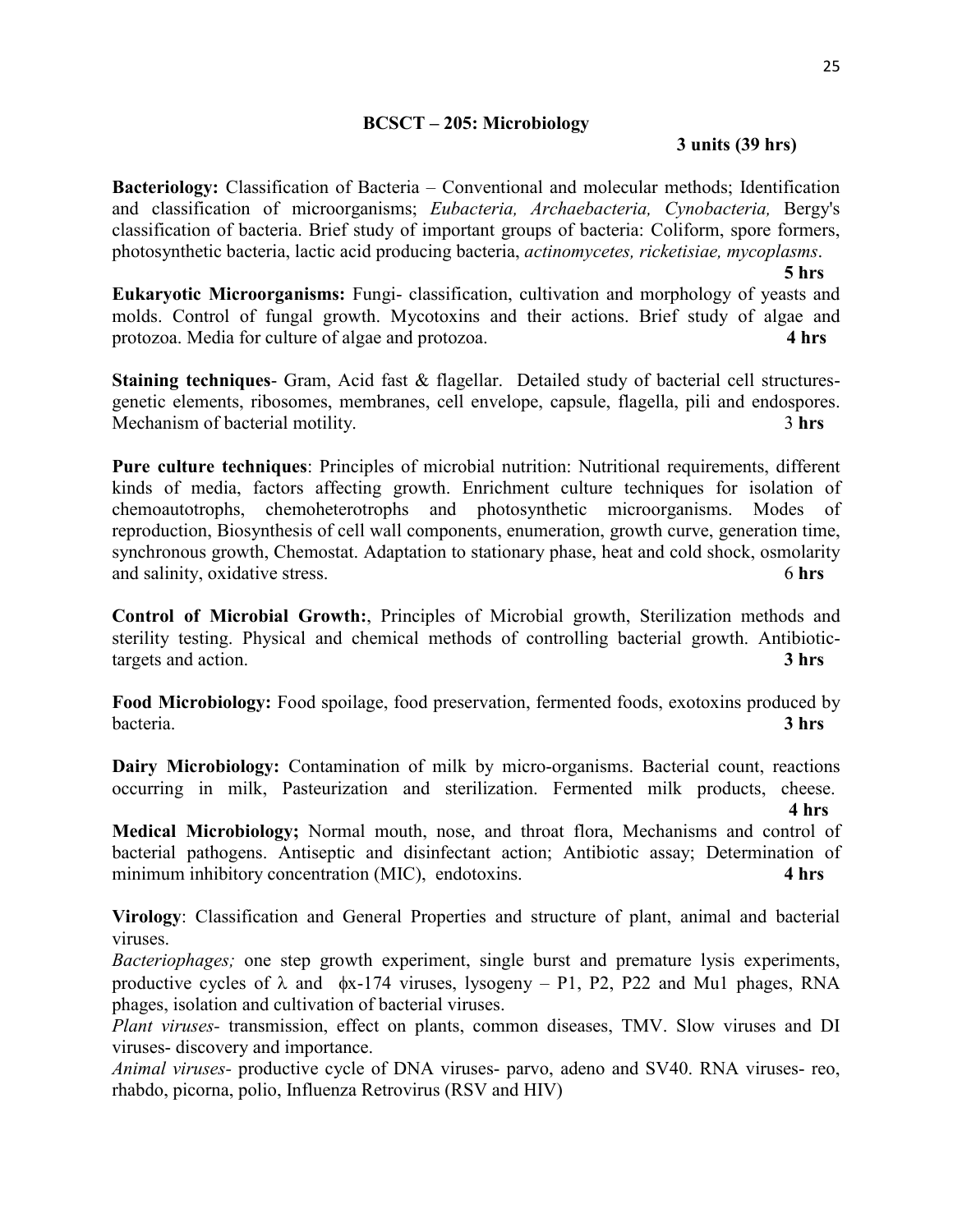## BCSCT – 205: Microbiology

**3 units (39 hrs)**

**Bacteriology:** Classification of Bacteria – Conventional and molecular methods; Identification and classification of microorganisms; *Eubacteria, Archaebacteria, Cynobacteria,* Bergy's classification of bacteria. Brief study of important groups of bacteria: Coliform, spore formers, photosynthetic bacteria, lactic acid producing bacteria, *actinomycetes, ricketisiae, mycoplasms*. **5 hrs**

**Eukaryotic Microorganisms:** Fungi- classification, cultivation and morphology of yeasts and molds. Control of fungal growth. Mycotoxins and their actions. Brief study of algae and protozoa. Media for culture of algae and protozoa. **4 hrs**

**Staining techniques**- Gram, Acid fast & flagellar. Detailed study of bacterial cell structures-genetic elements, ribosomes, membranes, cell envelope, capsule, flagella, pili and endospores. Mechanism of bacterial motility. 3 **hrs**

**Pure culture techniques**: Principles of microbial nutrition: Nutritional requirements, different kinds of media, factors affecting growth. Enrichment culture techniques for isolation of chemoautotrophs, chemoheterotrophs and photosynthetic microorganisms. Modes of reproduction, Biosynthesis of cell wall components, enumeration, growth curve, generation time, synchronous growth, Chemostat. Adaptation to stationary phase, heat and cold shock, osmolarity and salinity, oxidative stress. 6 **hrs**

**Control of Microbial Growth:**, Principles of Microbial growth, Sterilization methods and sterility testing. Physical and chemical methods of controlling bacterial growth. Antibiotic-targets and action. **3 hrs**

**Food Microbiology:** Food spoilage, food preservation, fermented foods, exotoxins produced by bacteria. **3 hrs**

**Dairy Microbiology:** Contamination of milk by micro-organisms. Bacterial count, reactions occurring in milk, Pasteurization and sterilization. Fermented milk products, cheese. **4 hrs**

**Medical Microbiology;** Normal mouth, nose, and throat flora, Mechanisms and control of bacterial pathogens. Antiseptic and disinfectant action; Antibiotic assay; Determination of minimum inhibitory concentration (MIC), endotoxins. **4 hrs**

**Virology**: Classification and General Properties and structure of plant, animal and bacterial viruses.

*Bacteriophages;* one step growth experiment, single burst and premature lysis experiments, productive cycles of $\lambda$ and $\phi$x-174 viruses, lysogeny – P1, P2, P22 and Mu1 phages, RNA phages, isolation and cultivation of bacterial viruses.

*Plant viruses-* transmission, effect on plants, common diseases, TMV. Slow viruses and DI viruses- discovery and importance.

*Animal viruses-* productive cycle of DNA viruses- parvo, adeno and SV40. RNA viruses- reo, rhabdo, picorna, polio, Influenza Retrovirus (RSV and HIV)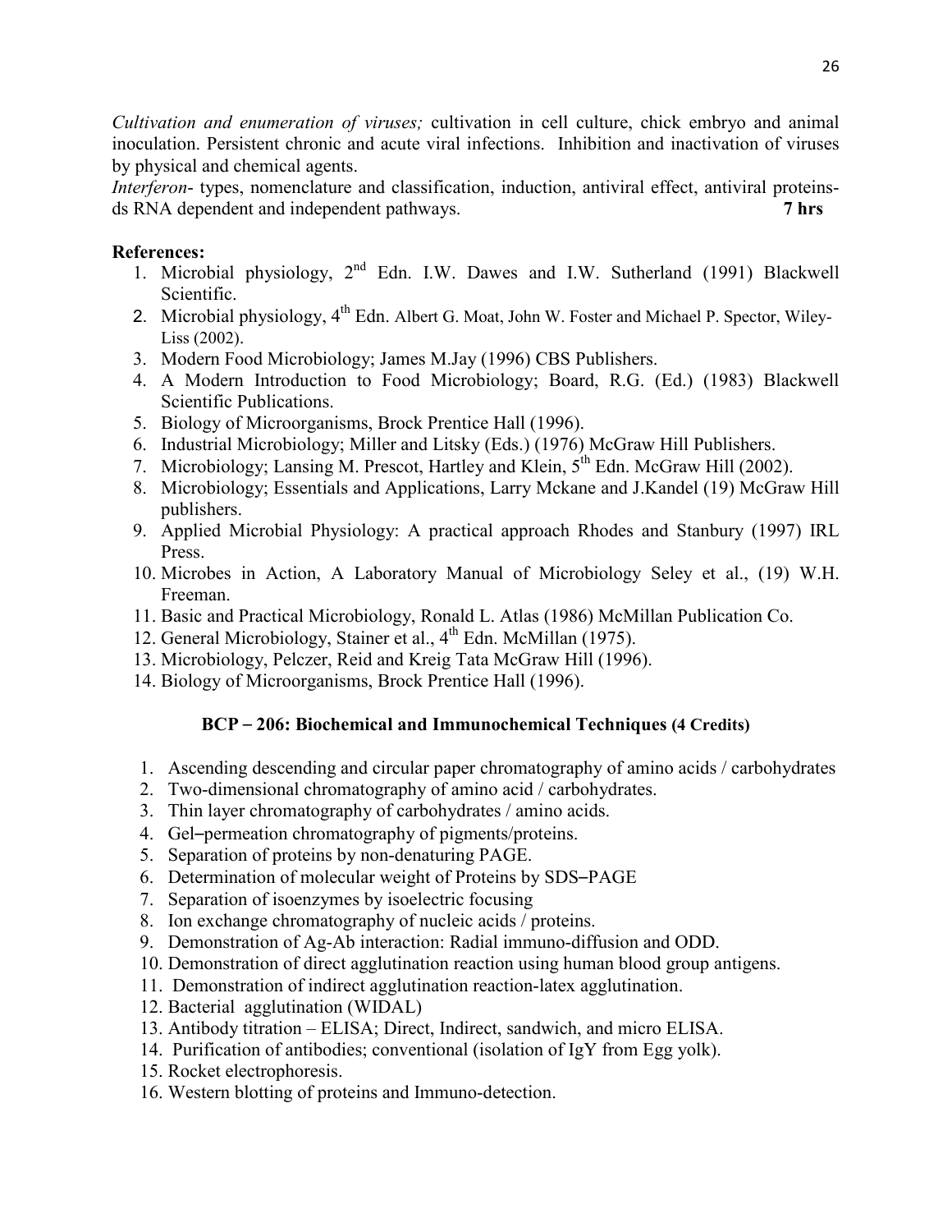*Cultivation and enumeration of viruses;* cultivation in cell culture, chick embryo and animal inoculation. Persistent chronic and acute viral infections. Inhibition and inactivation of viruses by physical and chemical agents.

*Interferon*- types, nomenclature and classification, induction, antiviral effect, antiviral proteins-ds RNA dependent and independent pathways. **7 hrs**

**References:**

1. Microbial physiology, 2nd Edn. I.W. Dawes and I.W. Sutherland (1991) Blackwell Scientific.
2. Microbial physiology, 4th Edn. Albert G. Moat, John W. Foster and Michael P. Spector, Wiley-Liss (2002).
3. Modern Food Microbiology; James M.Jay (1996) CBS Publishers.
4. A Modern Introduction to Food Microbiology; Board, R.G. (Ed.) (1983) Blackwell Scientific Publications.
5. Biology of Microorganisms, Brock Prentice Hall (1996).
6. Industrial Microbiology; Miller and Litsky (Eds.) (1976) McGraw Hill Publishers.
7. Microbiology; Lansing M. Prescot, Hartley and Klein, 5th Edn. McGraw Hill (2002).
8. Microbiology; Essentials and Applications, Larry Mckane and J.Kandel (19) McGraw Hill publishers.
9. Applied Microbial Physiology: A practical approach Rhodes and Stanbury (1997) IRL Press.
10. Microbes in Action, A Laboratory Manual of Microbiology Seley et al., (19) W.H. Freeman.
11. Basic and Practical Microbiology, Ronald L. Atlas (1986) McMillan Publication Co.
12. General Microbiology, Stainer et al., 4th Edn. McMillan (1975).
13. Microbiology, Pelczer, Reid and Kreig Tata McGraw Hill (1996).
14. Biology of Microorganisms, Brock Prentice Hall (1996).

## BCP – 206: Biochemical and Immunochemical Techniques (4 Credits)

1. Ascending descending and circular paper chromatography of amino acids / carbohydrates
2. Two-dimensional chromatography of amino acid / carbohydrates.
3. Thin layer chromatography of carbohydrates / amino acids.
4. Gel–permeation chromatography of pigments/proteins.
5. Separation of proteins by non-denaturing PAGE.
6. Determination of molecular weight of Proteins by SDS–PAGE
7. Separation of isoenzymes by isoelectric focusing
8. Ion exchange chromatography of nucleic acids / proteins.
9. Demonstration of Ag-Ab interaction: Radial immuno-diffusion and ODD.
10. Demonstration of direct agglutination reaction using human blood group antigens.
11. Demonstration of indirect agglutination reaction-latex agglutination.
12. Bacterial agglutination (WIDAL)
13. Antibody titration – ELISA; Direct, Indirect, sandwich, and micro ELISA.
14. Purification of antibodies; conventional (isolation of IgY from Egg yolk).
15. Rocket electrophoresis.
16. Western blotting of proteins and Immuno-detection.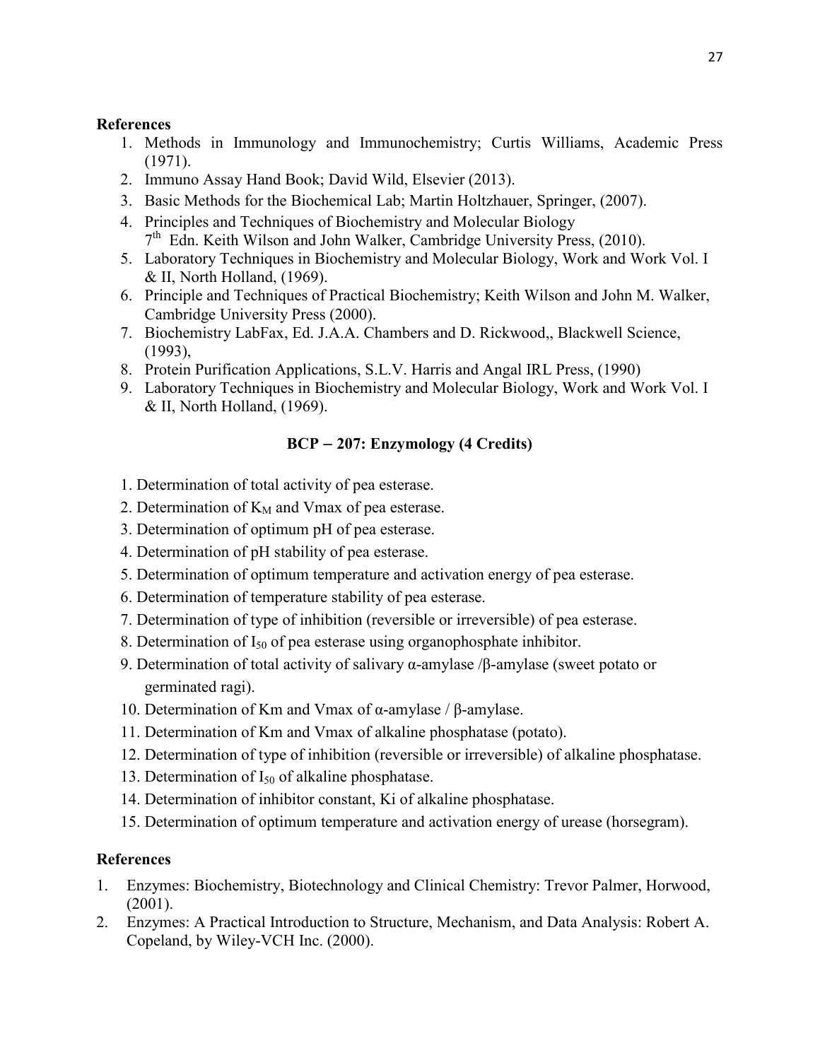**References**

1. Methods in Immunology and Immunochemistry; Curtis Williams, Academic Press (1971).
2. Immuno Assay Hand Book; David Wild, Elsevier (2013).
3. Basic Methods for the Biochemical Lab; Martin Holtzhauer, Springer, (2007).
4. Principles and Techniques of Biochemistry and Molecular Biology 7th Edn. Keith Wilson and John Walker, Cambridge University Press, (2010).
5. Laboratory Techniques in Biochemistry and Molecular Biology, Work and Work Vol. I & II, North Holland, (1969).
6. Principle and Techniques of Practical Biochemistry; Keith Wilson and John M. Walker, Cambridge University Press (2000).
7. Biochemistry LabFax, Ed. J.A.A. Chambers and D. Rickwood,, Blackwell Science, (1993),
8. Protein Purification Applications, S.L.V. Harris and Angal IRL Press, (1990)
9. Laboratory Techniques in Biochemistry and Molecular Biology, Work and Work Vol. I & II, North Holland, (1969).

## BCP – 207: Enzymology (4 Credits)

1. Determination of total activity of pea esterase.
2. Determination of $K_M$ and Vmax of pea esterase.
3. Determination of optimum pH of pea esterase.
4. Determination of pH stability of pea esterase.
5. Determination of optimum temperature and activation energy of pea esterase.
6. Determination of temperature stability of pea esterase.
7. Determination of type of inhibition (reversible or irreversible) of pea esterase.
8. Determination of $I_{50}$ of pea esterase using organophosphate inhibitor.
9. Determination of total activity of salivary α-amylase /β-amylase (sweet potato or germinated ragi).
10. Determination of Km and Vmax of α-amylase / β-amylase.
11. Determination of Km and Vmax of alkaline phosphatase (potato).
12. Determination of type of inhibition (reversible or irreversible) of alkaline phosphatase.
13. Determination of $I_{50}$ of alkaline phosphatase.
14. Determination of inhibitor constant, Ki of alkaline phosphatase.
15. Determination of optimum temperature and activation energy of urease (horsegram).

**References**

1. Enzymes: Biochemistry, Biotechnology and Clinical Chemistry: Trevor Palmer, Horwood, (2001).
2. Enzymes: A Practical Introduction to Structure, Mechanism, and Data Analysis: Robert A. Copeland, by Wiley-VCH Inc. (2000).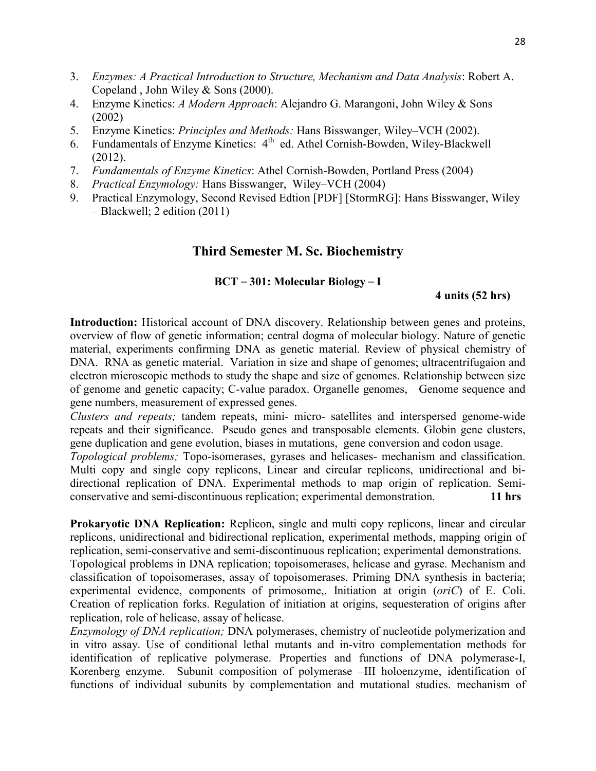3. *Enzymes: A Practical Introduction to Structure, Mechanism and Data Analysis*: Robert A. Copeland , John Wiley & Sons (2000).
4. Enzyme Kinetics: *A Modern Approach*: Alejandro G. Marangoni, John Wiley & Sons (2002)
5. Enzyme Kinetics: *Principles and Methods:* Hans Bisswanger, Wiley–VCH (2002).
6. Fundamentals of Enzyme Kinetics: 4th ed. Athel Cornish-Bowden, Wiley-Blackwell (2012).
7. *Fundamentals of Enzyme Kinetics*: Athel Cornish-Bowden, Portland Press (2004)
8. *Practical Enzymology:* Hans Bisswanger, Wiley–VCH (2004)
9. Practical Enzymology, Second Revised Edtion [PDF] [StormRG]: Hans Bisswanger, Wiley – Blackwell; 2 edition (2011)

## Third Semester M. Sc. Biochemistry

### BCT – 301: Molecular Biology – I

**4 units (52 hrs)**

**Introduction:** Historical account of DNA discovery. Relationship between genes and proteins, overview of flow of genetic information; central dogma of molecular biology. Nature of genetic material, experiments confirming DNA as genetic material. Review of physical chemistry of DNA. RNA as genetic material. Variation in size and shape of genomes; ultracentrifugaion and electron microscopic methods to study the shape and size of genomes. Relationship between size of genome and genetic capacity; C-value paradox. Organelle genomes, Genome sequence and gene numbers, measurement of expressed genes.
*Clusters and repeats;* tandem repeats, mini- micro- satellites and interspersed genome-wide repeats and their significance. Pseudo genes and transposable elements. Globin gene clusters, gene duplication and gene evolution, biases in mutations, gene conversion and codon usage.
*Topological problems;* Topo-isomerases, gyrases and helicases- mechanism and classification. Multi copy and single copy replicons, Linear and circular replicons, unidirectional and bi-directional replication of DNA. Experimental methods to map origin of replication. Semi-conservative and semi-discontinuous replication; experimental demonstration. **11 hrs**

**Prokaryotic DNA Replication:** Replicon, single and multi copy replicons, linear and circular replicons, unidirectional and bidirectional replication, experimental methods, mapping origin of replication, semi-conservative and semi-discontinuous replication; experimental demonstrations.
Topological problems in DNA replication; topoisomerases, helicase and gyrase. Mechanism and classification of topoisomerases, assay of topoisomerases. Priming DNA synthesis in bacteria; experimental evidence, components of primosome,. Initiation at origin (*oriC*) of E. Coli. Creation of replication forks. Regulation of initiation at origins, sequesteration of origins after replication, role of helicase, assay of helicase.
*Enzymology of DNA replication;* DNA polymerases, chemistry of nucleotide polymerization and in vitro assay. Use of conditional lethal mutants and in-vitro complementation methods for identification of replicative polymerase. Properties and functions of DNA polymerase-I, Korenberg enzyme. Subunit composition of polymerase –III holoenzyme, identification of functions of individual subunits by complementation and mutational studies. mechanism of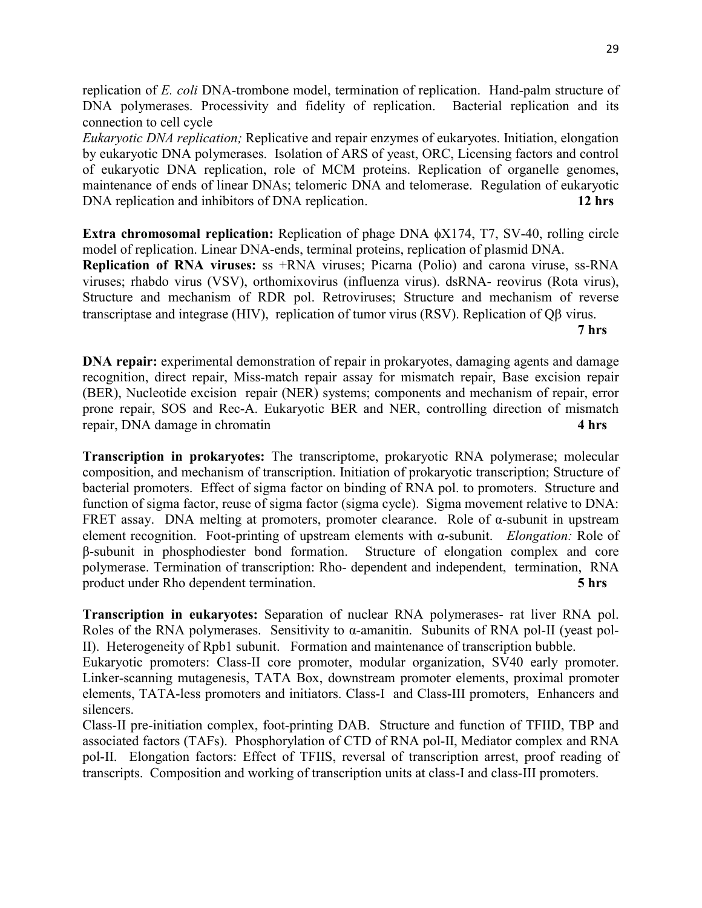replication of *E. coli* DNA-trombone model, termination of replication. Hand-palm structure of DNA polymerases. Processivity and fidelity of replication. Bacterial replication and its connection to cell cycle

*Eukaryotic DNA replication;* Replicative and repair enzymes of eukaryotes. Initiation, elongation by eukaryotic DNA polymerases. Isolation of ARS of yeast, ORC, Licensing factors and control of eukaryotic DNA replication, role of MCM proteins. Replication of organelle genomes, maintenance of ends of linear DNAs; telomeric DNA and telomerase. Regulation of eukaryotic DNA replication and inhibitors of DNA replication. **12 hrs**

**Extra chromosomal replication:** Replication of phage DNA ϕX174, T7, SV-40, rolling circle model of replication. Linear DNA-ends, terminal proteins, replication of plasmid DNA.

**Replication of RNA viruses:** ss +RNA viruses; Picarna (Polio) and carona viruse, ss-RNA viruses; rhabdo virus (VSV), orthomixovirus (influenza virus). dsRNA- reovirus (Rota virus), Structure and mechanism of RDR pol. Retroviruses; Structure and mechanism of reverse transcriptase and integrase (HIV), replication of tumor virus (RSV). Replication of Qβ virus. **7 hrs**

**DNA repair:** experimental demonstration of repair in prokaryotes, damaging agents and damage recognition, direct repair, Miss-match repair assay for mismatch repair, Base excision repair (BER), Nucleotide excision repair (NER) systems; components and mechanism of repair, error prone repair, SOS and Rec-A. Eukaryotic BER and NER, controlling direction of mismatch repair, DNA damage in chromatin **4 hrs**

**Transcription in prokaryotes:** The transcriptome, prokaryotic RNA polymerase; molecular composition, and mechanism of transcription. Initiation of prokaryotic transcription; Structure of bacterial promoters. Effect of sigma factor on binding of RNA pol. to promoters. Structure and function of sigma factor, reuse of sigma factor (sigma cycle). Sigma movement relative to DNA: FRET assay. DNA melting at promoters, promoter clearance. Role of α-subunit in upstream element recognition. Foot-printing of upstream elements with α-subunit. *Elongation:* Role of β-subunit in phosphodiester bond formation. Structure of elongation complex and core polymerase. Termination of transcription: Rho- dependent and independent, termination, RNA product under Rho dependent termination. **5 hrs**

**Transcription in eukaryotes:** Separation of nuclear RNA polymerases- rat liver RNA pol. Roles of the RNA polymerases. Sensitivity to α-amanitin. Subunits of RNA pol-II (yeast pol-II). Heterogeneity of Rpb1 subunit. Formation and maintenance of transcription bubble.

Eukaryotic promoters: Class-II core promoter, modular organization, SV40 early promoter. Linker-scanning mutagenesis, TATA Box, downstream promoter elements, proximal promoter elements, TATA-less promoters and initiators. Class-I and Class-III promoters, Enhancers and silencers.

Class-II pre-initiation complex, foot-printing DAB. Structure and function of TFIID, TBP and associated factors (TAFs). Phosphorylation of CTD of RNA pol-II, Mediator complex and RNA pol-II. Elongation factors: Effect of TFIIS, reversal of transcription arrest, proof reading of transcripts. Composition and working of transcription units at class-I and class-III promoters.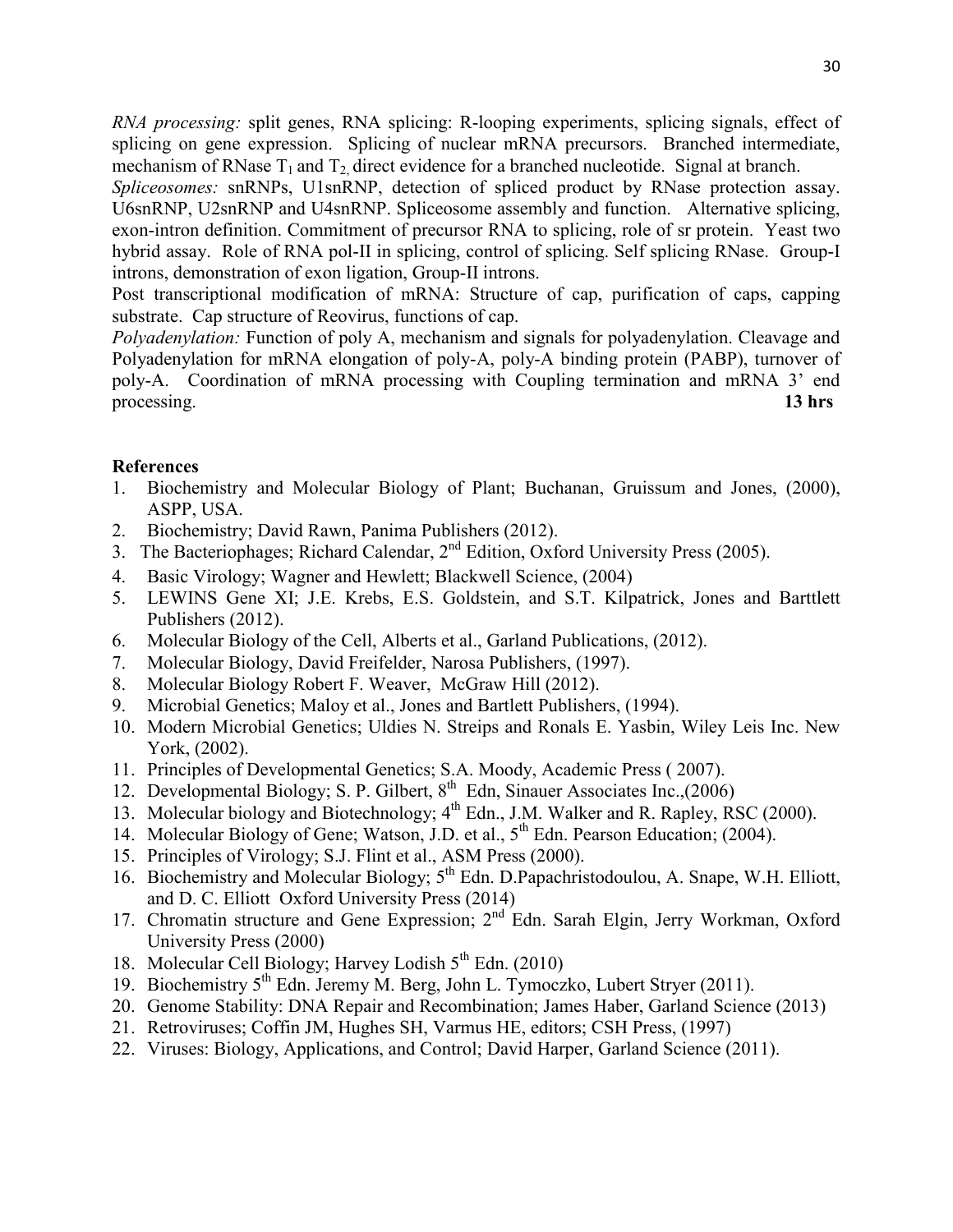*RNA processing:* split genes, RNA splicing: R-looping experiments, splicing signals, effect of splicing on gene expression. Splicing of nuclear mRNA precursors. Branched intermediate, mechanism of RNase $T_1$ and $T_2$, direct evidence for a branched nucleotide. Signal at branch.
*Spliceosomes:* snRNPs, U1snRNP, detection of spliced product by RNase protection assay. U6snRNP, U2snRNP and U4snRNP. Spliceosome assembly and function. Alternative splicing, exon-intron definition. Commitment of precursor RNA to splicing, role of sr protein. Yeast two hybrid assay. Role of RNA pol-II in splicing, control of splicing. Self splicing RNase. Group-I introns, demonstration of exon ligation, Group-II introns.
Post transcriptional modification of mRNA: Structure of cap, purification of caps, capping substrate. Cap structure of Reovirus, functions of cap.
*Polyadenylation:* Function of poly A, mechanism and signals for polyadenylation. Cleavage and Polyadenylation for mRNA elongation of poly-A, poly-A binding protein (PABP), turnover of poly-A. Coordination of mRNA processing with Coupling termination and mRNA 3' end processing. **13 hrs**

**References**

1. Biochemistry and Molecular Biology of Plant; Buchanan, Gruissum and Jones, (2000), ASPP, USA.
2. Biochemistry; David Rawn, Panima Publishers (2012).
3. The Bacteriophages; Richard Calendar, 2nd Edition, Oxford University Press (2005).
4. Basic Virology; Wagner and Hewlett; Blackwell Science, (2004)
5. LEWINS Gene XI; J.E. Krebs, E.S. Goldstein, and S.T. Kilpatrick, Jones and Barttlett Publishers (2012).
6. Molecular Biology of the Cell, Alberts et al., Garland Publications, (2012).
7. Molecular Biology, David Freifelder, Narosa Publishers, (1997).
8. Molecular Biology Robert F. Weaver, McGraw Hill (2012).
9. Microbial Genetics; Maloy et al., Jones and Bartlett Publishers, (1994).
10. Modern Microbial Genetics; Uldies N. Streips and Ronals E. Yasbin, Wiley Leis Inc. New York, (2002).
11. Principles of Developmental Genetics; S.A. Moody, Academic Press ( 2007).
12. Developmental Biology; S. P. Gilbert, 8th Edn, Sinauer Associates Inc.,(2006)
13. Molecular biology and Biotechnology; 4th Edn., J.M. Walker and R. Rapley, RSC (2000).
14. Molecular Biology of Gene; Watson, J.D. et al., 5th Edn. Pearson Education; (2004).
15. Principles of Virology; S.J. Flint et al., ASM Press (2000).
16. Biochemistry and Molecular Biology; 5th Edn. D.Papachristodoulou, A. Snape, W.H. Elliott, and D. C. Elliott Oxford University Press (2014)
17. Chromatin structure and Gene Expression; 2nd Edn. Sarah Elgin, Jerry Workman, Oxford University Press (2000)
18. Molecular Cell Biology; Harvey Lodish 5th Edn. (2010)
19. Biochemistry 5th Edn. Jeremy M. Berg, John L. Tymoczko, Lubert Stryer (2011).
20. Genome Stability: DNA Repair and Recombination; James Haber, Garland Science (2013)
21. Retroviruses; Coffin JM, Hughes SH, Varmus HE, editors; CSH Press, (1997)
22. Viruses: Biology, Applications, and Control; David Harper, Garland Science (2011).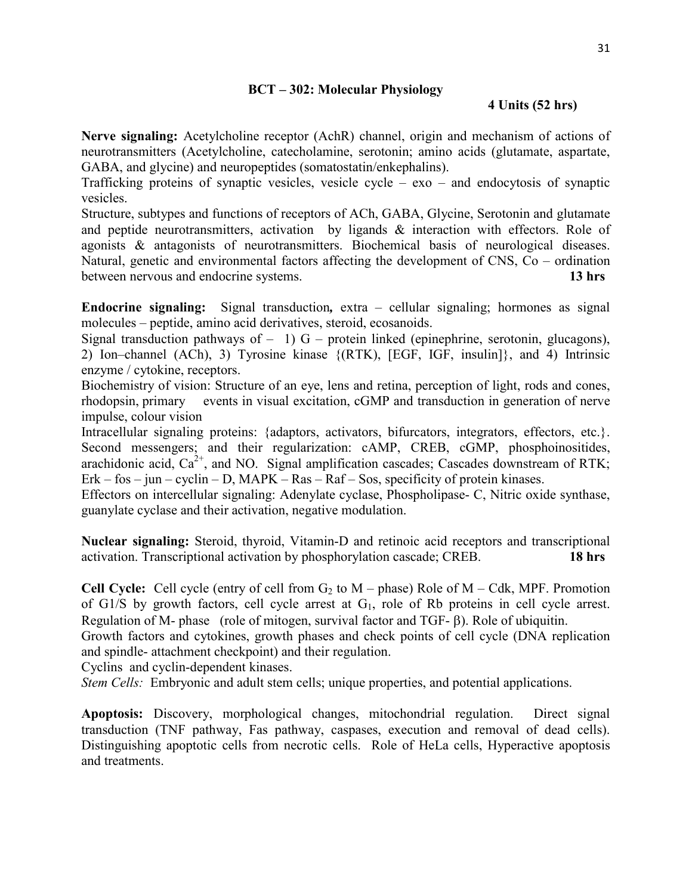## BCT – 302: Molecular Physiology

**4 Units (52 hrs)**

**Nerve signaling:** Acetylcholine receptor (AchR) channel, origin and mechanism of actions of neurotransmitters (Acetylcholine, catecholamine, serotonin; amino acids (glutamate, aspartate, GABA, and glycine) and neuropeptides (somatostatin/enkephalins).

Trafficking proteins of synaptic vesicles, vesicle cycle – exo – and endocytosis of synaptic vesicles.

Structure, subtypes and functions of receptors of ACh, GABA, Glycine, Serotonin and glutamate and peptide neurotransmitters, activation by ligands & interaction with effectors. Role of agonists & antagonists of neurotransmitters. Biochemical basis of neurological diseases. Natural, genetic and environmental factors affecting the development of CNS, Co – ordination between nervous and endocrine systems. **13 hrs**

**Endocrine signaling:** Signal transduction**,** extra – cellular signaling; hormones as signal molecules – peptide, amino acid derivatives, steroid, ecosanoids.

Signal transduction pathways of – 1) G – protein linked (epinephrine, serotonin, glucagons), 2) Ion–channel (ACh), 3) Tyrosine kinase {(RTK), [EGF, IGF, insulin]}, and 4) Intrinsic enzyme / cytokine, receptors.

Biochemistry of vision: Structure of an eye, lens and retina, perception of light, rods and cones, rhodopsin, primary events in visual excitation, cGMP and transduction in generation of nerve impulse, colour vision

Intracellular signaling proteins: {adaptors, activators, bifurcators, integrators, effectors, etc.}. Second messengers; and their regularization: cAMP, CREB, cGMP, phosphoinositides, arachidonic acid, $Ca^{2+}$, and NO. Signal amplification cascades; Cascades downstream of RTK; Erk – fos – jun – cyclin – D, MAPK – Ras – Raf – Sos, specificity of protein kinases.

Effectors on intercellular signaling: Adenylate cyclase, Phospholipase- C, Nitric oxide synthase, guanylate cyclase and their activation, negative modulation.

**Nuclear signaling:** Steroid, thyroid, Vitamin-D and retinoic acid receptors and transcriptional activation. Transcriptional activation by phosphorylation cascade; CREB. **18 hrs**

**Cell Cycle:** Cell cycle (entry of cell from $G_2$ to M – phase) Role of M – Cdk, MPF. Promotion of G1/S by growth factors, cell cycle arrest at $G_1$, role of Rb proteins in cell cycle arrest. Regulation of M- phase (role of mitogen, survival factor and TGF- $\beta$). Role of ubiquitin.

Growth factors and cytokines, growth phases and check points of cell cycle (DNA replication and spindle- attachment checkpoint) and their regulation.

Cyclins and cyclin-dependent kinases.

*Stem Cells:* Embryonic and adult stem cells; unique properties, and potential applications.

**Apoptosis:** Discovery, morphological changes, mitochondrial regulation. Direct signal transduction (TNF pathway, Fas pathway, caspases, execution and removal of dead cells). Distinguishing apoptotic cells from necrotic cells. Role of HeLa cells, Hyperactive apoptosis and treatments.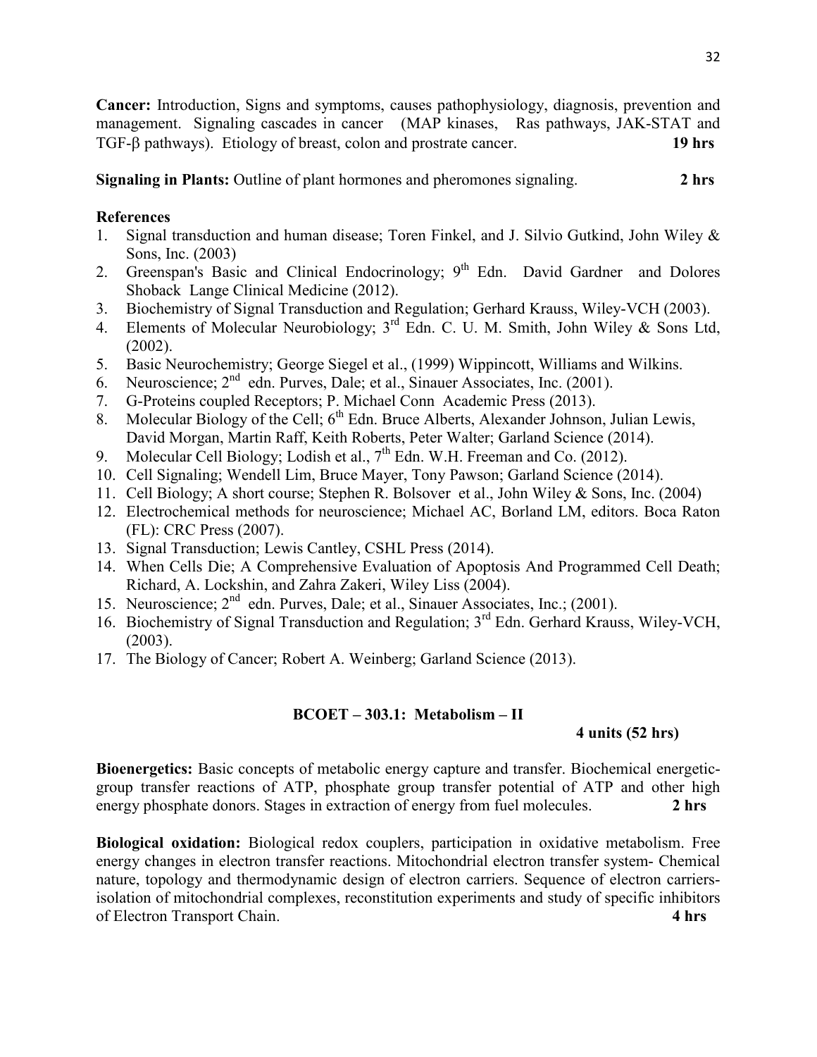**Cancer:** Introduction, Signs and symptoms, causes pathophysiology, diagnosis, prevention and management. Signaling cascades in cancer (MAP kinases, Ras pathways, JAK-STAT and TGF-β pathways). Etiology of breast, colon and prostrate cancer. **19 hrs**

**Signaling in Plants:** Outline of plant hormones and pheromones signaling. **2 hrs**

**References**

1. Signal transduction and human disease; Toren Finkel, and J. Silvio Gutkind, John Wiley & Sons, Inc. (2003)
2. Greenspan's Basic and Clinical Endocrinology; 9th Edn. David Gardner and Dolores Shoback Lange Clinical Medicine (2012).
3. Biochemistry of Signal Transduction and Regulation; Gerhard Krauss, Wiley-VCH (2003).
4. Elements of Molecular Neurobiology; 3rd Edn. C. U. M. Smith, John Wiley & Sons Ltd, (2002).
5. Basic Neurochemistry; George Siegel et al., (1999) Wippincott, Williams and Wilkins.
6. Neuroscience; 2nd edn. Purves, Dale; et al., Sinauer Associates, Inc. (2001).
7. G-Proteins coupled Receptors; P. Michael Conn Academic Press (2013).
8. Molecular Biology of the Cell; 6th Edn. Bruce Alberts, Alexander Johnson, Julian Lewis, David Morgan, Martin Raff, Keith Roberts, Peter Walter; Garland Science (2014).
9. Molecular Cell Biology; Lodish et al., 7th Edn. W.H. Freeman and Co. (2012).
10. Cell Signaling; Wendell Lim, Bruce Mayer, Tony Pawson; Garland Science (2014).
11. Cell Biology; A short course; Stephen R. Bolsover et al., John Wiley & Sons, Inc. (2004)
12. Electrochemical methods for neuroscience; Michael AC, Borland LM, editors. Boca Raton (FL): CRC Press (2007).
13. Signal Transduction; Lewis Cantley, CSHL Press (2014).
14. When Cells Die; A Comprehensive Evaluation of Apoptosis And Programmed Cell Death; Richard, A. Lockshin, and Zahra Zakeri, Wiley Liss (2004).
15. Neuroscience; 2nd edn. Purves, Dale; et al., Sinauer Associates, Inc.; (2001).
16. Biochemistry of Signal Transduction and Regulation; 3rd Edn. Gerhard Krauss, Wiley-VCH, (2003).
17. The Biology of Cancer; Robert A. Weinberg; Garland Science (2013).

## BCOET – 303.1: Metabolism – II

**4 units (52 hrs)**

**Bioenergetics:** Basic concepts of metabolic energy capture and transfer. Biochemical energetic-group transfer reactions of ATP, phosphate group transfer potential of ATP and other high energy phosphate donors. Stages in extraction of energy from fuel molecules. **2 hrs**

**Biological oxidation:** Biological redox couplers, participation in oxidative metabolism. Free energy changes in electron transfer reactions. Mitochondrial electron transfer system- Chemical nature, topology and thermodynamic design of electron carriers. Sequence of electron carriers-isolation of mitochondrial complexes, reconstitution experiments and study of specific inhibitors of Electron Transport Chain. **4 hrs**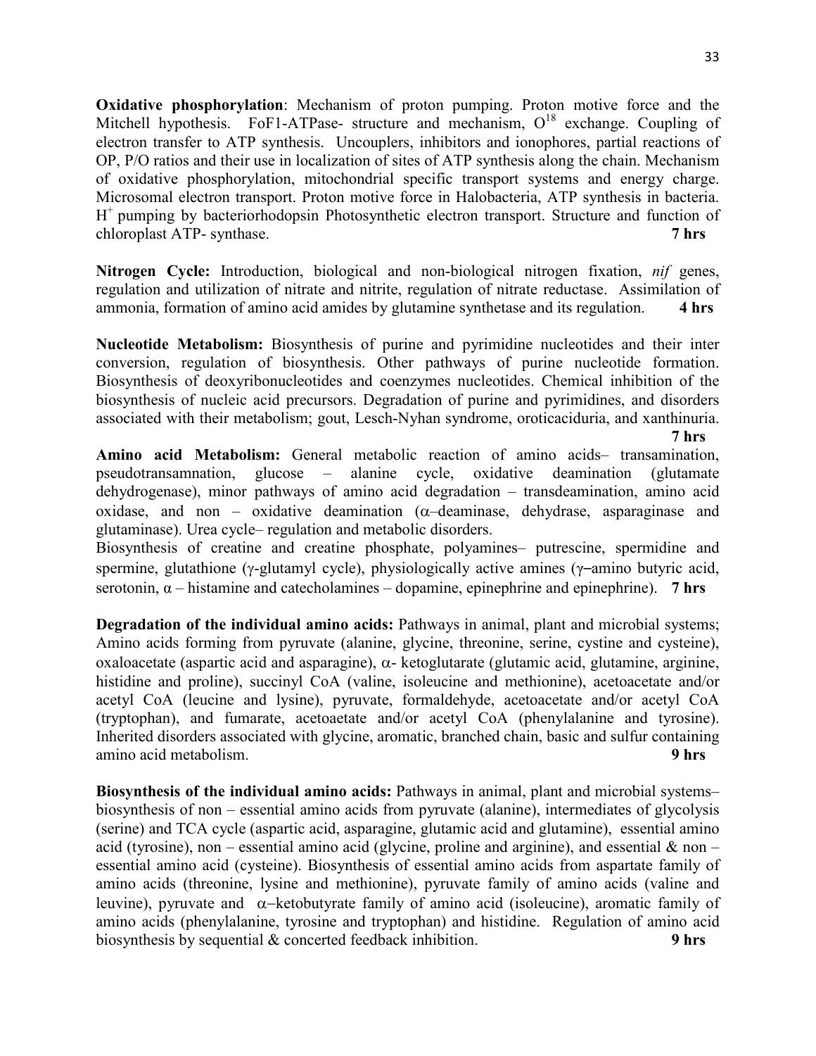**Oxidative phosphorylation**: Mechanism of proton pumping. Proton motive force and the Mitchell hypothesis. FoF1-ATPase- structure and mechanism, $O^{18}$ exchange. Coupling of electron transfer to ATP synthesis. Uncouplers, inhibitors and ionophores, partial reactions of OP, P/O ratios and their use in localization of sites of ATP synthesis along the chain. Mechanism of oxidative phosphorylation, mitochondrial specific transport systems and energy charge. Microsomal electron transport. Proton motive force in Halobacteria, ATP synthesis in bacteria. $H^+$ pumping by bacteriorhodopsin Photosynthetic electron transport. Structure and function of chloroplast ATP- synthase. **7 hrs**

**Nitrogen Cycle:** Introduction, biological and non-biological nitrogen fixation, *nif* genes, regulation and utilization of nitrate and nitrite, regulation of nitrate reductase. Assimilation of ammonia, formation of amino acid amides by glutamine synthetase and its regulation. **4 hrs**

**Nucleotide Metabolism:** Biosynthesis of purine and pyrimidine nucleotides and their inter conversion, regulation of biosynthesis. Other pathways of purine nucleotide formation. Biosynthesis of deoxyribonucleotides and coenzymes nucleotides. Chemical inhibition of the biosynthesis of nucleic acid precursors. Degradation of purine and pyrimidines, and disorders associated with their metabolism; gout, Lesch-Nyhan syndrome, oroticaciduria, and xanthinuria. **7 hrs**

**Amino acid Metabolism:** General metabolic reaction of amino acids– transamination, pseudotransamnation, glucose – alanine cycle, oxidative deamination (glutamate dehydrogenase), minor pathways of amino acid degradation – transdeamination, amino acid oxidase, and non – oxidative deamination (α–deaminase, dehydrase, asparaginase and glutaminase). Urea cycle– regulation and metabolic disorders.

Biosynthesis of creatine and creatine phosphate, polyamines– putrescine, spermidine and spermine, glutathione (γ-glutamyl cycle), physiologically active amines (γ–amino butyric acid, serotonin, α – histamine and catecholamines – dopamine, epinephrine and epinephrine). **7 hrs**

**Degradation of the individual amino acids:** Pathways in animal, plant and microbial systems; Amino acids forming from pyruvate (alanine, glycine, threonine, serine, cystine and cysteine), oxaloacetate (aspartic acid and asparagine), α- ketoglutarate (glutamic acid, glutamine, arginine, histidine and proline), succinyl CoA (valine, isoleucine and methionine), acetoacetate and/or acetyl CoA (leucine and lysine), pyruvate, formaldehyde, acetoacetate and/or acetyl CoA (tryptophan), and fumarate, acetoaetate and/or acetyl CoA (phenylalanine and tyrosine). Inherited disorders associated with glycine, aromatic, branched chain, basic and sulfur containing amino acid metabolism. **9 hrs**

**Biosynthesis of the individual amino acids:** Pathways in animal, plant and microbial systems– biosynthesis of non – essential amino acids from pyruvate (alanine), intermediates of glycolysis (serine) and TCA cycle (aspartic acid, asparagine, glutamic acid and glutamine), essential amino acid (tyrosine), non – essential amino acid (glycine, proline and arginine), and essential & non – essential amino acid (cysteine). Biosynthesis of essential amino acids from aspartate family of amino acids (threonine, lysine and methionine), pyruvate family of amino acids (valine and leuvine), pyruvate and α–ketobutyrate family of amino acid (isoleucine), aromatic family of amino acids (phenylalanine, tyrosine and tryptophan) and histidine. Regulation of amino acid biosynthesis by sequential & concerted feedback inhibition. **9 hrs**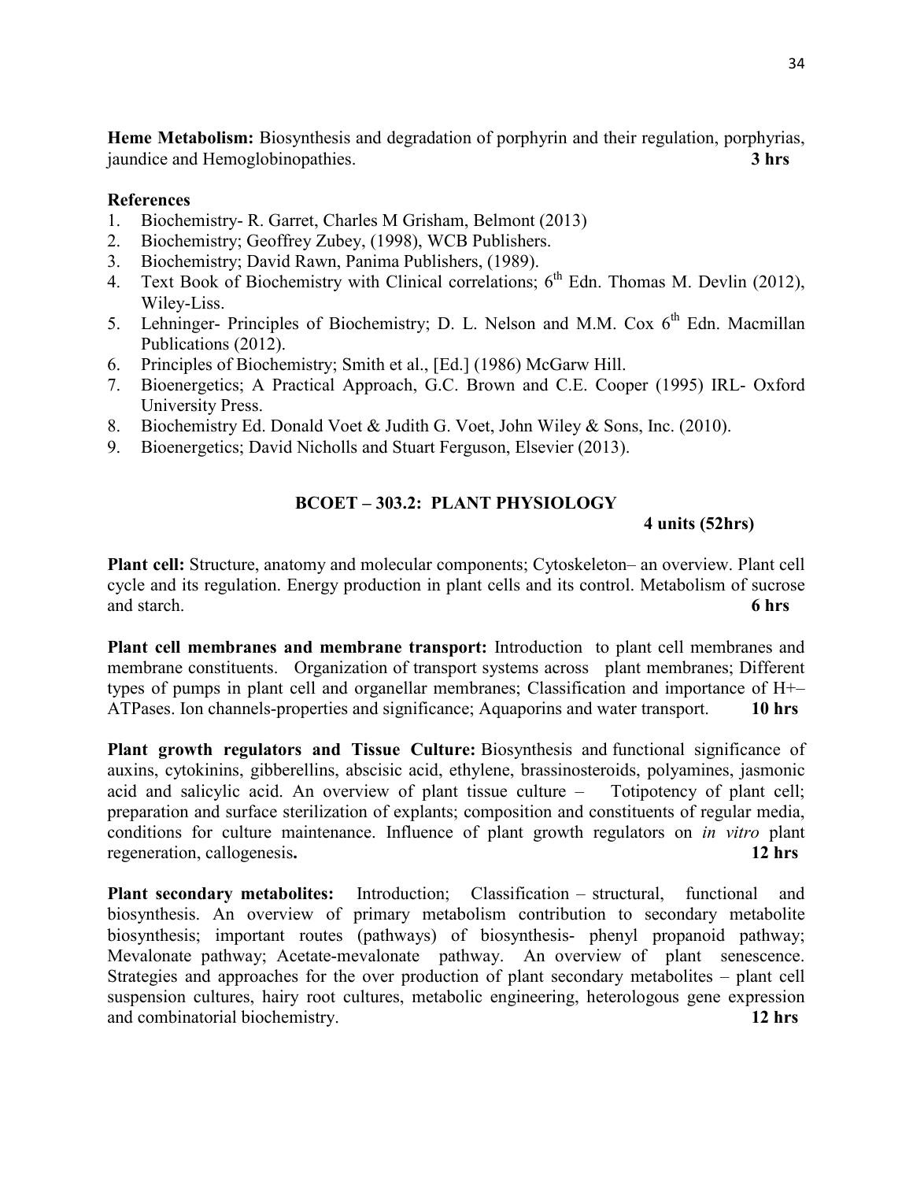**Heme Metabolism:** Biosynthesis and degradation of porphyrin and their regulation, porphyrias, jaundice and Hemoglobinopathies. **3 hrs**

**References**

1. Biochemistry- R. Garret, Charles M Grisham, Belmont (2013)
2. Biochemistry; Geoffrey Zubey, (1998), WCB Publishers.
3. Biochemistry; David Rawn, Panima Publishers, (1989).
4. Text Book of Biochemistry with Clinical correlations; 6th Edn. Thomas M. Devlin (2012), Wiley-Liss.
5. Lehninger- Principles of Biochemistry; D. L. Nelson and M.M. Cox 6th Edn. Macmillan Publications (2012).
6. Principles of Biochemistry; Smith et al., [Ed.] (1986) McGarw Hill.
7. Bioenergetics; A Practical Approach, G.C. Brown and C.E. Cooper (1995) IRL- Oxford University Press.
8. Biochemistry Ed. Donald Voet & Judith G. Voet, John Wiley & Sons, Inc. (2010).
9. Bioenergetics; David Nicholls and Stuart Ferguson, Elsevier (2013).

## BCOET – 303.2: PLANT PHYSIOLOGY

**4 units (52hrs)**

**Plant cell:** Structure, anatomy and molecular components; Cytoskeleton– an overview. Plant cell cycle and its regulation. Energy production in plant cells and its control. Metabolism of sucrose and starch. **6 hrs**

**Plant cell membranes and membrane transport:** Introduction to plant cell membranes and membrane constituents. Organization of transport systems across plant membranes; Different types of pumps in plant cell and organellar membranes; Classification and importance of H+– ATPases. Ion channels-properties and significance; Aquaporins and water transport. **10 hrs**

**Plant growth regulators and Tissue Culture:** Biosynthesis and functional significance of auxins, cytokinins, gibberellins, abscisic acid, ethylene, brassinosteroids, polyamines, jasmonic acid and salicylic acid. An overview of plant tissue culture – Totipotency of plant cell; preparation and surface sterilization of explants; composition and constituents of regular media, conditions for culture maintenance. Influence of plant growth regulators on *in vitro* plant regeneration, callogenesis**.** **12 hrs**

**Plant secondary metabolites:** Introduction; Classification – structural, functional and biosynthesis. An overview of primary metabolism contribution to secondary metabolite biosynthesis; important routes (pathways) of biosynthesis- phenyl propanoid pathway; Mevalonate pathway; Acetate-mevalonate pathway. An overview of plant senescence. Strategies and approaches for the over production of plant secondary metabolites – plant cell suspension cultures, hairy root cultures, metabolic engineering, heterologous gene expression and combinatorial biochemistry. **12 hrs**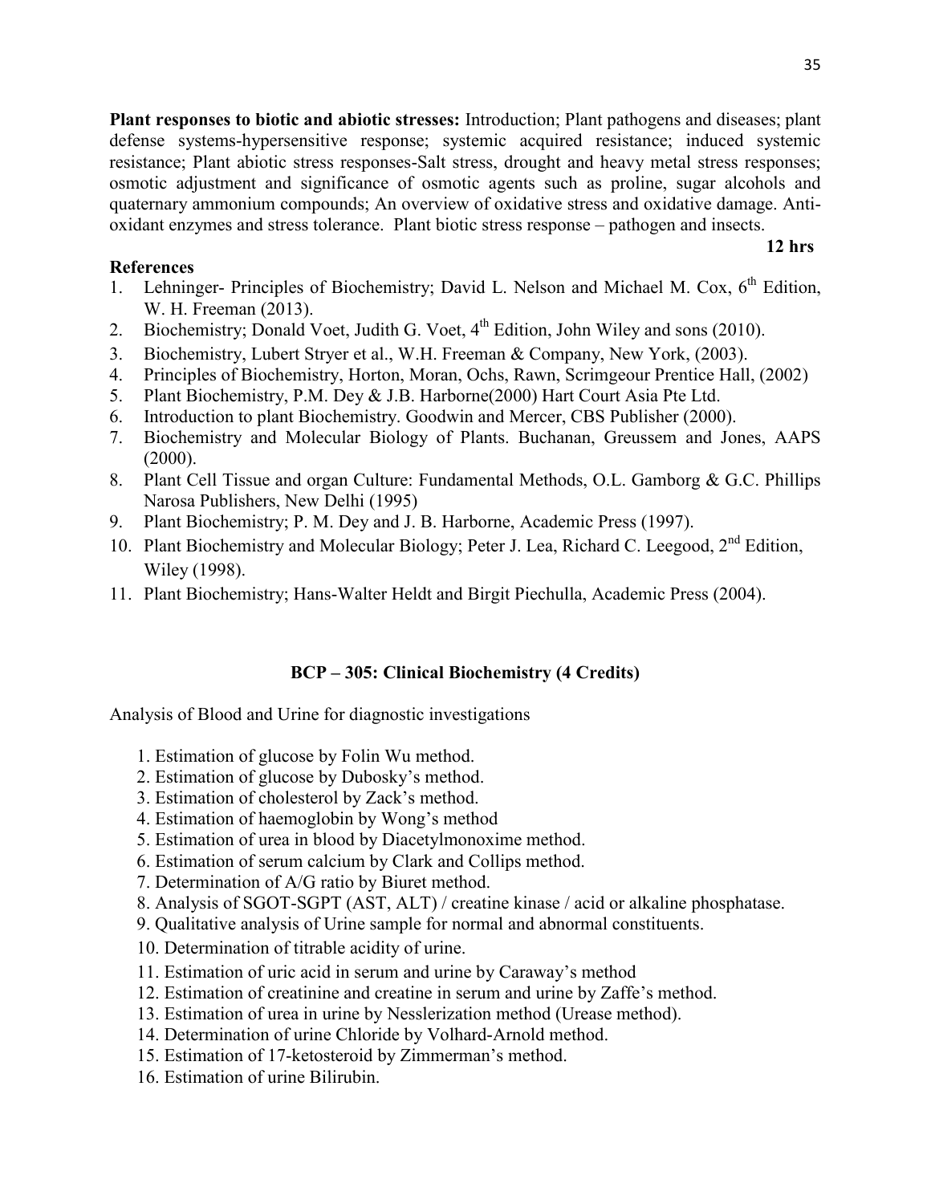**Plant responses to biotic and abiotic stresses:** Introduction; Plant pathogens and diseases; plant defense systems-hypersensitive response; systemic acquired resistance; induced systemic resistance; Plant abiotic stress responses-Salt stress, drought and heavy metal stress responses; osmotic adjustment and significance of osmotic agents such as proline, sugar alcohols and quaternary ammonium compounds; An overview of oxidative stress and oxidative damage. Anti-oxidant enzymes and stress tolerance. Plant biotic stress response – pathogen and insects.

**12 hrs**

**References**

1. Lehninger- Principles of Biochemistry; David L. Nelson and Michael M. Cox, 6th Edition, W. H. Freeman (2013).
2. Biochemistry; Donald Voet, Judith G. Voet, 4th Edition, John Wiley and sons (2010).
3. Biochemistry, Lubert Stryer et al., W.H. Freeman & Company, New York, (2003).
4. Principles of Biochemistry, Horton, Moran, Ochs, Rawn, Scrimgeour Prentice Hall, (2002)
5. Plant Biochemistry, P.M. Dey & J.B. Harborne(2000) Hart Court Asia Pte Ltd.
6. Introduction to plant Biochemistry. Goodwin and Mercer, CBS Publisher (2000).
7. Biochemistry and Molecular Biology of Plants. Buchanan, Greussem and Jones, AAPS (2000).
8. Plant Cell Tissue and organ Culture: Fundamental Methods, O.L. Gamborg & G.C. Phillips Narosa Publishers, New Delhi (1995)
9. Plant Biochemistry; P. M. Dey and J. B. Harborne, Academic Press (1997).
10. Plant Biochemistry and Molecular Biology; Peter J. Lea, Richard C. Leegood, 2nd Edition, Wiley (1998).
11. Plant Biochemistry; Hans-Walter Heldt and Birgit Piechulla, Academic Press (2004).

## BCP – 305: Clinical Biochemistry (4 Credits)

Analysis of Blood and Urine for diagnostic investigations

1. Estimation of glucose by Folin Wu method.
2. Estimation of glucose by Dubosky's method.
3. Estimation of cholesterol by Zack's method.
4. Estimation of haemoglobin by Wong's method
5. Estimation of urea in blood by Diacetylmonoxime method.
6. Estimation of serum calcium by Clark and Collips method.
7. Determination of A/G ratio by Biuret method.
8. Analysis of SGOT-SGPT (AST, ALT) / creatine kinase / acid or alkaline phosphatase.
9. Qualitative analysis of Urine sample for normal and abnormal constituents.
10. Determination of titrable acidity of urine.
11. Estimation of uric acid in serum and urine by Caraway's method
12. Estimation of creatinine and creatine in serum and urine by Zaffe's method.
13. Estimation of urea in urine by Nesslerization method (Urease method).
14. Determination of urine Chloride by Volhard-Arnold method.
15. Estimation of 17-ketosteroid by Zimmerman's method.
16. Estimation of urine Bilirubin.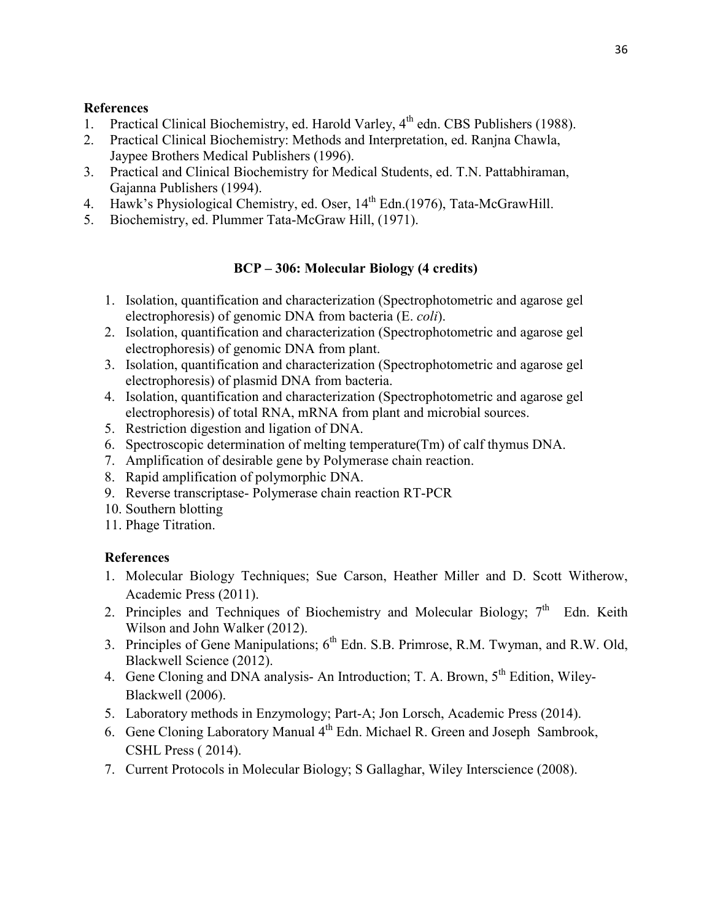**References**

1. Practical Clinical Biochemistry, ed. Harold Varley, 4th edn. CBS Publishers (1988).
2. Practical Clinical Biochemistry: Methods and Interpretation, ed. Ranjna Chawla, Jaypee Brothers Medical Publishers (1996).
3. Practical and Clinical Biochemistry for Medical Students, ed. T.N. Pattabhiraman, Gajanna Publishers (1994).
4. Hawk's Physiological Chemistry, ed. Oser, 14th Edn.(1976), Tata-McGrawHill.
5. Biochemistry, ed. Plummer Tata-McGraw Hill, (1971).

## BCP – 306: Molecular Biology (4 credits)

1. Isolation, quantification and characterization (Spectrophotometric and agarose gel electrophoresis) of genomic DNA from bacteria (E. *coli*).
2. Isolation, quantification and characterization (Spectrophotometric and agarose gel electrophoresis) of genomic DNA from plant.
3. Isolation, quantification and characterization (Spectrophotometric and agarose gel electrophoresis) of plasmid DNA from bacteria.
4. Isolation, quantification and characterization (Spectrophotometric and agarose gel electrophoresis) of total RNA, mRNA from plant and microbial sources.
5. Restriction digestion and ligation of DNA.
6. Spectroscopic determination of melting temperature(Tm) of calf thymus DNA.
7. Amplification of desirable gene by Polymerase chain reaction.
8. Rapid amplification of polymorphic DNA.
9. Reverse transcriptase- Polymerase chain reaction RT-PCR
10. Southern blotting
11. Phage Titration.

**References**

1. Molecular Biology Techniques; Sue Carson, Heather Miller and D. Scott Witherow, Academic Press (2011).
2. Principles and Techniques of Biochemistry and Molecular Biology; 7th Edn. Keith Wilson and John Walker (2012).
3. Principles of Gene Manipulations; 6th Edn. S.B. Primrose, R.M. Twyman, and R.W. Old, Blackwell Science (2012).
4. Gene Cloning and DNA analysis- An Introduction; T. A. Brown, 5th Edition, Wiley-Blackwell (2006).
5. Laboratory methods in Enzymology; Part-A; Jon Lorsch, Academic Press (2014).
6. Gene Cloning Laboratory Manual 4th Edn. Michael R. Green and Joseph Sambrook, CSHL Press ( 2014).
7. Current Protocols in Molecular Biology; S Gallaghar, Wiley Interscience (2008).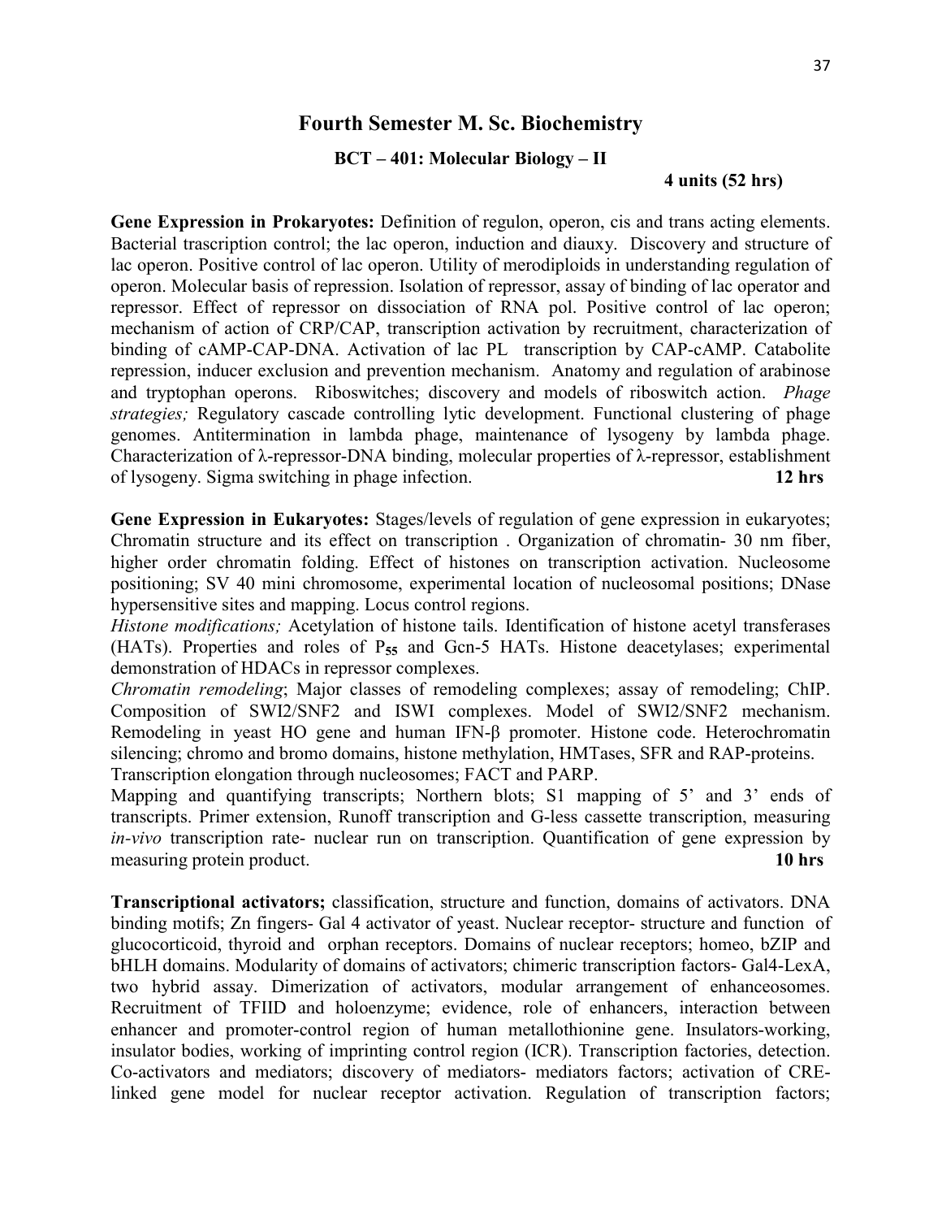## Fourth Semester M. Sc. Biochemistry

### BCT – 401: Molecular Biology – II

**4 units (52 hrs)**

**Gene Expression in Prokaryotes:** Definition of regulon, operon, cis and trans acting elements. Bacterial trascription control; the lac operon, induction and diauxy. Discovery and structure of lac operon. Positive control of lac operon. Utility of merodiploids in understanding regulation of operon. Molecular basis of repression. Isolation of repressor, assay of binding of lac operator and repressor. Effect of repressor on dissociation of RNA pol. Positive control of lac operon; mechanism of action of CRP/CAP, transcription activation by recruitment, characterization of binding of cAMP-CAP-DNA. Activation of lac PL transcription by CAP-cAMP. Catabolite repression, inducer exclusion and prevention mechanism. Anatomy and regulation of arabinose and tryptophan operons. Riboswitches; discovery and models of riboswitch action. *Phage strategies;* Regulatory cascade controlling lytic development. Functional clustering of phage genomes. Antitermination in lambda phage, maintenance of lysogeny by lambda phage. Characterization of λ-repressor-DNA binding, molecular properties of λ-repressor, establishment of lysogeny. Sigma switching in phage infection. **12 hrs**

**Gene Expression in Eukaryotes:** Stages/levels of regulation of gene expression in eukaryotes; Chromatin structure and its effect on transcription . Organization of chromatin- 30 nm fiber, higher order chromatin folding. Effect of histones on transcription activation. Nucleosome positioning; SV 40 mini chromosome, experimental location of nucleosomal positions; DNase hypersensitive sites and mapping. Locus control regions.

*Histone modifications;* Acetylation of histone tails. Identification of histone acetyl transferases (HATs). Properties and roles of $P_{55}$ and Gcn-5 HATs. Histone deacetylases; experimental demonstration of HDACs in repressor complexes.

*Chromatin remodeling*; Major classes of remodeling complexes; assay of remodeling; ChIP. Composition of SWI2/SNF2 and ISWI complexes. Model of SWI2/SNF2 mechanism. Remodeling in yeast HO gene and human IFN-β promoter. Histone code. Heterochromatin silencing; chromo and bromo domains, histone methylation, HMTases, SFR and RAP-proteins.

Transcription elongation through nucleosomes; FACT and PARP.

Mapping and quantifying transcripts; Northern blots; S1 mapping of 5' and 3' ends of transcripts. Primer extension, Runoff transcription and G-less cassette transcription, measuring *in-vivo* transcription rate- nuclear run on transcription. Quantification of gene expression by measuring protein product. **10 hrs**

**Transcriptional activators;** classification, structure and function, domains of activators. DNA binding motifs; Zn fingers- Gal 4 activator of yeast. Nuclear receptor- structure and function of glucocorticoid, thyroid and orphan receptors. Domains of nuclear receptors; homeo, bZIP and bHLH domains. Modularity of domains of activators; chimeric transcription factors- Gal4-LexA, two hybrid assay. Dimerization of activators, modular arrangement of enhanceosomes. Recruitment of TFIID and holoenzyme; evidence, role of enhancers, interaction between enhancer and promoter-control region of human metallothionine gene. Insulators-working, insulator bodies, working of imprinting control region (ICR). Transcription factories, detection. Co-activators and mediators; discovery of mediators- mediators factors; activation of CRE-linked gene model for nuclear receptor activation. Regulation of transcription factors;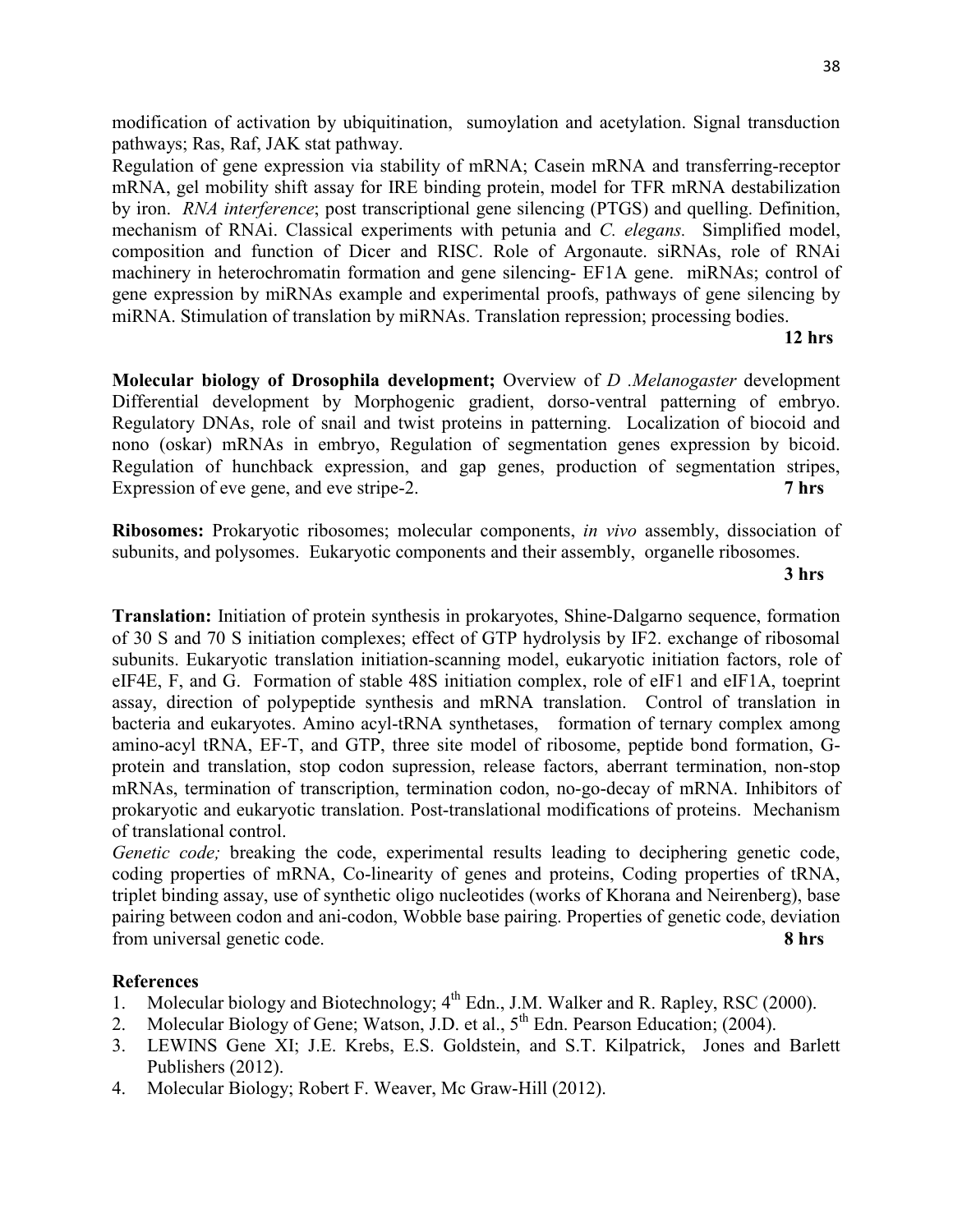modification of activation by ubiquitination, sumoylation and acetylation. Signal transduction pathways; Ras, Raf, JAK stat pathway.

Regulation of gene expression via stability of mRNA; Casein mRNA and transferring-receptor mRNA, gel mobility shift assay for IRE binding protein, model for TFR mRNA destabilization by iron. *RNA interference*; post transcriptional gene silencing (PTGS) and quelling. Definition, mechanism of RNAi. Classical experiments with petunia and *C. elegans.* Simplified model, composition and function of Dicer and RISC. Role of Argonaute. siRNAs, role of RNAi machinery in heterochromatin formation and gene silencing- EF1A gene. miRNAs; control of gene expression by miRNAs example and experimental proofs, pathways of gene silencing by miRNA. Stimulation of translation by miRNAs. Translation repression; processing bodies.

**12 hrs**

**Molecular biology of Drosophila development;** Overview of *D .Melanogaster* development Differential development by Morphogenic gradient, dorso-ventral patterning of embryo. Regulatory DNAs, role of snail and twist proteins in patterning. Localization of biocoid and nono (oskar) mRNAs in embryo, Regulation of segmentation genes expression by bicoid. Regulation of hunchback expression, and gap genes, production of segmentation stripes, Expression of eve gene, and eve stripe-2. **7 hrs**

**Ribosomes:** Prokaryotic ribosomes; molecular components, *in vivo* assembly, dissociation of subunits, and polysomes. Eukaryotic components and their assembly, organelle ribosomes.

**3 hrs**

**Translation:** Initiation of protein synthesis in prokaryotes, Shine-Dalgarno sequence, formation of 30 S and 70 S initiation complexes; effect of GTP hydrolysis by IF2. exchange of ribosomal subunits. Eukaryotic translation initiation-scanning model, eukaryotic initiation factors, role of eIF4E, F, and G. Formation of stable 48S initiation complex, role of eIF1 and eIF1A, toeprint assay, direction of polypeptide synthesis and mRNA translation. Control of translation in bacteria and eukaryotes. Amino acyl-tRNA synthetases, formation of ternary complex among amino-acyl tRNA, EF-T, and GTP, three site model of ribosome, peptide bond formation, G-protein and translation, stop codon supression, release factors, aberrant termination, non-stop mRNAs, termination of transcription, termination codon, no-go-decay of mRNA. Inhibitors of prokaryotic and eukaryotic translation. Post-translational modifications of proteins. Mechanism of translational control.

*Genetic code;* breaking the code, experimental results leading to deciphering genetic code, coding properties of mRNA, Co-linearity of genes and proteins, Coding properties of tRNA, triplet binding assay, use of synthetic oligo nucleotides (works of Khorana and Neirenberg), base pairing between codon and ani-codon, Wobble base pairing. Properties of genetic code, deviation from universal genetic code. **8 hrs**

**References**

1. Molecular biology and Biotechnology; 4th Edn., J.M. Walker and R. Rapley, RSC (2000).
2. Molecular Biology of Gene; Watson, J.D. et al., 5th Edn. Pearson Education; (2004).
3. LEWINS Gene XI; J.E. Krebs, E.S. Goldstein, and S.T. Kilpatrick, Jones and Barlett Publishers (2012).
4. Molecular Biology; Robert F. Weaver, Mc Graw-Hill (2012).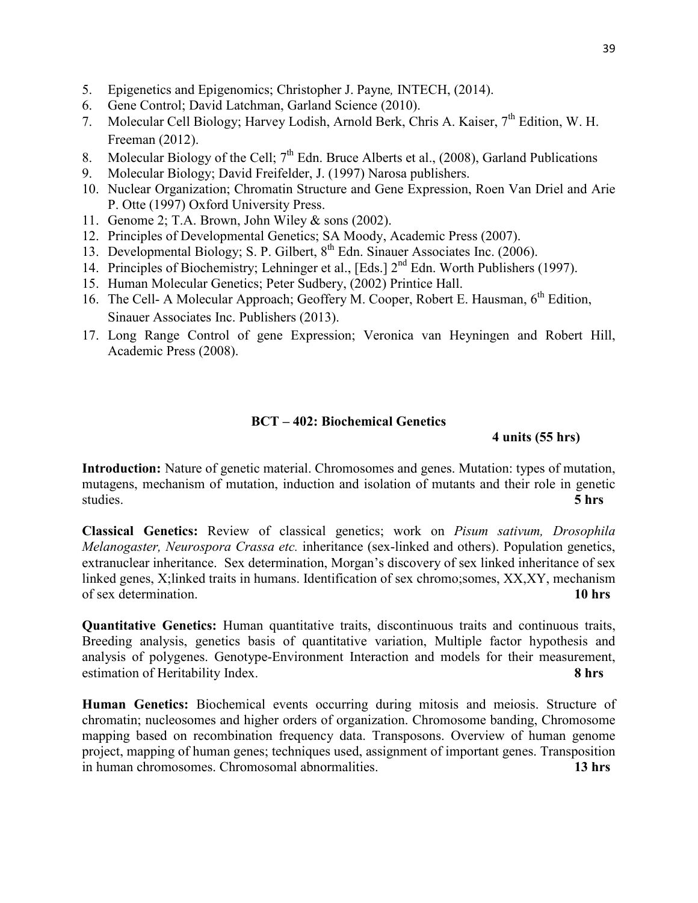5. Epigenetics and Epigenomics; Christopher J. Payne*,* INTECH, (2014).
6. Gene Control; David Latchman, Garland Science (2010).
7. Molecular Cell Biology; Harvey Lodish, Arnold Berk, Chris A. Kaiser, 7th Edition, W. H. Freeman (2012).
8. Molecular Biology of the Cell; 7th Edn. Bruce Alberts et al., (2008), Garland Publications
9. Molecular Biology; David Freifelder, J. (1997) Narosa publishers.
10. Nuclear Organization; Chromatin Structure and Gene Expression, Roen Van Driel and Arie P. Otte (1997) Oxford University Press.
11. Genome 2; T.A. Brown, John Wiley & sons (2002).
12. Principles of Developmental Genetics; SA Moody, Academic Press (2007).
13. Developmental Biology; S. P. Gilbert, 8th Edn. Sinauer Associates Inc. (2006).
14. Principles of Biochemistry; Lehninger et al., [Eds.] 2nd Edn. Worth Publishers (1997).
15. Human Molecular Genetics; Peter Sudbery, (2002) Printice Hall.
16. The Cell- A Molecular Approach; Geoffery M. Cooper, Robert E. Hausman, 6th Edition, Sinauer Associates Inc. Publishers (2013).
17. Long Range Control of gene Expression; Veronica van Heyningen and Robert Hill, Academic Press (2008).

## BCT – 402: Biochemical Genetics

**4 units (55 hrs)**

**Introduction:** Nature of genetic material. Chromosomes and genes. Mutation: types of mutation, mutagens, mechanism of mutation, induction and isolation of mutants and their role in genetic studies. **5 hrs**

**Classical Genetics:** Review of classical genetics; work on *Pisum sativum, Drosophila Melanogaster, Neurospora Crassa etc.* inheritance (sex-linked and others). Population genetics, extranuclear inheritance. Sex determination, Morgan's discovery of sex linked inheritance of sex linked genes, X;linked traits in humans. Identification of sex chromo;somes, XX,XY, mechanism of sex determination. **10 hrs**

**Quantitative Genetics:** Human quantitative traits, discontinuous traits and continuous traits, Breeding analysis, genetics basis of quantitative variation, Multiple factor hypothesis and analysis of polygenes. Genotype-Environment Interaction and models for their measurement, estimation of Heritability Index. **8 hrs**

**Human Genetics:** Biochemical events occurring during mitosis and meiosis. Structure of chromatin; nucleosomes and higher orders of organization. Chromosome banding, Chromosome mapping based on recombination frequency data. Transposons. Overview of human genome project, mapping of human genes; techniques used, assignment of important genes. Transposition in human chromosomes. Chromosomal abnormalities. **13 hrs**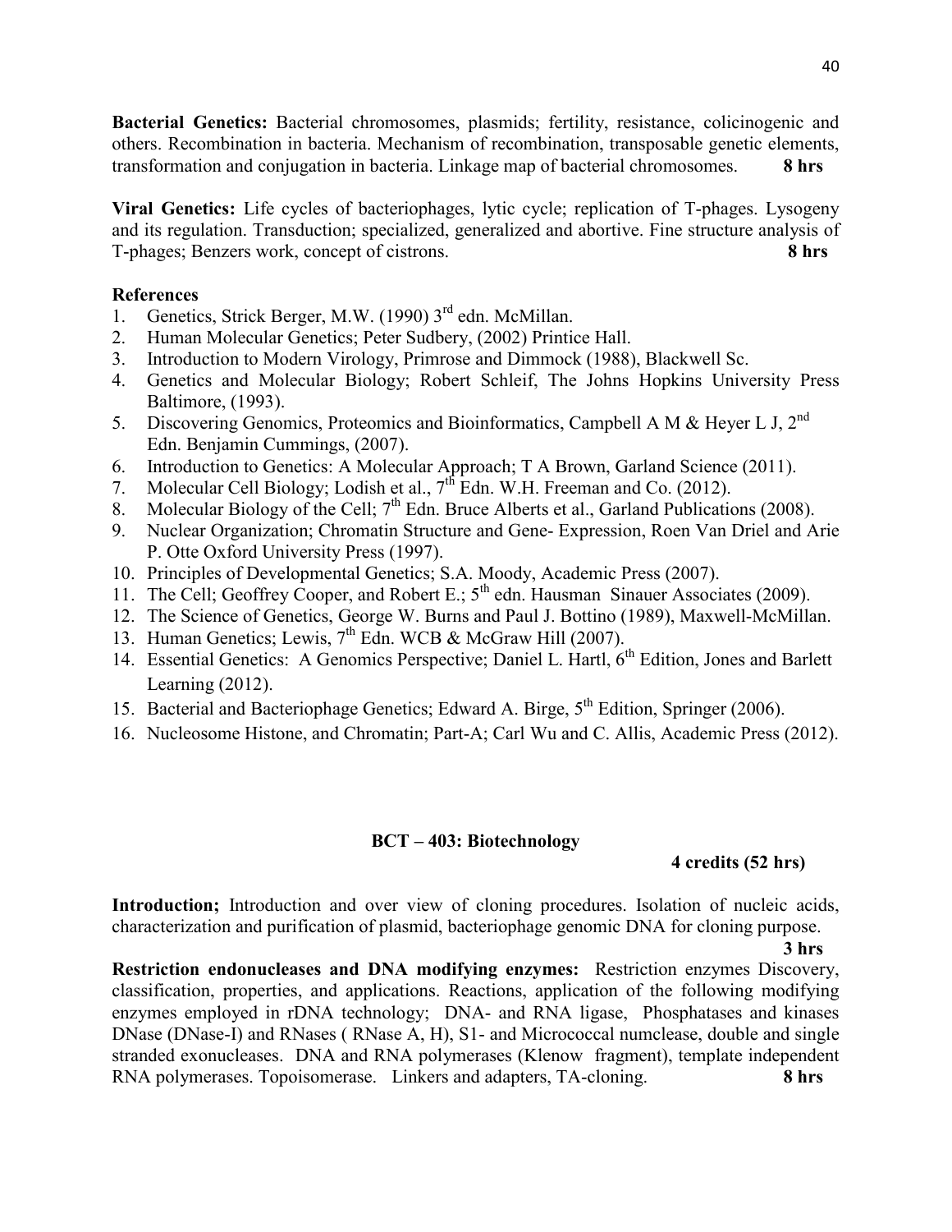**Bacterial Genetics:** Bacterial chromosomes, plasmids; fertility, resistance, colicinogenic and others. Recombination in bacteria. Mechanism of recombination, transposable genetic elements, transformation and conjugation in bacteria. Linkage map of bacterial chromosomes. **8 hrs**

**Viral Genetics:** Life cycles of bacteriophages, lytic cycle; replication of T-phages. Lysogeny and its regulation. Transduction; specialized, generalized and abortive. Fine structure analysis of T-phages; Benzers work, concept of cistrons. **8 hrs**

**References**

1. Genetics, Strick Berger, M.W. (1990) 3rd edn. McMillan.
2. Human Molecular Genetics; Peter Sudbery, (2002) Printice Hall.
3. Introduction to Modern Virology, Primrose and Dimmock (1988), Blackwell Sc.
4. Genetics and Molecular Biology; Robert Schleif, The Johns Hopkins University Press Baltimore, (1993).
5. Discovering Genomics, Proteomics and Bioinformatics, Campbell A M & Heyer L J, 2nd Edn. Benjamin Cummings, (2007).
6. Introduction to Genetics: A Molecular Approach; T A Brown, Garland Science (2011).
7. Molecular Cell Biology; Lodish et al., 7th Edn. W.H. Freeman and Co. (2012).
8. Molecular Biology of the Cell; 7th Edn. Bruce Alberts et al., Garland Publications (2008).
9. Nuclear Organization; Chromatin Structure and Gene- Expression, Roen Van Driel and Arie P. Otte Oxford University Press (1997).
10. Principles of Developmental Genetics; S.A. Moody, Academic Press (2007).
11. The Cell; Geoffrey Cooper, and Robert E.; 5th edn. Hausman Sinauer Associates (2009).
12. The Science of Genetics, George W. Burns and Paul J. Bottino (1989), Maxwell-McMillan.
13. Human Genetics; Lewis, 7th Edn. WCB & McGraw Hill (2007).
14. Essential Genetics: A Genomics Perspective; Daniel L. Hartl, 6th Edition, Jones and Barlett Learning (2012).
15. Bacterial and Bacteriophage Genetics; Edward A. Birge, 5th Edition, Springer (2006).
16. Nucleosome Histone, and Chromatin; Part-A; Carl Wu and C. Allis, Academic Press (2012).

## BCT – 403: Biotechnology

**4 credits (52 hrs)**

**Introduction;** Introduction and over view of cloning procedures. Isolation of nucleic acids, characterization and purification of plasmid, bacteriophage genomic DNA for cloning purpose. **3 hrs**

**Restriction endonucleases and DNA modifying enzymes:** Restriction enzymes Discovery, classification, properties, and applications. Reactions, application of the following modifying enzymes employed in rDNA technology; DNA- and RNA ligase, Phosphatases and kinases DNase (DNase-I) and RNases ( RNase A, H), S1- and Micrococcal numclease, double and single stranded exonucleases. DNA and RNA polymerases (Klenow fragment), template independent RNA polymerases. Topoisomerase. Linkers and adapters, TA-cloning. **8 hrs**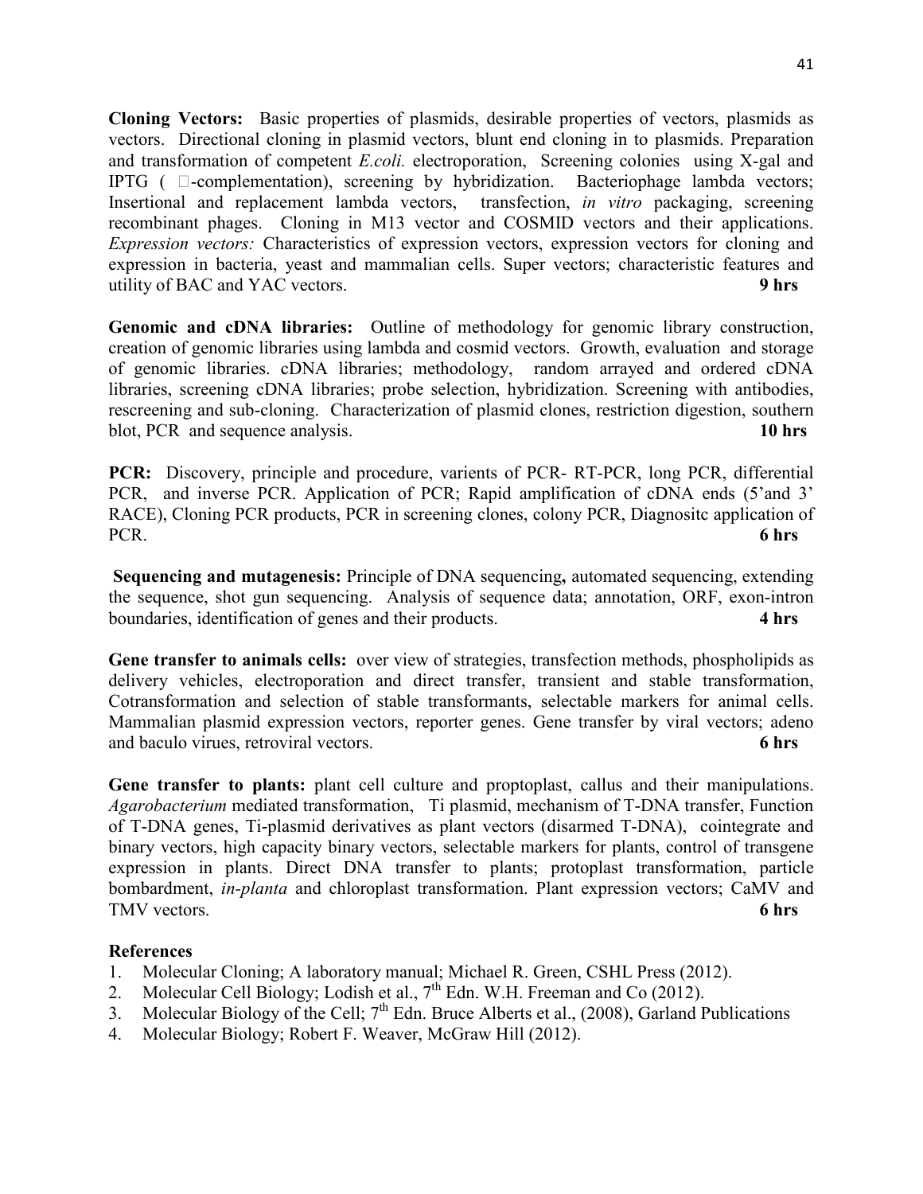**Cloning Vectors:** Basic properties of plasmids, desirable properties of vectors, plasmids as vectors. Directional cloning in plasmid vectors, blunt end cloning in to plasmids. Preparation and transformation of competent *E.coli.* electroporation, Screening colonies using X-gal and IPTG ( -complementation), screening by hybridization. Bacteriophage lambda vectors; Insertional and replacement lambda vectors, transfection, *in vitro* packaging, screening recombinant phages. Cloning in M13 vector and COSMID vectors and their applications. *Expression vectors:* Characteristics of expression vectors, expression vectors for cloning and expression in bacteria, yeast and mammalian cells. Super vectors; characteristic features and utility of BAC and YAC vectors. **9 hrs**

**Genomic and cDNA libraries:** Outline of methodology for genomic library construction, creation of genomic libraries using lambda and cosmid vectors. Growth, evaluation and storage of genomic libraries. cDNA libraries; methodology, random arrayed and ordered cDNA libraries, screening cDNA libraries; probe selection, hybridization. Screening with antibodies, rescreening and sub-cloning. Characterization of plasmid clones, restriction digestion, southern blot, PCR and sequence analysis. **10 hrs**

**PCR:** Discovery, principle and procedure, varients of PCR- RT-PCR, long PCR, differential PCR, and inverse PCR. Application of PCR; Rapid amplification of cDNA ends (5'and 3' RACE), Cloning PCR products, PCR in screening clones, colony PCR, Diagnositc application of PCR. **6 hrs**

**Sequencing and mutagenesis:** Principle of DNA sequencing**,** automated sequencing, extending the sequence, shot gun sequencing. Analysis of sequence data; annotation, ORF, exon-intron boundaries, identification of genes and their products. **4 hrs**

**Gene transfer to animals cells:** over view of strategies, transfection methods, phospholipids as delivery vehicles, electroporation and direct transfer, transient and stable transformation, Cotransformation and selection of stable transformants, selectable markers for animal cells. Mammalian plasmid expression vectors, reporter genes. Gene transfer by viral vectors; adeno and baculo virues, retroviral vectors. **6 hrs**

**Gene transfer to plants:** plant cell culture and proptoplast, callus and their manipulations. *Agarobacterium* mediated transformation, Ti plasmid, mechanism of T-DNA transfer, Function of T-DNA genes, Ti-plasmid derivatives as plant vectors (disarmed T-DNA), cointegrate and binary vectors, high capacity binary vectors, selectable markers for plants, control of transgene expression in plants. Direct DNA transfer to plants; protoplast transformation, particle bombardment, *in-planta* and chloroplast transformation. Plant expression vectors; CaMV and TMV vectors. **6 hrs**

**References**

1. Molecular Cloning; A laboratory manual; Michael R. Green, CSHL Press (2012).
2. Molecular Cell Biology; Lodish et al., 7th Edn. W.H. Freeman and Co (2012).
3. Molecular Biology of the Cell; 7th Edn. Bruce Alberts et al., (2008), Garland Publications
4. Molecular Biology; Robert F. Weaver, McGraw Hill (2012).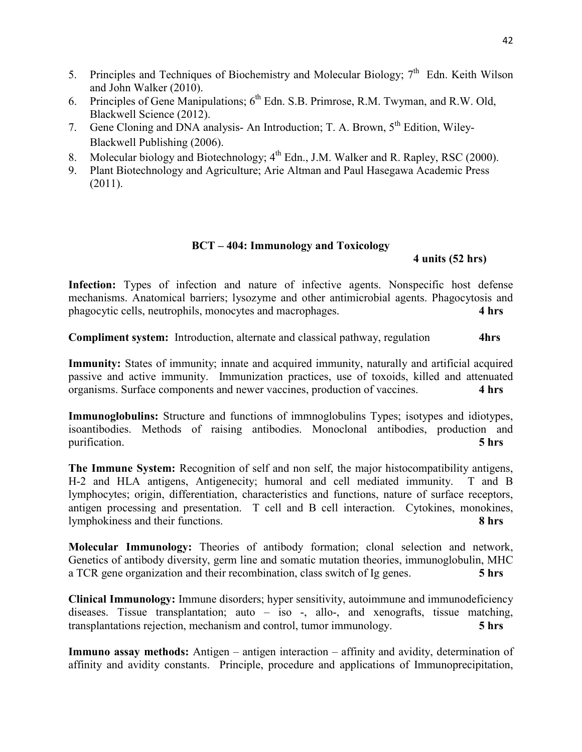5. Principles and Techniques of Biochemistry and Molecular Biology; 7th Edn. Keith Wilson and John Walker (2010).
6. Principles of Gene Manipulations; 6th Edn. S.B. Primrose, R.M. Twyman, and R.W. Old, Blackwell Science (2012).
7. Gene Cloning and DNA analysis- An Introduction; T. A. Brown, 5th Edition, Wiley-Blackwell Publishing (2006).
8. Molecular biology and Biotechnology; 4th Edn., J.M. Walker and R. Rapley, RSC (2000).
9. Plant Biotechnology and Agriculture; Arie Altman and Paul Hasegawa Academic Press (2011).

## BCT – 404: Immunology and Toxicology

**4 units (52 hrs)**

**Infection:** Types of infection and nature of infective agents. Nonspecific host defense mechanisms. Anatomical barriers; lysozyme and other antimicrobial agents. Phagocytosis and phagocytic cells, neutrophils, monocytes and macrophages. **4 hrs**

**Compliment system:** Introduction, alternate and classical pathway, regulation **4hrs**

**Immunity:** States of immunity; innate and acquired immunity, naturally and artificial acquired passive and active immunity. Immunization practices, use of toxoids, killed and attenuated organisms. Surface components and newer vaccines, production of vaccines. **4 hrs**

**Immunoglobulins:** Structure and functions of immnoglobulins Types; isotypes and idiotypes, isoantibodies. Methods of raising antibodies. Monoclonal antibodies, production and purification. **5 hrs**

**The Immune System:** Recognition of self and non self, the major histocompatibility antigens, H-2 and HLA antigens, Antigenecity; humoral and cell mediated immunity. T and B lymphocytes; origin, differentiation, characteristics and functions, nature of surface receptors, antigen processing and presentation. T cell and B cell interaction. Cytokines, monokines, lymphokiness and their functions. **8 hrs**

**Molecular Immunology:** Theories of antibody formation; clonal selection and network, Genetics of antibody diversity, germ line and somatic mutation theories, immunoglobulin, MHC a TCR gene organization and their recombination, class switch of Ig genes. **5 hrs**

**Clinical Immunology:** Immune disorders; hyper sensitivity, autoimmune and immunodeficiency diseases. Tissue transplantation; auto – iso -, allo-, and xenografts, tissue matching, transplantations rejection, mechanism and control, tumor immunology. **5 hrs**

**Immuno assay methods:** Antigen – antigen interaction – affinity and avidity, determination of affinity and avidity constants. Principle, procedure and applications of Immunoprecipitation,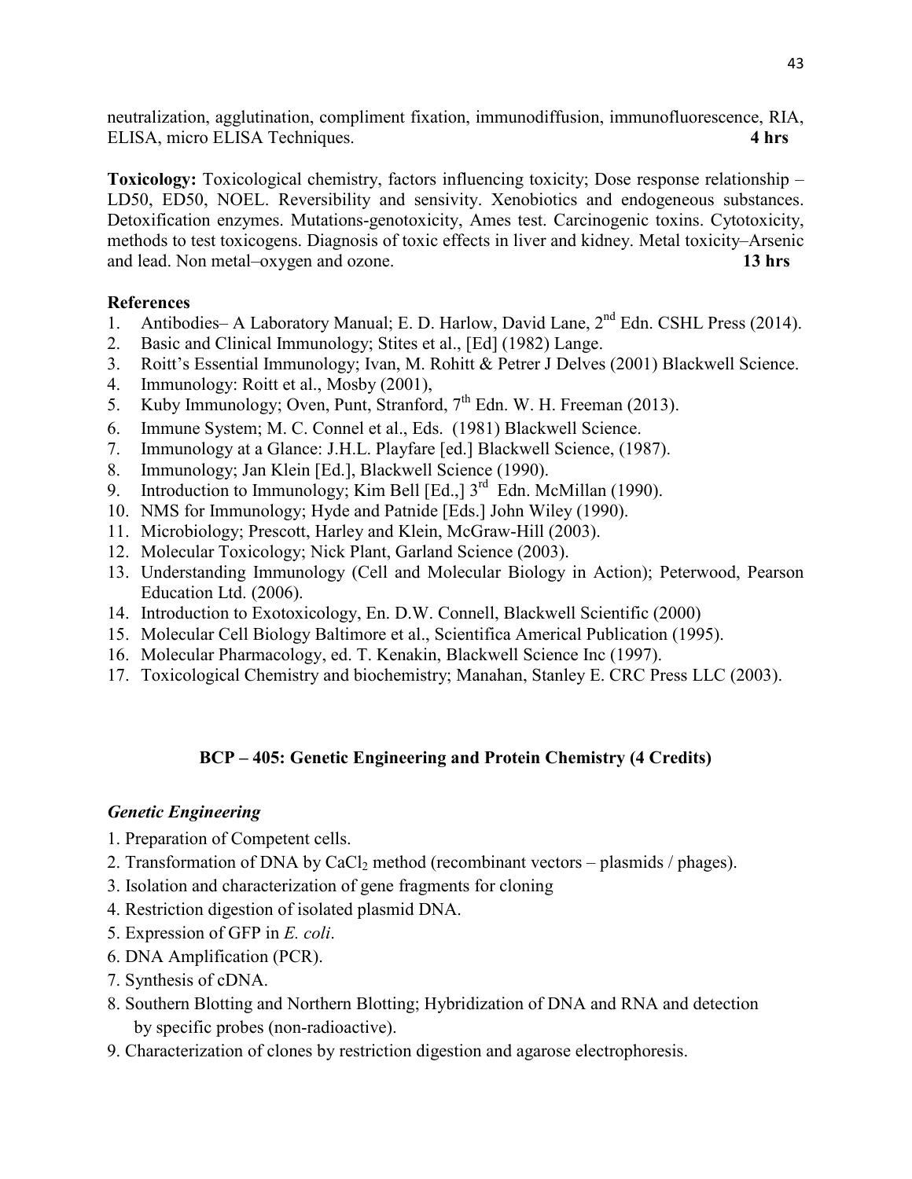neutralization, agglutination, compliment fixation, immunodiffusion, immunofluorescence, RIA, ELISA, micro ELISA Techniques. **4 hrs**

**Toxicology:** Toxicological chemistry, factors influencing toxicity; Dose response relationship – LD50, ED50, NOEL. Reversibility and sensivity. Xenobiotics and endogeneous substances. Detoxification enzymes. Mutations-genotoxicity, Ames test. Carcinogenic toxins. Cytotoxicity, methods to test toxicogens. Diagnosis of toxic effects in liver and kidney. Metal toxicity–Arsenic and lead. Non metal–oxygen and ozone. **13 hrs**

**References**

1. Antibodies– A Laboratory Manual; E. D. Harlow, David Lane, 2nd Edn. CSHL Press (2014).
2. Basic and Clinical Immunology; Stites et al., [Ed] (1982) Lange.
3. Roitt's Essential Immunology; Ivan, M. Rohitt & Petrer J Delves (2001) Blackwell Science.
4. Immunology: Roitt et al., Mosby (2001),
5. Kuby Immunology; Oven, Punt, Stranford, 7th Edn. W. H. Freeman (2013).
6. Immune System; M. C. Connel et al., Eds. (1981) Blackwell Science.
7. Immunology at a Glance: J.H.L. Playfare [ed.] Blackwell Science, (1987).
8. Immunology; Jan Klein [Ed.], Blackwell Science (1990).
9. Introduction to Immunology; Kim Bell [Ed.,] 3rd Edn. McMillan (1990).
10. NMS for Immunology; Hyde and Patnide [Eds.] John Wiley (1990).
11. Microbiology; Prescott, Harley and Klein, McGraw-Hill (2003).
12. Molecular Toxicology; Nick Plant, Garland Science (2003).
13. Understanding Immunology (Cell and Molecular Biology in Action); Peterwood, Pearson Education Ltd. (2006).
14. Introduction to Exotoxicology, En. D.W. Connell, Blackwell Scientific (2000)
15. Molecular Cell Biology Baltimore et al., Scientifica Americal Publication (1995).
16. Molecular Pharmacology, ed. T. Kenakin, Blackwell Science Inc (1997).
17. Toxicological Chemistry and biochemistry; Manahan, Stanley E. CRC Press LLC (2003).

## BCP – 405: Genetic Engineering and Protein Chemistry (4 Credits)

***Genetic Engineering***

1. Preparation of Competent cells.
2. Transformation of DNA by $CaCl_2$ method (recombinant vectors – plasmids / phages).
3. Isolation and characterization of gene fragments for cloning
4. Restriction digestion of isolated plasmid DNA.
5. Expression of GFP in *E. coli*.
6. DNA Amplification (PCR).
7. Synthesis of cDNA.
8. Southern Blotting and Northern Blotting; Hybridization of DNA and RNA and detection by specific probes (non-radioactive).
9. Characterization of clones by restriction digestion and agarose electrophoresis.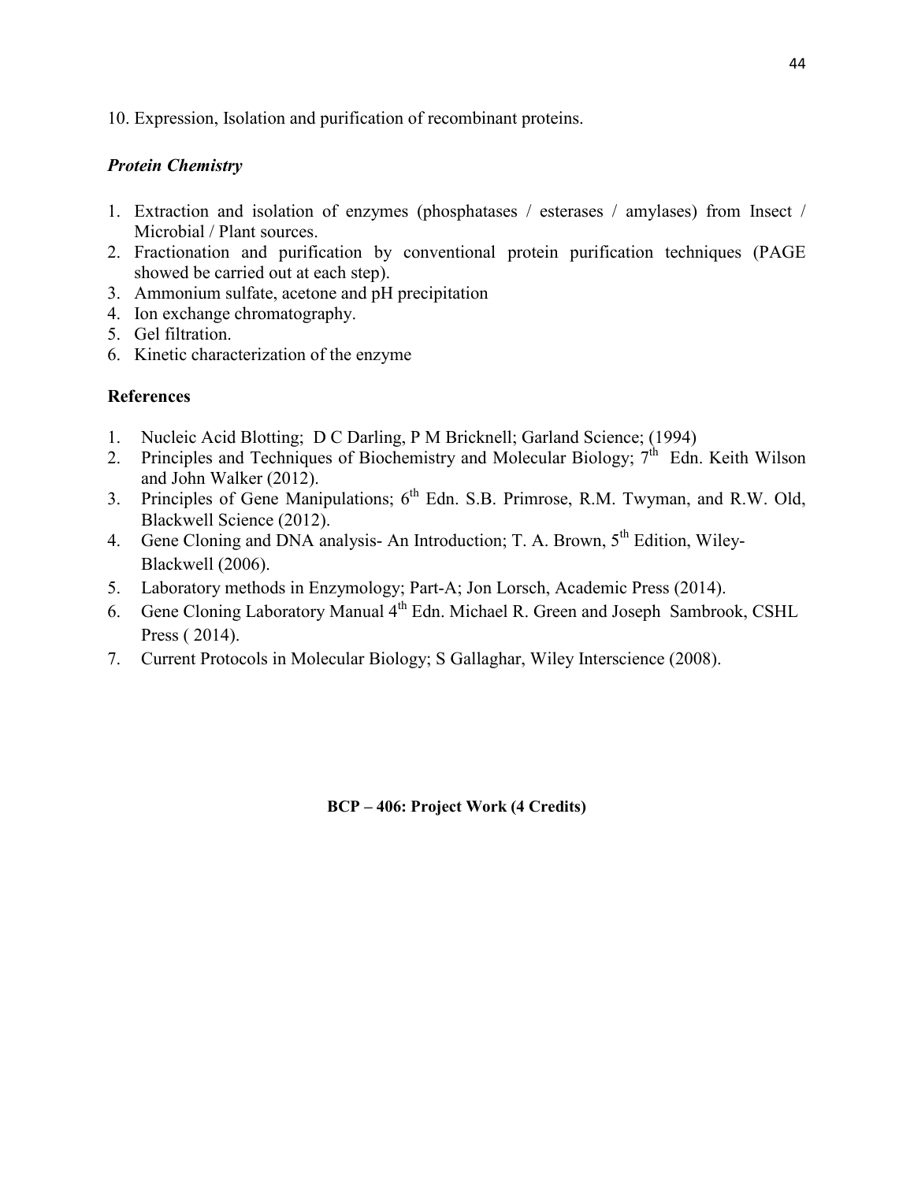10. Expression, Isolation and purification of recombinant proteins.

***Protein Chemistry***

1. Extraction and isolation of enzymes (phosphatases / esterases / amylases) from Insect / Microbial / Plant sources.
2. Fractionation and purification by conventional protein purification techniques (PAGE showed be carried out at each step).
3. Ammonium sulfate, acetone and pH precipitation
4. Ion exchange chromatography.
5. Gel filtration.
6. Kinetic characterization of the enzyme

**References**

1. Nucleic Acid Blotting; D C Darling, P M Bricknell; Garland Science; (1994)
2. Principles and Techniques of Biochemistry and Molecular Biology; 7th Edn. Keith Wilson and John Walker (2012).
3. Principles of Gene Manipulations; 6th Edn. S.B. Primrose, R.M. Twyman, and R.W. Old, Blackwell Science (2012).
4. Gene Cloning and DNA analysis- An Introduction; T. A. Brown, 5th Edition, Wiley-Blackwell (2006).
5. Laboratory methods in Enzymology; Part-A; Jon Lorsch, Academic Press (2014).
6. Gene Cloning Laboratory Manual 4th Edn. Michael R. Green and Joseph Sambrook, CSHL Press ( 2014).
7. Current Protocols in Molecular Biology; S Gallaghar, Wiley Interscience (2008).

**BCP – 406: Project Work (4 Credits)**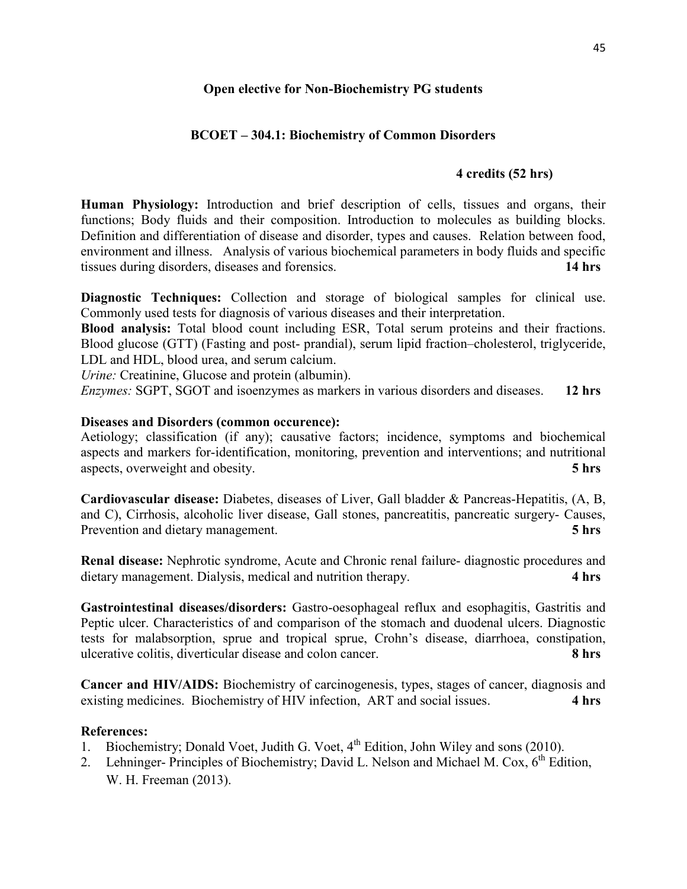**Open elective for Non-Biochemistry PG students**

**BCOET – 304.1: Biochemistry of Common Disorders**

**4 credits (52 hrs)**

**Human Physiology:** Introduction and brief description of cells, tissues and organs, their functions; Body fluids and their composition. Introduction to molecules as building blocks. Definition and differentiation of disease and disorder, types and causes. Relation between food, environment and illness. Analysis of various biochemical parameters in body fluids and specific tissues during disorders, diseases and forensics. **14 hrs**

**Diagnostic Techniques:** Collection and storage of biological samples for clinical use. Commonly used tests for diagnosis of various diseases and their interpretation.

**Blood analysis:** Total blood count including ESR, Total serum proteins and their fractions. Blood glucose (GTT) (Fasting and post- prandial), serum lipid fraction–cholesterol, triglyceride, LDL and HDL, blood urea, and serum calcium.

*Urine:* Creatinine, Glucose and protein (albumin).

*Enzymes:* SGPT, SGOT and isoenzymes as markers in various disorders and diseases. **12 hrs**

**Diseases and Disorders (common occurence):**

Aetiology; classification (if any); causative factors; incidence, symptoms and biochemical aspects and markers for-identification, monitoring, prevention and interventions; and nutritional aspects, overweight and obesity. **5 hrs**

**Cardiovascular disease:** Diabetes, diseases of Liver, Gall bladder & Pancreas-Hepatitis, (A, B, and C), Cirrhosis, alcoholic liver disease, Gall stones, pancreatitis, pancreatic surgery- Causes, Prevention and dietary management. **5 hrs**

**Renal disease:** Nephrotic syndrome, Acute and Chronic renal failure- diagnostic procedures and dietary management. Dialysis, medical and nutrition therapy. **4 hrs**

**Gastrointestinal diseases/disorders:** Gastro-oesophageal reflux and esophagitis, Gastritis and Peptic ulcer. Characteristics of and comparison of the stomach and duodenal ulcers. Diagnostic tests for malabsorption, sprue and tropical sprue, Crohn's disease, diarrhoea, constipation, ulcerative colitis, diverticular disease and colon cancer. **8 hrs**

**Cancer and HIV/AIDS:** Biochemistry of carcinogenesis, types, stages of cancer, diagnosis and existing medicines. Biochemistry of HIV infection, ART and social issues. **4 hrs**

**References:**

1. Biochemistry; Donald Voet, Judith G. Voet, 4th Edition, John Wiley and sons (2010).
2. Lehninger- Principles of Biochemistry; David L. Nelson and Michael M. Cox, 6th Edition, W. H. Freeman (2013).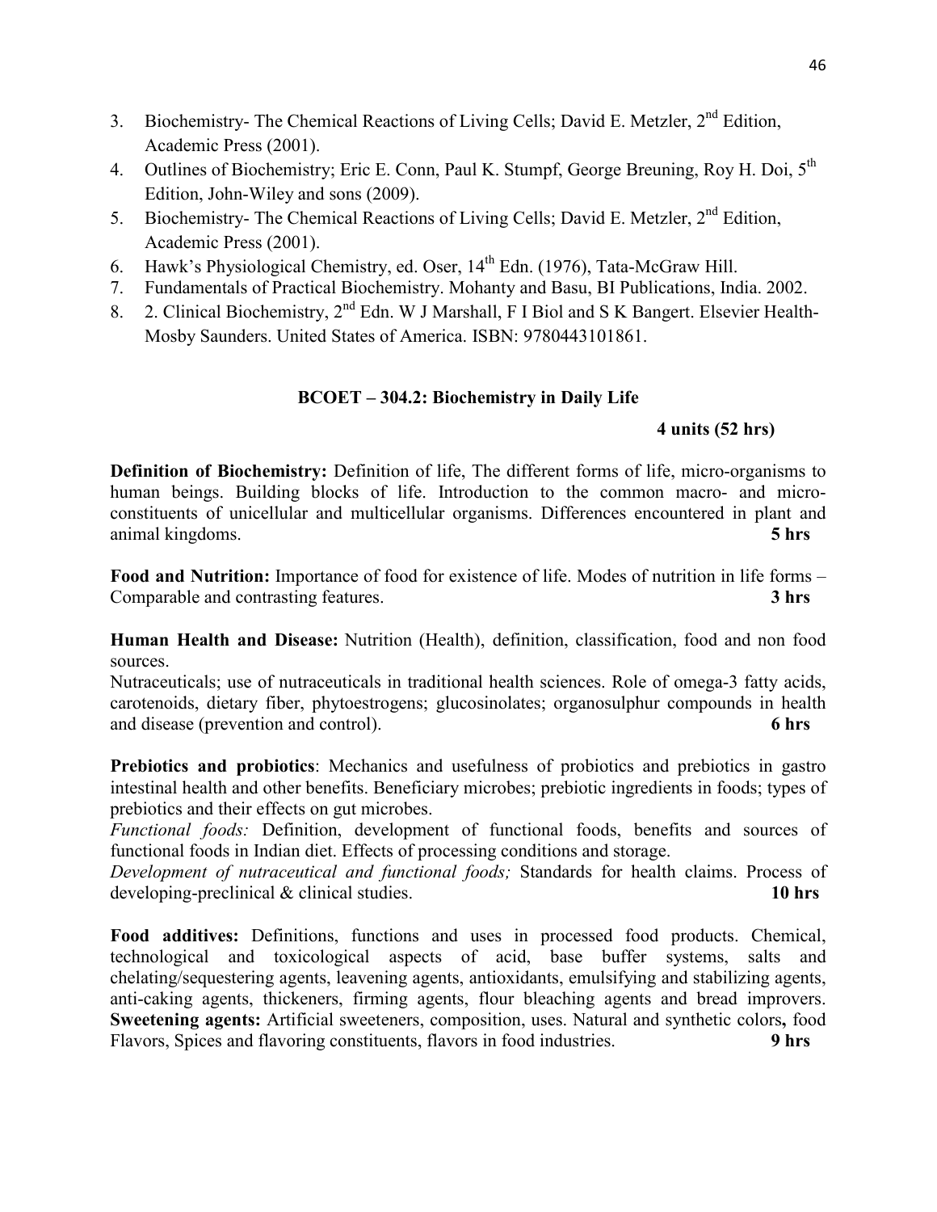3. Biochemistry- The Chemical Reactions of Living Cells; David E. Metzler, 2nd Edition, Academic Press (2001).
4. Outlines of Biochemistry; Eric E. Conn, Paul K. Stumpf, George Breuning, Roy H. Doi, 5th Edition, John-Wiley and sons (2009).
5. Biochemistry- The Chemical Reactions of Living Cells; David E. Metzler, 2nd Edition, Academic Press (2001).
6. Hawk's Physiological Chemistry, ed. Oser, 14th Edn. (1976), Tata-McGraw Hill.
7. Fundamentals of Practical Biochemistry. Mohanty and Basu, BI Publications, India. 2002.
8. 2. Clinical Biochemistry, 2nd Edn. W J Marshall, F I Biol and S K Bangert. Elsevier Health-Mosby Saunders. United States of America. ISBN: 9780443101861.

## BCOET – 304.2: Biochemistry in Daily Life

**4 units (52 hrs)**

**Definition of Biochemistry:** Definition of life, The different forms of life, micro-organisms to human beings. Building blocks of life. Introduction to the common macro- and micro-constituents of unicellular and multicellular organisms. Differences encountered in plant and animal kingdoms. **5 hrs**

**Food and Nutrition:** Importance of food for existence of life. Modes of nutrition in life forms – Comparable and contrasting features. **3 hrs**

**Human Health and Disease:** Nutrition (Health), definition, classification, food and non food sources.
Nutraceuticals; use of nutraceuticals in traditional health sciences. Role of omega-3 fatty acids, carotenoids, dietary fiber, phytoestrogens; glucosinolates; organosulphur compounds in health and disease (prevention and control). **6 hrs**

**Prebiotics and probiotics**: Mechanics and usefulness of probiotics and prebiotics in gastro intestinal health and other benefits. Beneficiary microbes; prebiotic ingredients in foods; types of prebiotics and their effects on gut microbes.
*Functional foods:* Definition, development of functional foods, benefits and sources of functional foods in Indian diet. Effects of processing conditions and storage.
*Development of nutraceutical and functional foods;* Standards for health claims. Process of developing-preclinical & clinical studies. **10 hrs**

**Food additives:** Definitions, functions and uses in processed food products. Chemical, technological and toxicological aspects of acid, base buffer systems, salts and chelating/sequestering agents, leavening agents, antioxidants, emulsifying and stabilizing agents, anti-caking agents, thickeners, firming agents, flour bleaching agents and bread improvers. **Sweetening agents:** Artificial sweeteners, composition, uses. Natural and synthetic colors**,** food Flavors, Spices and flavoring constituents, flavors in food industries. **9 hrs**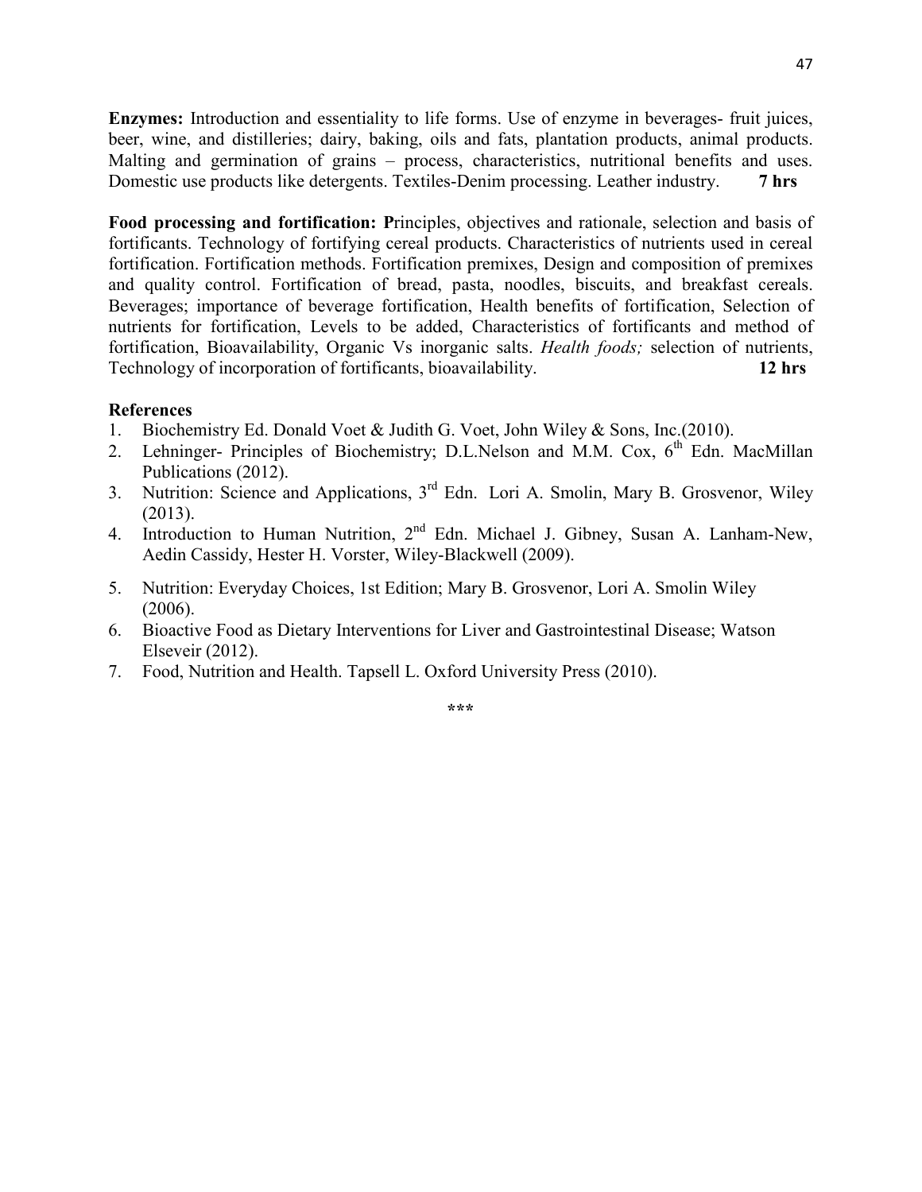**Enzymes:** Introduction and essentiality to life forms. Use of enzyme in beverages- fruit juices, beer, wine, and distilleries; dairy, baking, oils and fats, plantation products, animal products. Malting and germination of grains – process, characteristics, nutritional benefits and uses. Domestic use products like detergents. Textiles-Denim processing. Leather industry. **7 hrs**

**Food processing and fortification: P**rinciples, objectives and rationale, selection and basis of fortificants. Technology of fortifying cereal products. Characteristics of nutrients used in cereal fortification. Fortification methods. Fortification premixes, Design and composition of premixes and quality control. Fortification of bread, pasta, noodles, biscuits, and breakfast cereals. Beverages; importance of beverage fortification, Health benefits of fortification, Selection of nutrients for fortification, Levels to be added, Characteristics of fortificants and method of fortification, Bioavailability, Organic Vs inorganic salts. *Health foods;* selection of nutrients, Technology of incorporation of fortificants, bioavailability. **12 hrs**

**References**

1. Biochemistry Ed. Donald Voet & Judith G. Voet, John Wiley & Sons, Inc.(2010).
2. Lehninger- Principles of Biochemistry; D.L.Nelson and M.M. Cox, 6th Edn. MacMillan Publications (2012).
3. Nutrition: Science and Applications, 3rd Edn. Lori A. Smolin, Mary B. Grosvenor, Wiley (2013).
4. Introduction to Human Nutrition, 2nd Edn. Michael J. Gibney, Susan A. Lanham-New, Aedin Cassidy, Hester H. Vorster, Wiley-Blackwell (2009).
5. Nutrition: Everyday Choices, 1st Edition; Mary B. Grosvenor, Lori A. Smolin Wiley (2006).
6. Bioactive Food as Dietary Interventions for Liver and Gastrointestinal Disease; Watson Elseveir (2012).
7. Food, Nutrition and Health. Tapsell L. Oxford University Press (2010).

***